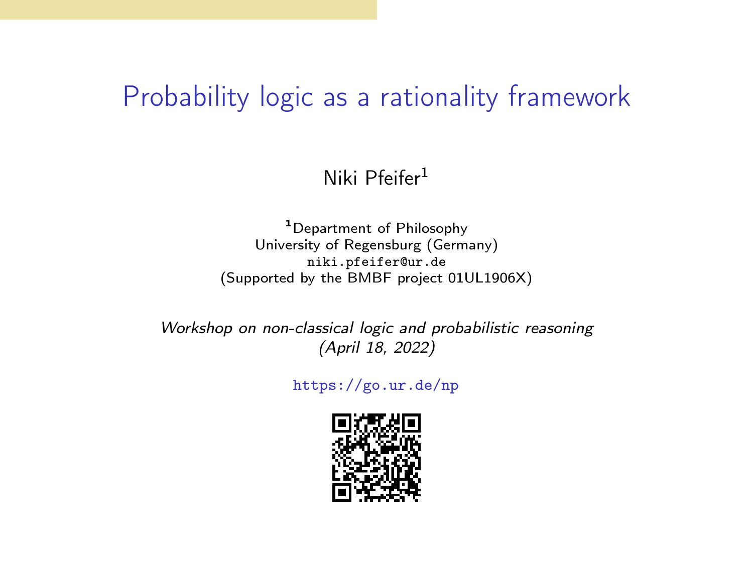# Probability logic as a rationality framework

Niki Pfeifer[1]

[1]Department of Philosophy
University of Regensburg (Germany)
niki.pfeifer@ur.de
(Supported by the BMBF project 01UL1906X)

*Workshop on non-classical logic and probabilistic reasoning*
*(April 18, 2022)*

https://go.ur.de/np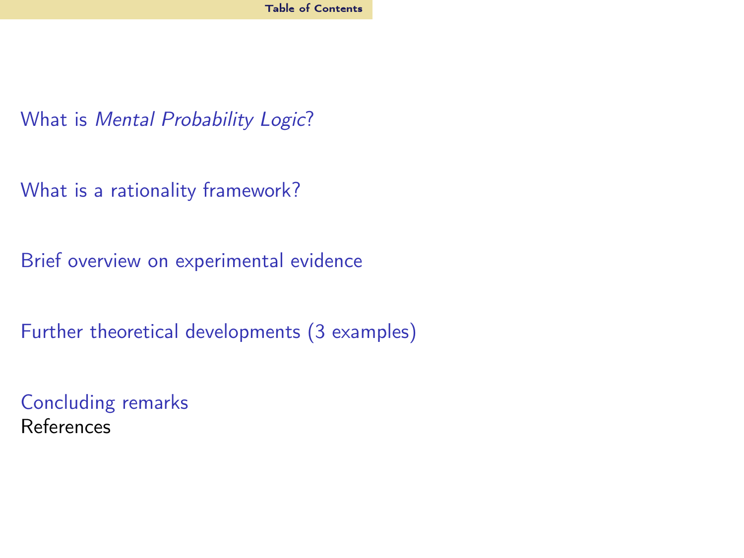# Table of Contents

What is *Mental Probability Logic*?

What is a rationality framework?

Brief overview on experimental evidence

Further theoretical developments (3 examples)

Concluding remarks

References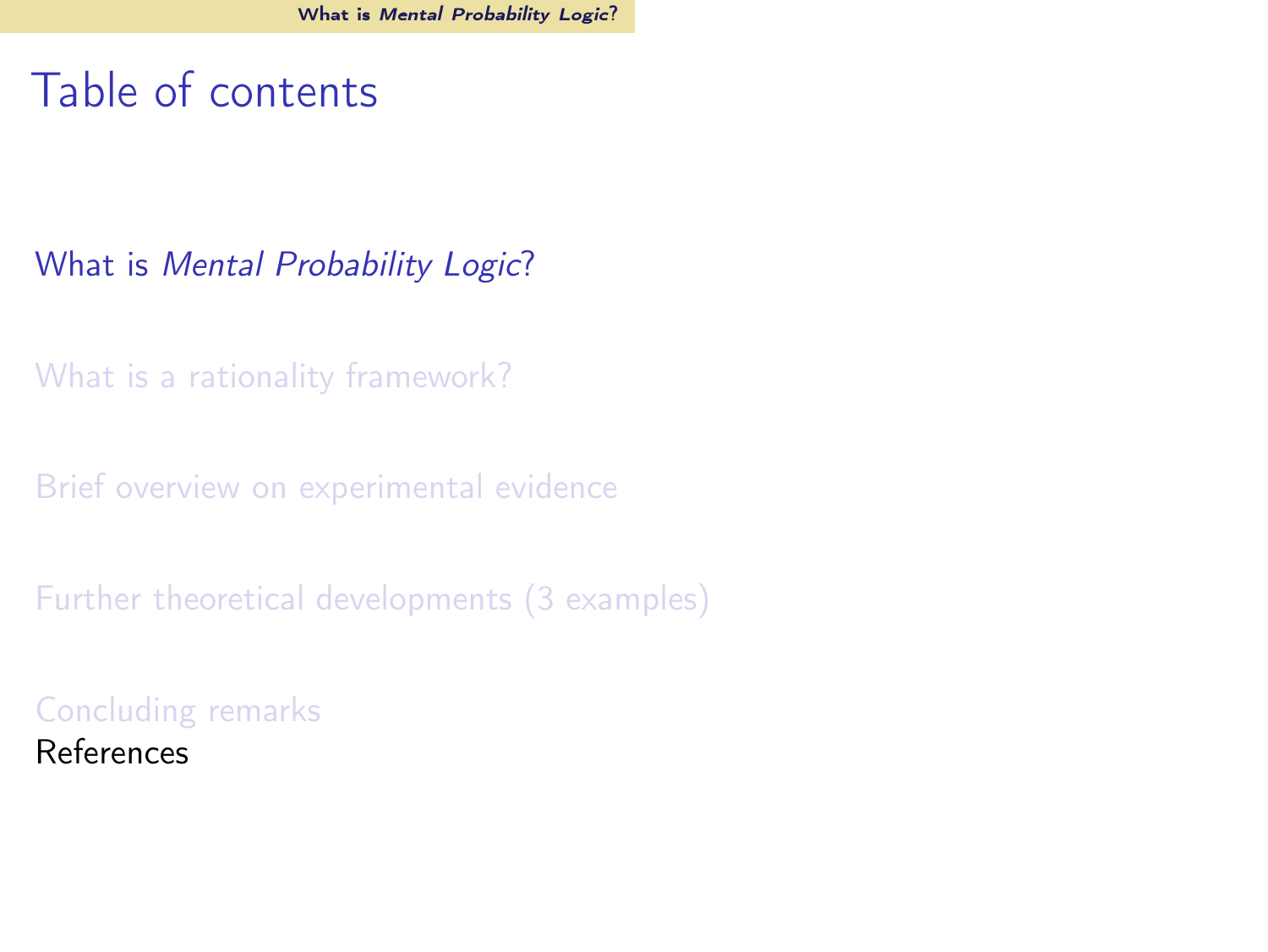# Table of contents

What is *Mental Probability Logic*?

What is a rationality framework?

Brief overview on experimental evidence

Further theoretical developments (3 examples)

Concluding remarks

References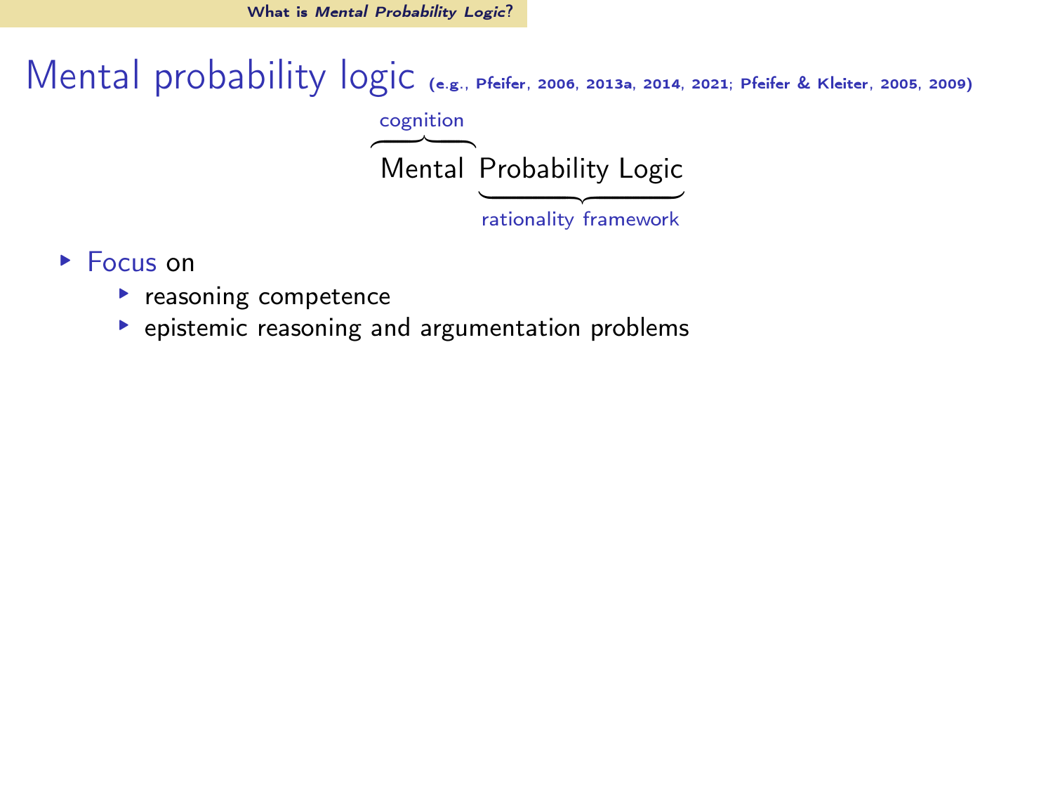# Mental probability logic (e.g., Pfeifer, 2006, 2013a, 2014, 2021; Pfeifer & Kleiter, 2005, 2009)

$$\overbrace{\text{Mental}}^{\text{cognition}}\ \underbrace{\text{Probability Logic}}_{\text{rationality framework}}$$

- Focus on
  - reasoning competence
  - epistemic reasoning and argumentation problems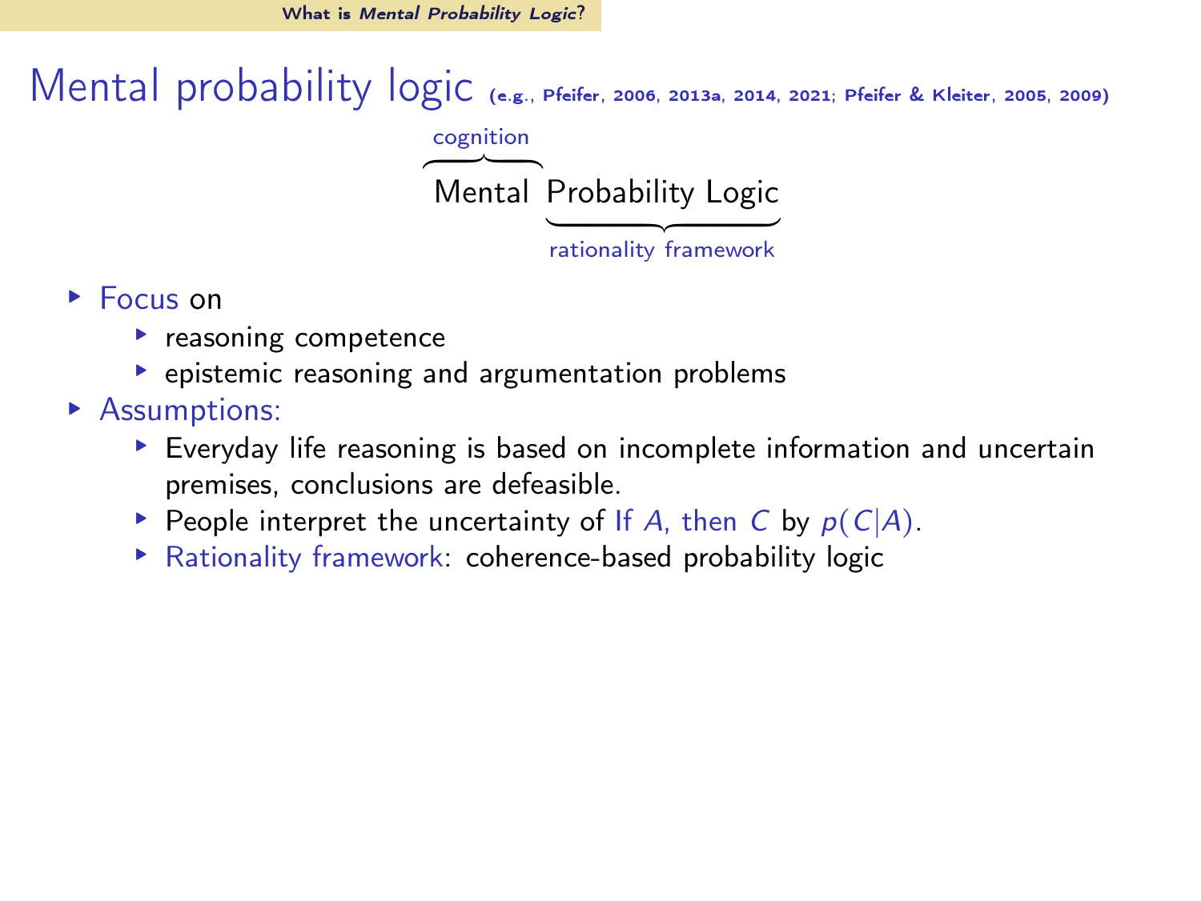# Mental probability logic (e.g., Pfeifer, 2006, 2013a, 2014, 2021; Pfeifer & Kleiter, 2005, 2009)

$$\overbrace{\text{Mental}}^{\text{cognition}}\ \underbrace{\text{Probability Logic}}_{\text{rationality framework}}$$

- Focus on
  - reasoning competence
  - epistemic reasoning and argumentation problems
- Assumptions:
  - Everyday life reasoning is based on incomplete information and uncertain premises, conclusions are defeasible.
  - People interpret the uncertainty of If $A$, then $C$ by $p(C|A)$.
  - Rationality framework: coherence-based probability logic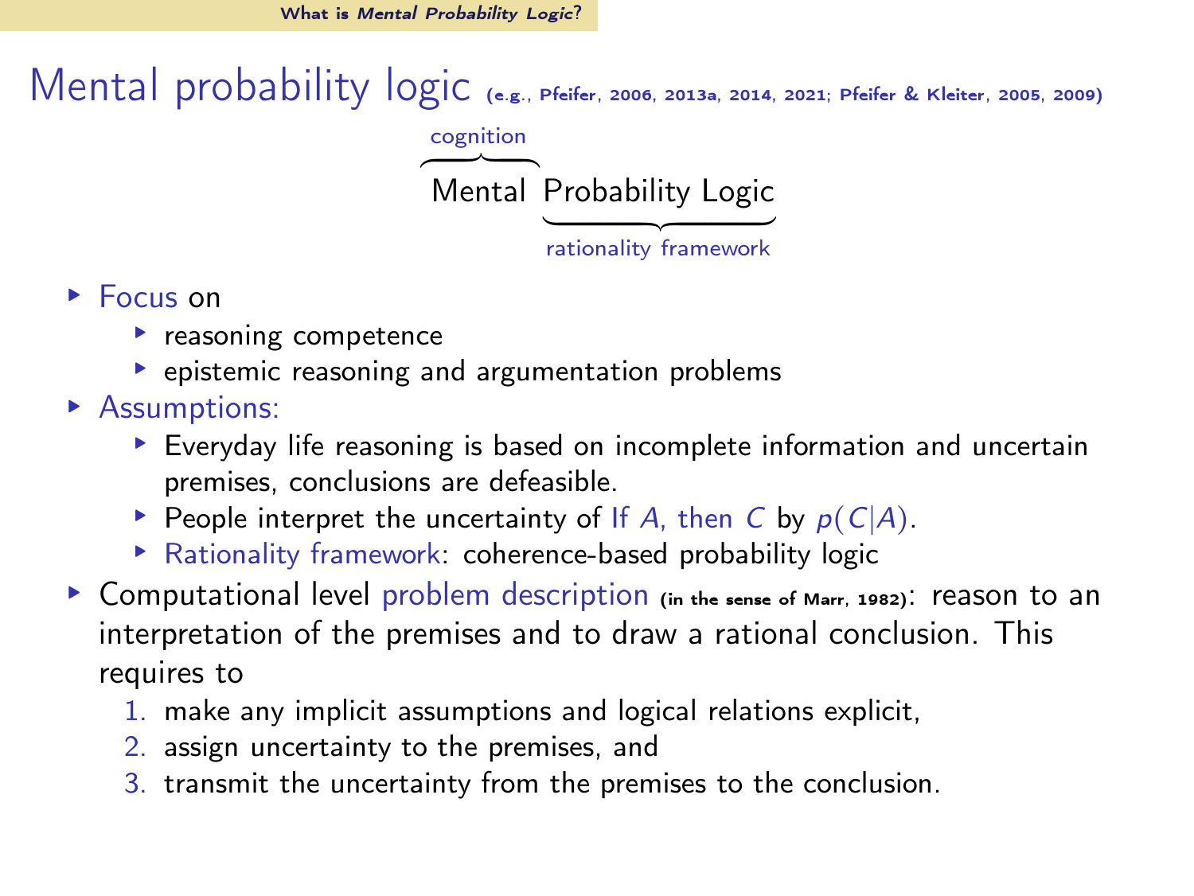# Mental probability logic (e.g., Pfeifer, 2006, 2013a, 2014, 2021; Pfeifer & Kleiter, 2005, 2009)

$$\overbrace{\text{Mental}}^{\text{cognition}}\ \underbrace{\text{Probability Logic}}_{\text{rationality framework}}$$

- Focus on
  - reasoning competence
  - epistemic reasoning and argumentation problems
- Assumptions:
  - Everyday life reasoning is based on incomplete information and uncertain premises, conclusions are defeasible.
  - People interpret the uncertainty of If $A$, then $C$ by $p(C|A)$.
  - Rationality framework: coherence-based probability logic
- Computational level problem description (in the sense of Marr, 1982): reason to an interpretation of the premises and to draw a rational conclusion. This requires to
  1. make any implicit assumptions and logical relations explicit,
  2. assign uncertainty to the premises, and
  3. transmit the uncertainty from the premises to the conclusion.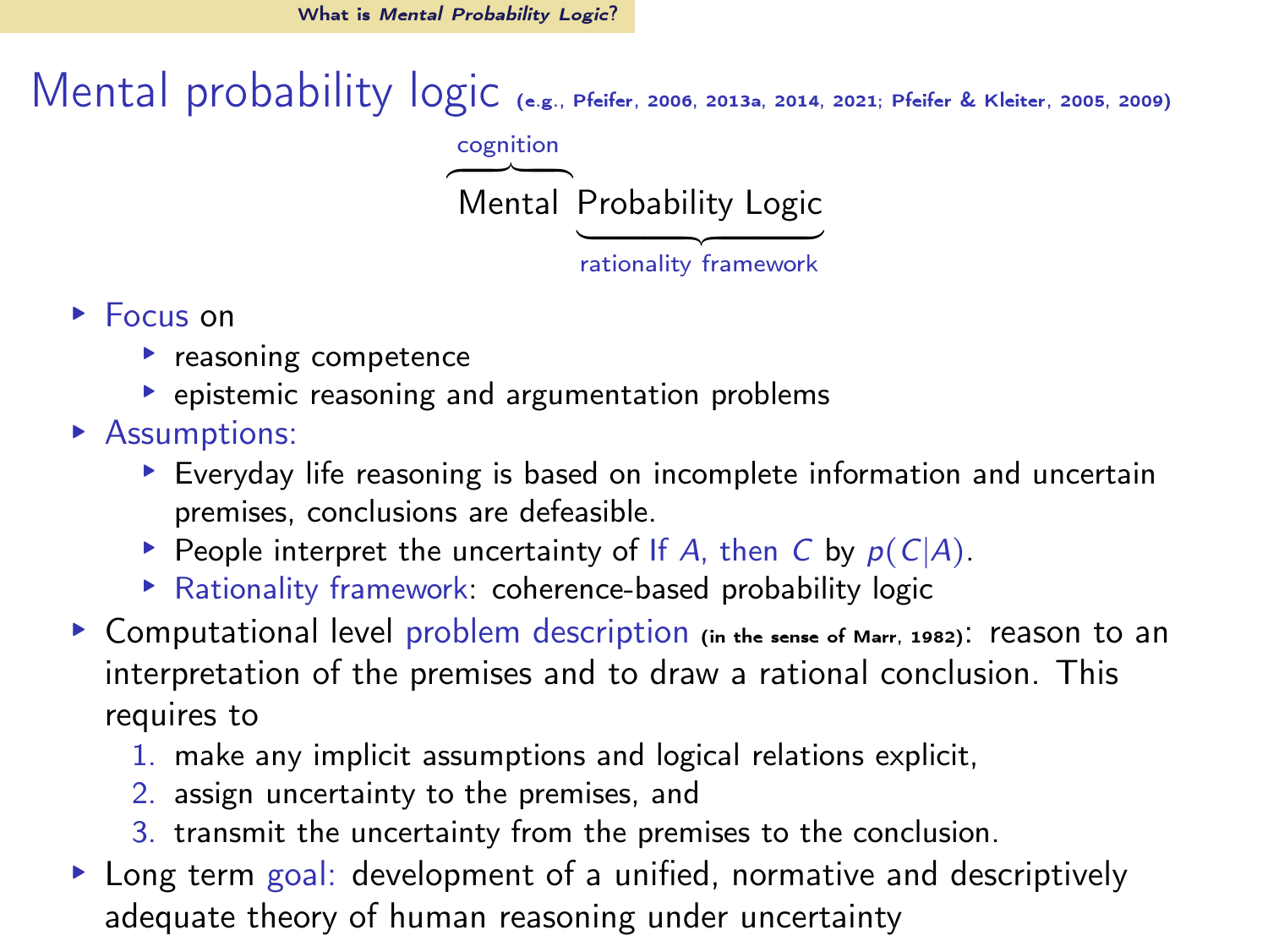# Mental probability logic (e.g., Pfeifer, 2006, 2013a, 2014, 2021; Pfeifer & Kleiter, 2005, 2009)

$\overbrace{\text{Mental}}^{\text{cognition}}\ \underbrace{\text{Probability Logic}}_{\text{rationality framework}}$

- Focus on
  - reasoning competence
  - epistemic reasoning and argumentation problems
- Assumptions:
  - Everyday life reasoning is based on incomplete information and uncertain premises, conclusions are defeasible.
  - People interpret the uncertainty of If $A$, then $C$ by $p(C|A)$.
  - Rationality framework: coherence-based probability logic
- Computational level problem description (in the sense of Marr, 1982): reason to an interpretation of the premises and to draw a rational conclusion. This requires to
  1. make any implicit assumptions and logical relations explicit,
  2. assign uncertainty to the premises, and
  3. transmit the uncertainty from the premises to the conclusion.
- Long term goal: development of a unified, normative and descriptively adequate theory of human reasoning under uncertainty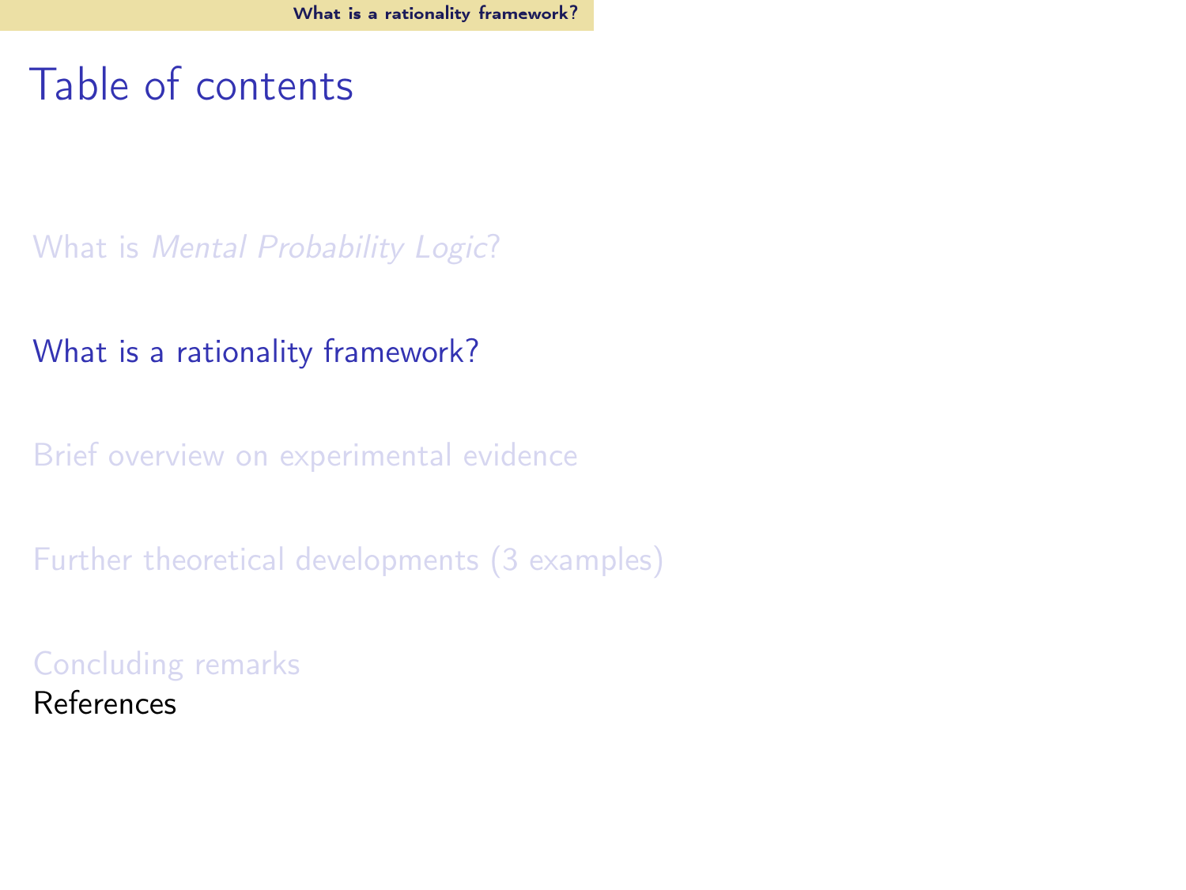# Table of contents

What is *Mental Probability Logic*?

What is a rationality framework?

Brief overview on experimental evidence

Further theoretical developments (3 examples)

Concluding remarks

References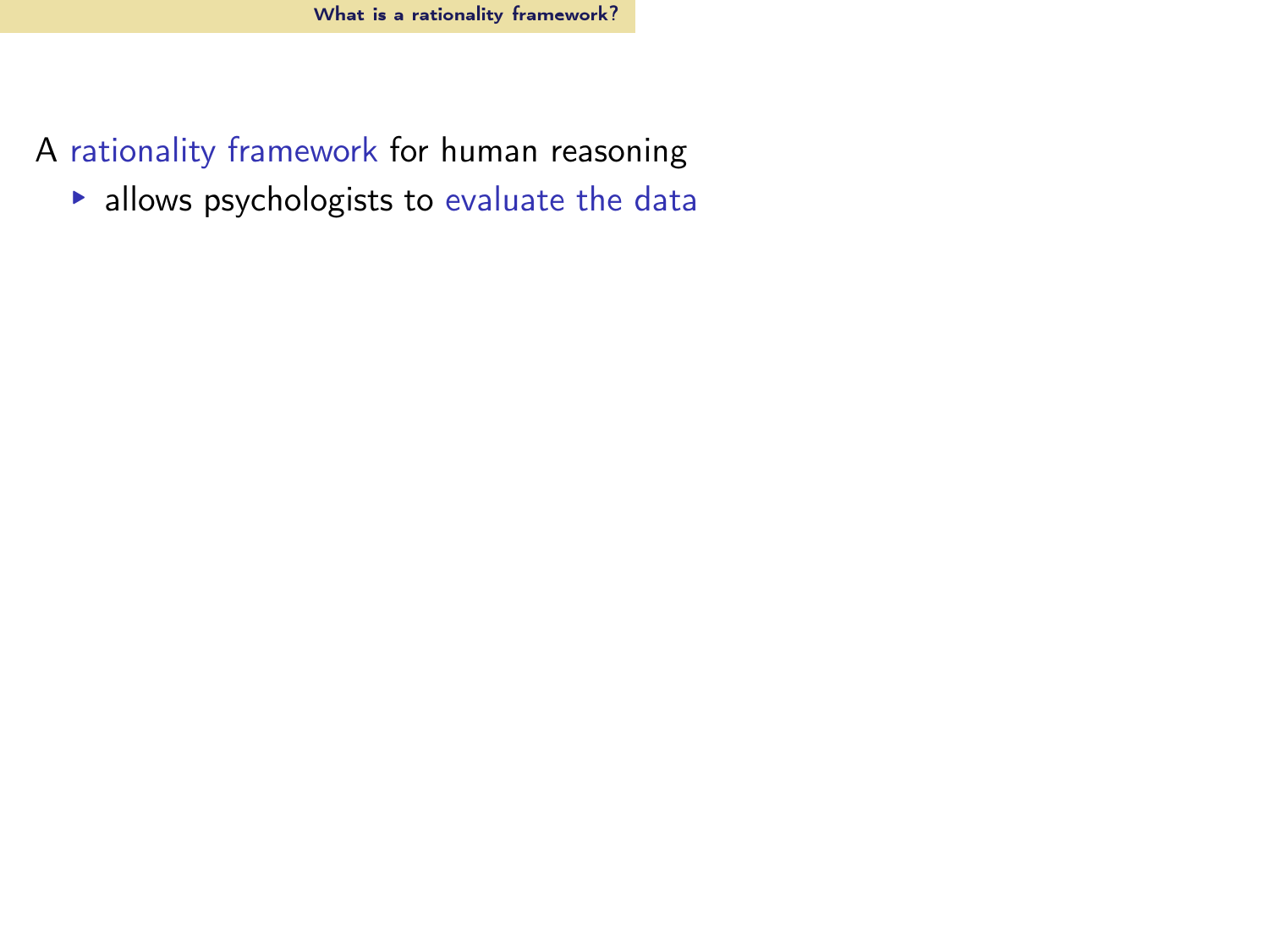A rationality framework for human reasoning

- allows psychologists to evaluate the data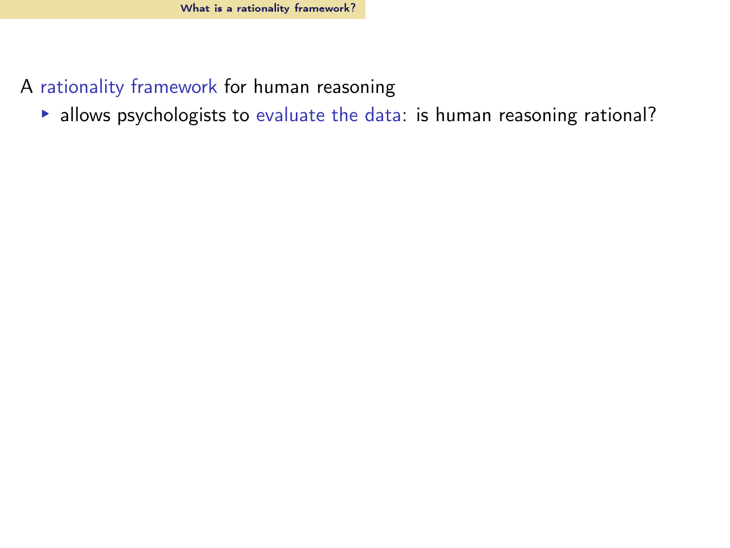A rationality framework for human reasoning

- allows psychologists to evaluate the data: is human reasoning rational?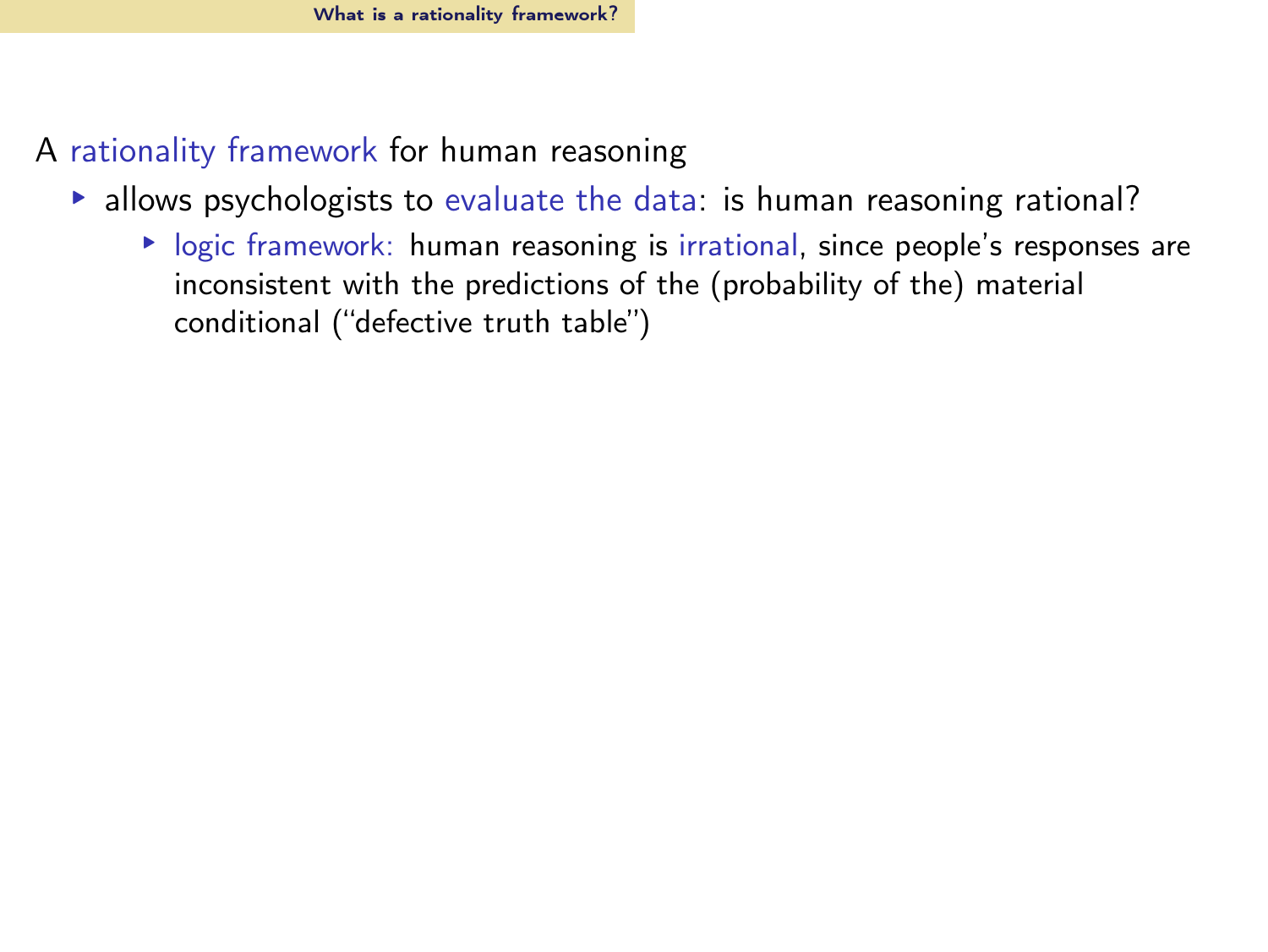A rationality framework for human reasoning

- allows psychologists to evaluate the data: is human reasoning rational?
  - logic framework: human reasoning is irrational, since people's responses are inconsistent with the predictions of the (probability of the) material conditional ("defective truth table")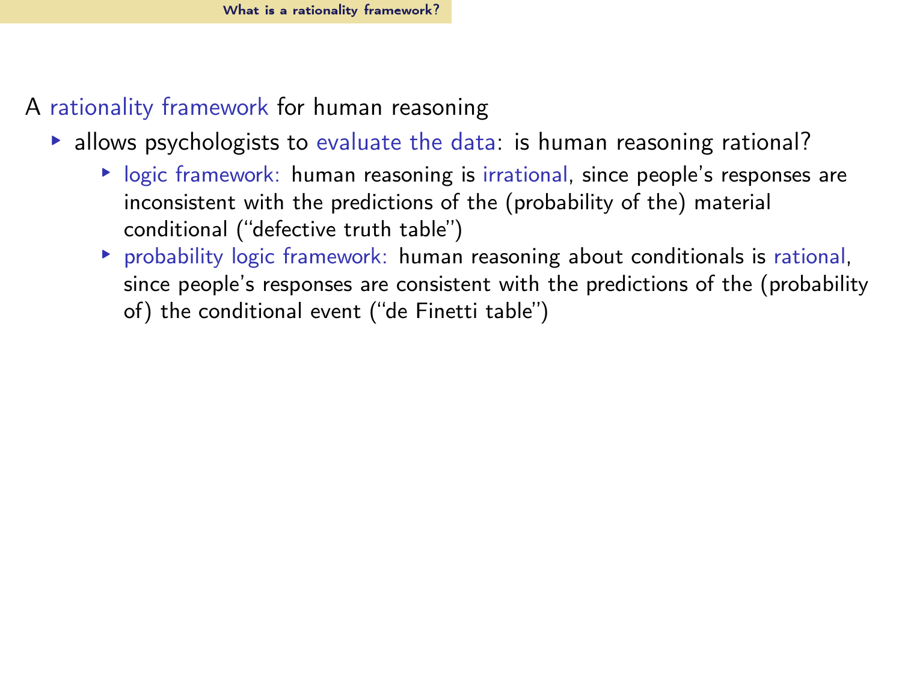## What is a rationality framework?

A rationality framework for human reasoning

- allows psychologists to evaluate the data: is human reasoning rational?
  - logic framework: human reasoning is irrational, since people's responses are inconsistent with the predictions of the (probability of the) material conditional ("defective truth table")
  - probability logic framework: human reasoning about conditionals is rational, since people's responses are consistent with the predictions of the (probability of) the conditional event ("de Finetti table")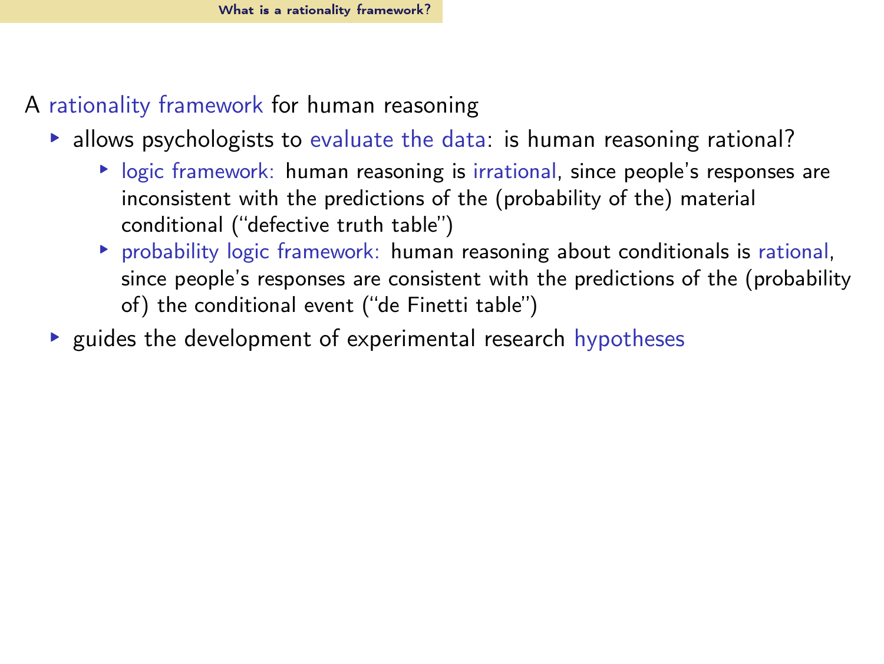## What is a rationality framework?

A rationality framework for human reasoning

- allows psychologists to evaluate the data: is human reasoning rational?
  - logic framework: human reasoning is irrational, since people's responses are inconsistent with the predictions of the (probability of the) material conditional ("defective truth table")
  - probability logic framework: human reasoning about conditionals is rational, since people's responses are consistent with the predictions of the (probability of) the conditional event ("de Finetti table")
- guides the development of experimental research hypotheses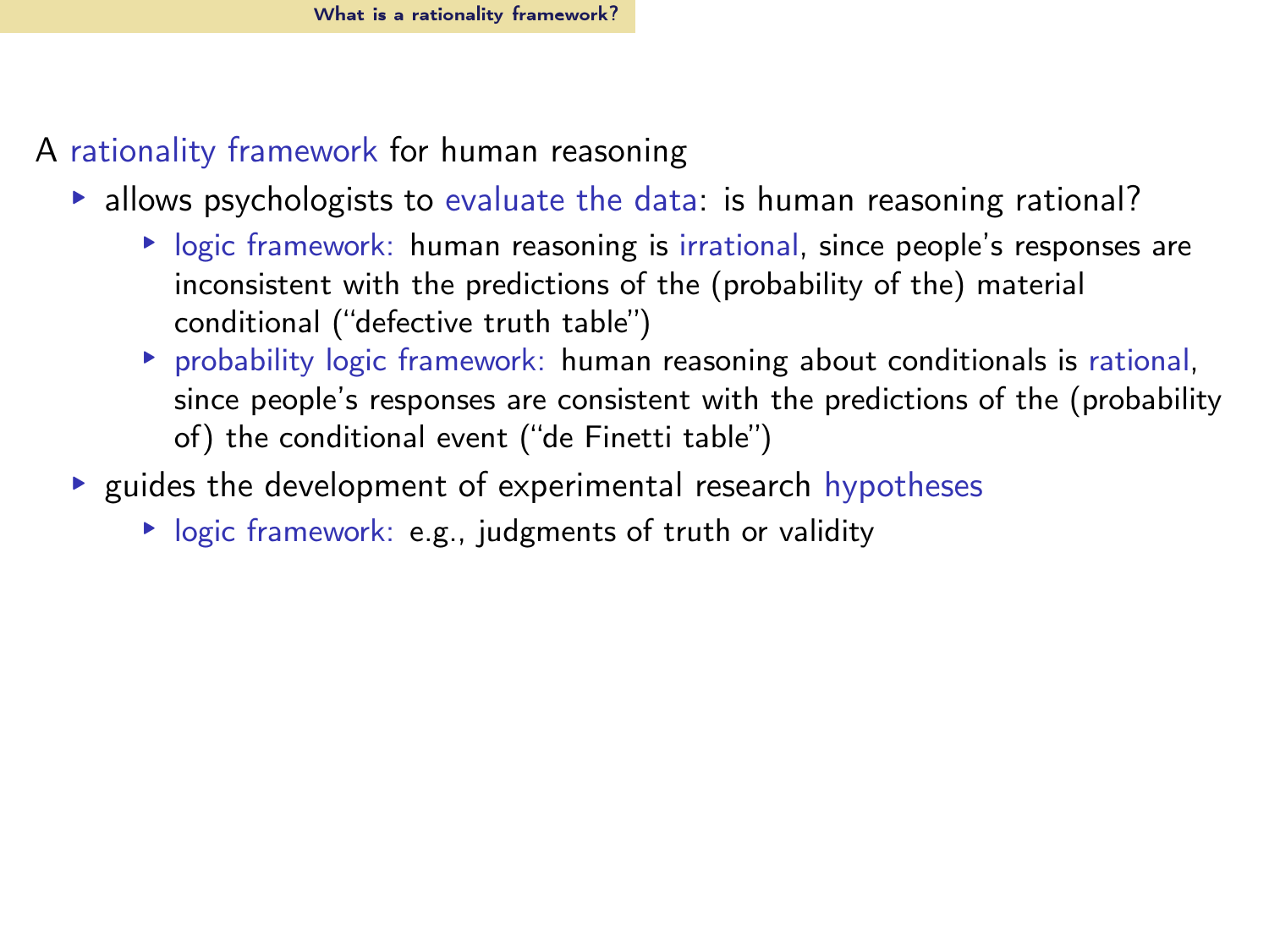## What is a rationality framework?

A rationality framework for human reasoning

- allows psychologists to evaluate the data: is human reasoning rational?
  - logic framework: human reasoning is irrational, since people's responses are inconsistent with the predictions of the (probability of the) material conditional ("defective truth table")
  - probability logic framework: human reasoning about conditionals is rational, since people's responses are consistent with the predictions of the (probability of) the conditional event ("de Finetti table")
- guides the development of experimental research hypotheses
  - logic framework: e.g., judgments of truth or validity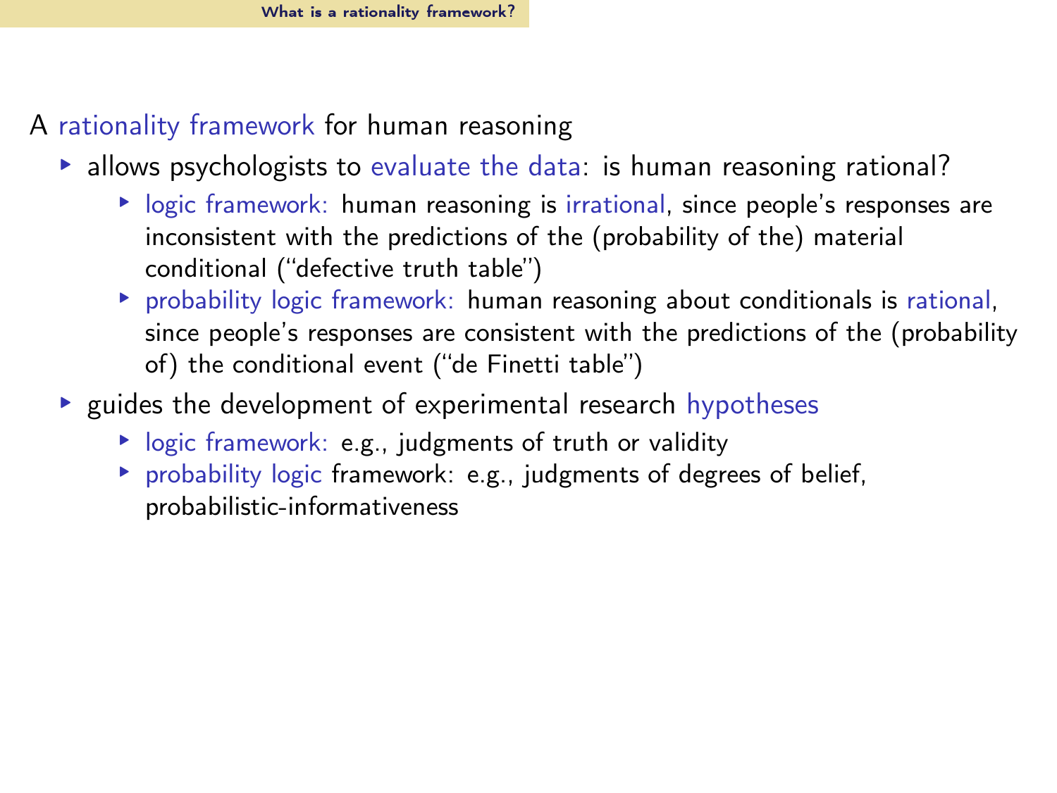A rationality framework for human reasoning

- allows psychologists to evaluate the data: is human reasoning rational?
  - logic framework: human reasoning is irrational, since people's responses are inconsistent with the predictions of the (probability of the) material conditional ("defective truth table")
  - probability logic framework: human reasoning about conditionals is rational, since people's responses are consistent with the predictions of the (probability of) the conditional event ("de Finetti table")
- guides the development of experimental research hypotheses
  - logic framework: e.g., judgments of truth or validity
  - probability logic framework: e.g., judgments of degrees of belief, probabilistic-informativeness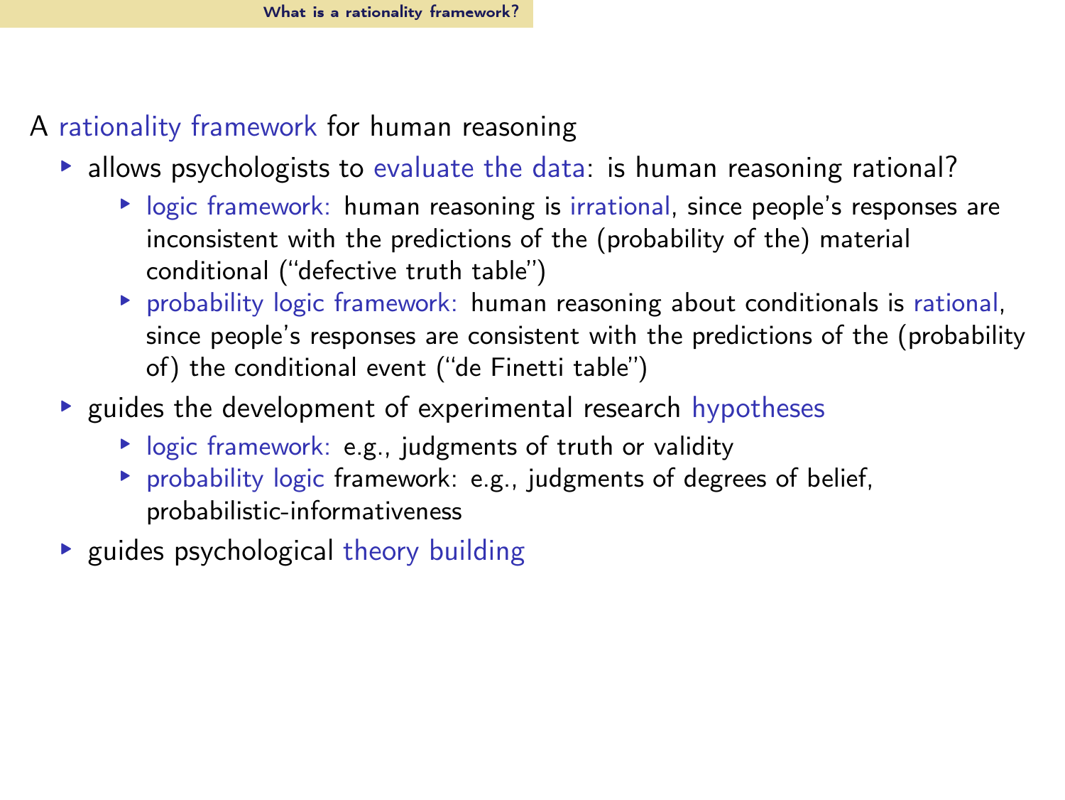A rationality framework for human reasoning

- allows psychologists to evaluate the data: is human reasoning rational?
  - logic framework: human reasoning is irrational, since people's responses are inconsistent with the predictions of the (probability of the) material conditional ("defective truth table")
  - probability logic framework: human reasoning about conditionals is rational, since people's responses are consistent with the predictions of the (probability of) the conditional event ("de Finetti table")
- guides the development of experimental research hypotheses
  - logic framework: e.g., judgments of truth or validity
  - probability logic framework: e.g., judgments of degrees of belief, probabilistic-informativeness
- guides psychological theory building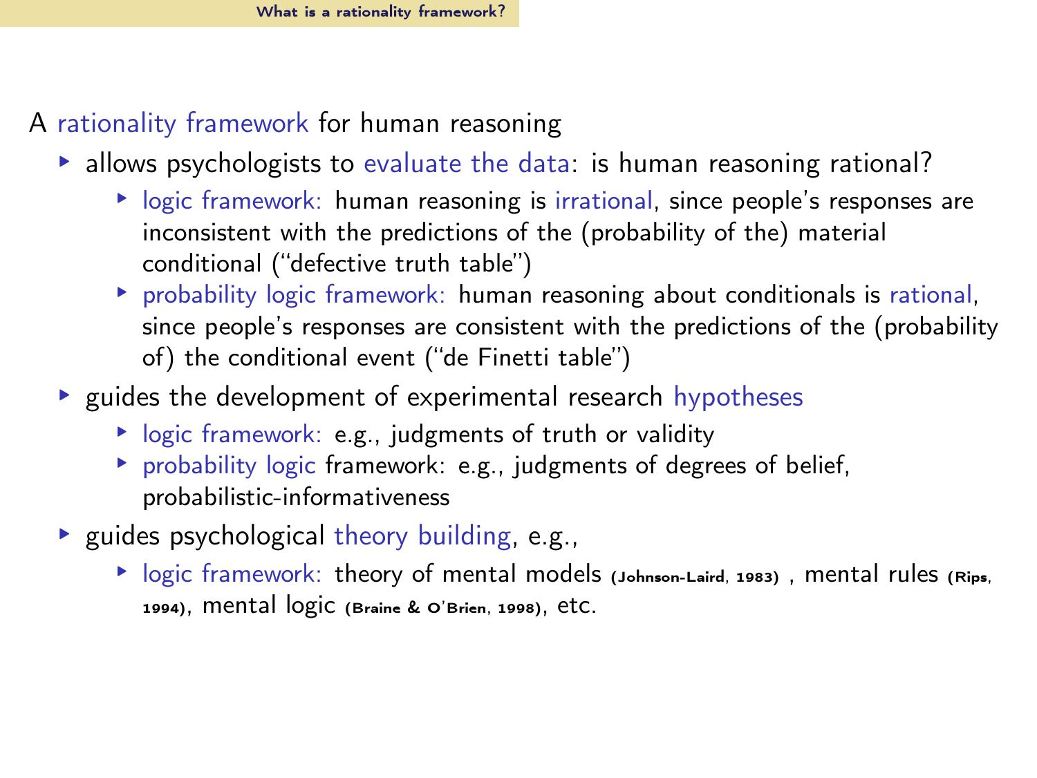A rationality framework for human reasoning

- allows psychologists to evaluate the data: is human reasoning rational?
  - logic framework: human reasoning is irrational, since people's responses are inconsistent with the predictions of the (probability of the) material conditional ("defective truth table")
  - probability logic framework: human reasoning about conditionals is rational, since people's responses are consistent with the predictions of the (probability of) the conditional event ("de Finetti table")
- guides the development of experimental research hypotheses
  - logic framework: e.g., judgments of truth or validity
  - probability logic framework: e.g., judgments of degrees of belief, probabilistic-informativeness
- guides psychological theory building, e.g.,
  - logic framework: theory of mental models (Johnson-Laird, 1983) , mental rules (Rips, 1994), mental logic (Braine & O'Brien, 1998), etc.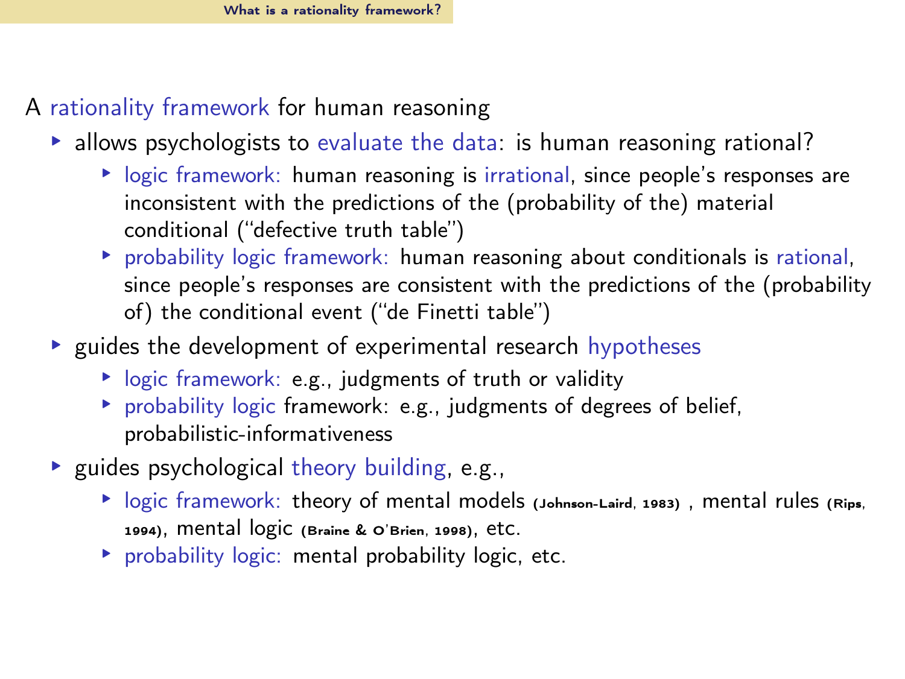## What is a rationality framework?

A rationality framework for human reasoning

- allows psychologists to evaluate the data: is human reasoning rational?
  - logic framework: human reasoning is irrational, since people's responses are inconsistent with the predictions of the (probability of the) material conditional ("defective truth table")
  - probability logic framework: human reasoning about conditionals is rational, since people's responses are consistent with the predictions of the (probability of) the conditional event ("de Finetti table")
- guides the development of experimental research hypotheses
  - logic framework: e.g., judgments of truth or validity
  - probability logic framework: e.g., judgments of degrees of belief, probabilistic-informativeness
- guides psychological theory building, e.g.,
  - logic framework: theory of mental models (Johnson-Laird, 1983) , mental rules (Rips, 1994), mental logic (Braine & O'Brien, 1998), etc.
  - probability logic: mental probability logic, etc.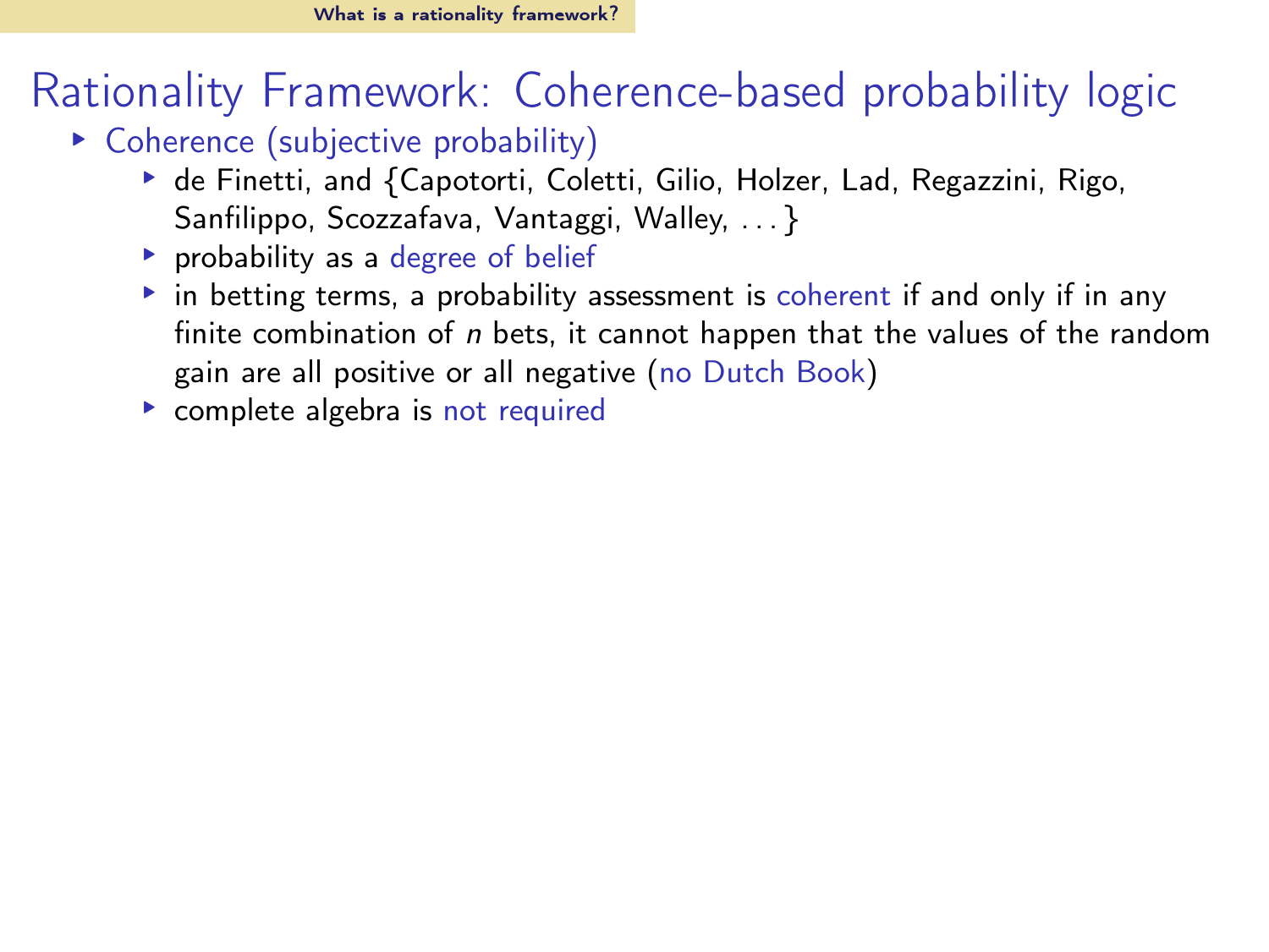# Rationality Framework: Coherence-based probability logic

- Coherence (subjective probability)
  - de Finetti, and {Capotorti, Coletti, Gilio, Holzer, Lad, Regazzini, Rigo, Sanfilippo, Scozzafava, Vantaggi, Walley, ...}
  - probability as a degree of belief
  - in betting terms, a probability assessment is coherent if and only if in any finite combination of $n$ bets, it cannot happen that the values of the random gain are all positive or all negative (no Dutch Book)
  - complete algebra is not required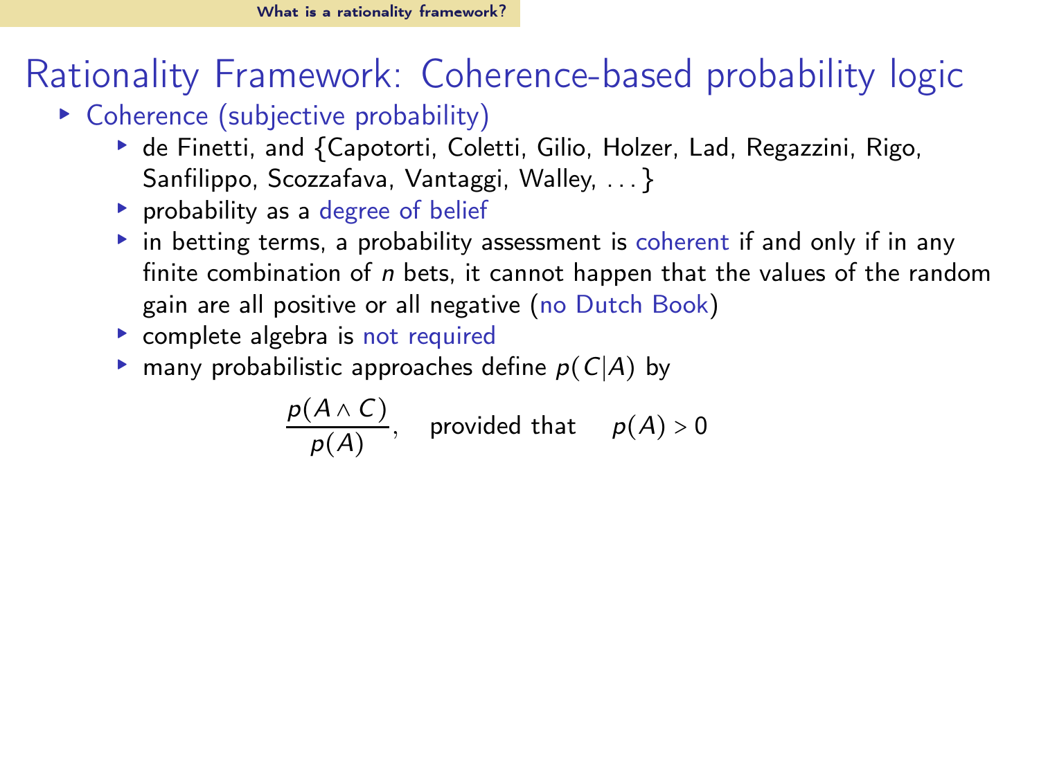# Rationality Framework: Coherence-based probability logic

- Coherence (subjective probability)
  - de Finetti, and {Capotorti, Coletti, Gilio, Holzer, Lad, Regazzini, Rigo, Sanfilippo, Scozzafava, Vantaggi, Walley, ...}
  - probability as a degree of belief
  - in betting terms, a probability assessment is coherent if and only if in any finite combination of $n$ bets, it cannot happen that the values of the random gain are all positive or all negative (no Dutch Book)
  - complete algebra is not required
  - many probabilistic approaches define $p(C|A)$ by

$$\frac{p(A \wedge C)}{p(A)}, \quad \text{provided that} \quad p(A) > 0$$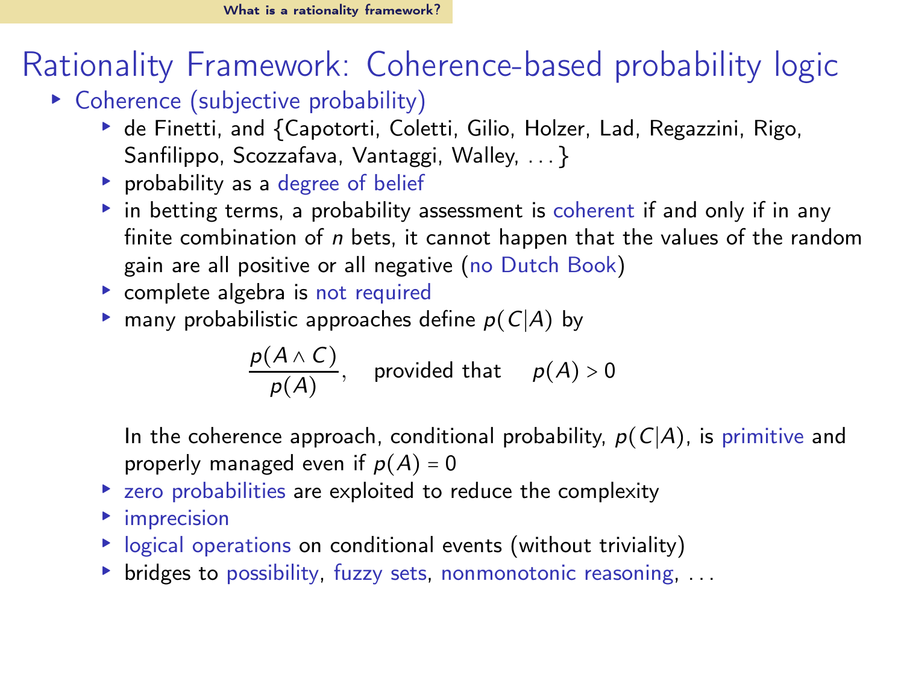# Rationality Framework: Coherence-based probability logic

- Coherence (subjective probability)
  - de Finetti, and {Capotorti, Coletti, Gilio, Holzer, Lad, Regazzini, Rigo, Sanfilippo, Scozzafava, Vantaggi, Walley, ...}
  - probability as a degree of belief
  - in betting terms, a probability assessment is coherent if and only if in any finite combination of $n$ bets, it cannot happen that the values of the random gain are all positive or all negative (no Dutch Book)
  - complete algebra is not required
  - many probabilistic approaches define $p(C|A)$ by

    $$\frac{p(A \wedge C)}{p(A)}, \quad \text{provided that} \quad p(A) > 0$$

    In the coherence approach, conditional probability, $p(C|A)$, is primitive and properly managed even if $p(A) = 0$
  - zero probabilities are exploited to reduce the complexity
  - imprecision
  - logical operations on conditional events (without triviality)
  - bridges to possibility, fuzzy sets, nonmonotonic reasoning, ...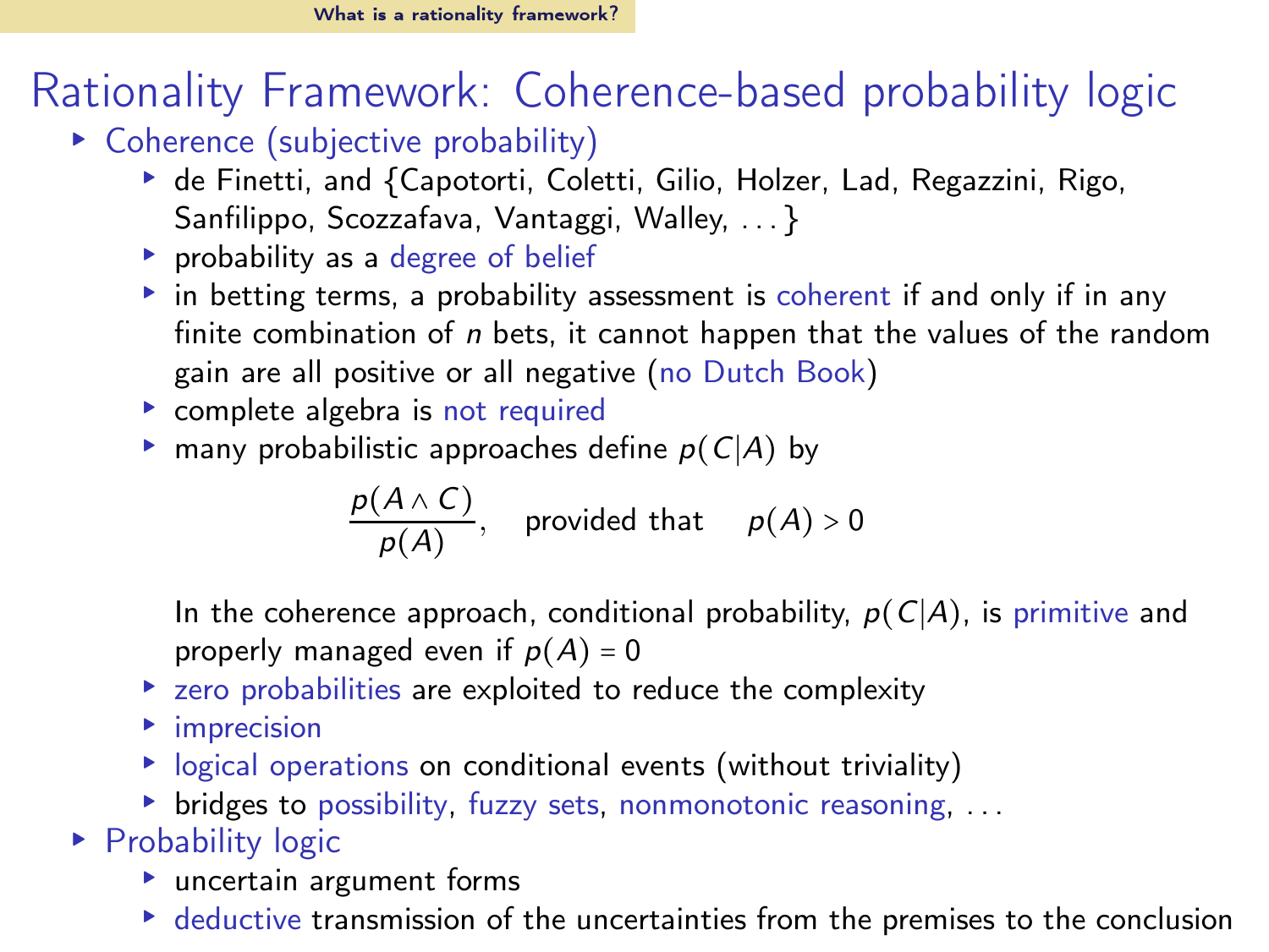# Rationality Framework: Coherence-based probability logic

- Coherence (subjective probability)
  - de Finetti, and {Capotorti, Coletti, Gilio, Holzer, Lad, Regazzini, Rigo, Sanfilippo, Scozzafava, Vantaggi, Walley, ...}
  - probability as a degree of belief
  - in betting terms, a probability assessment is coherent if and only if in any finite combination of $n$ bets, it cannot happen that the values of the random gain are all positive or all negative (no Dutch Book)
  - complete algebra is not required
  - many probabilistic approaches define $p(C|A)$ by

    $$\frac{p(A \wedge C)}{p(A)}, \quad \text{provided that} \quad p(A) > 0$$

    In the coherence approach, conditional probability, $p(C|A)$, is primitive and properly managed even if $p(A) = 0$
  - zero probabilities are exploited to reduce the complexity
  - imprecision
  - logical operations on conditional events (without triviality)
  - bridges to possibility, fuzzy sets, nonmonotonic reasoning, ...
- Probability logic
  - uncertain argument forms
  - deductive transmission of the uncertainties from the premises to the conclusion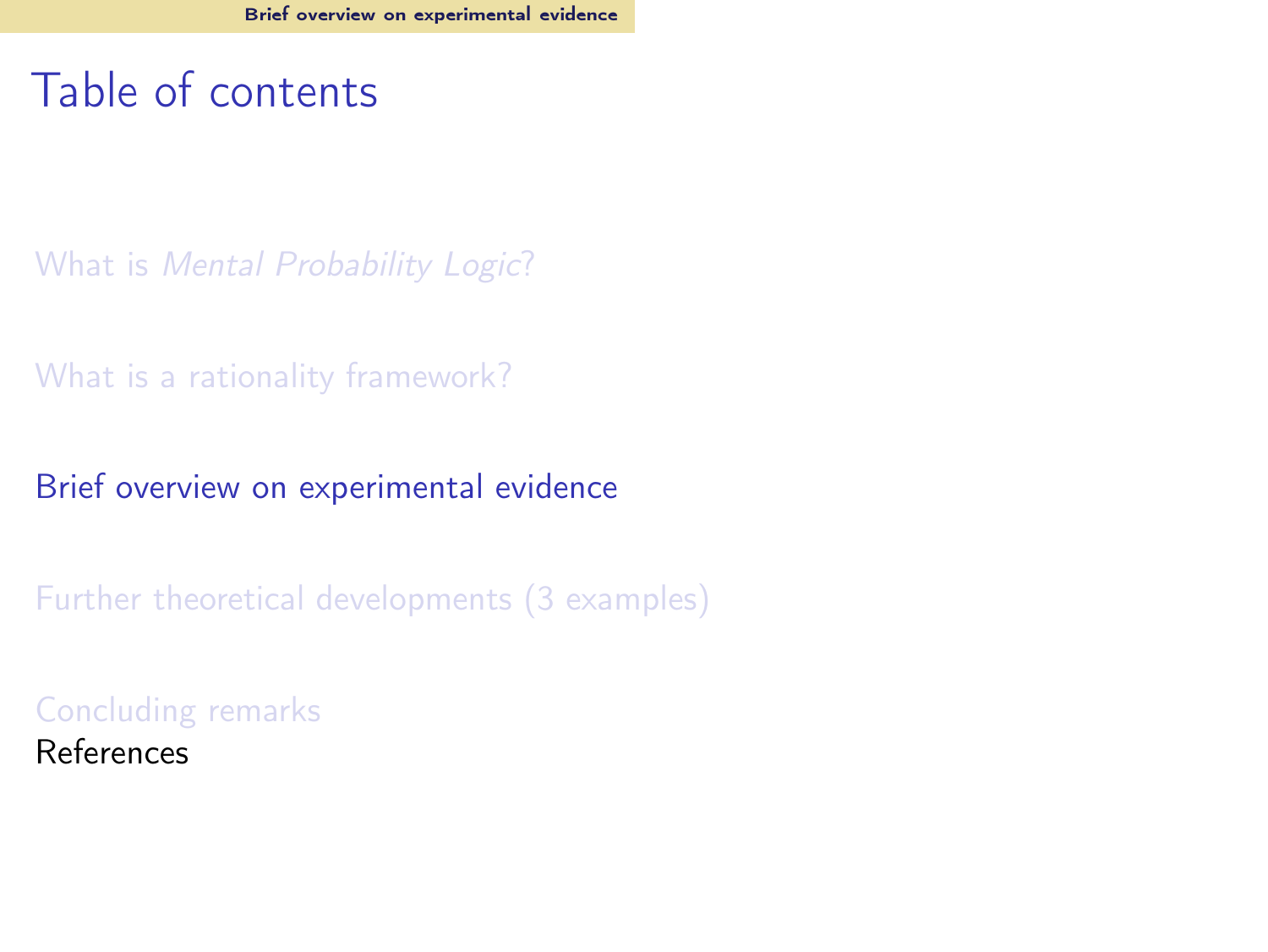# Table of contents

What is *Mental Probability Logic*?

What is a rationality framework?

Brief overview on experimental evidence

Further theoretical developments (3 examples)

Concluding remarks

References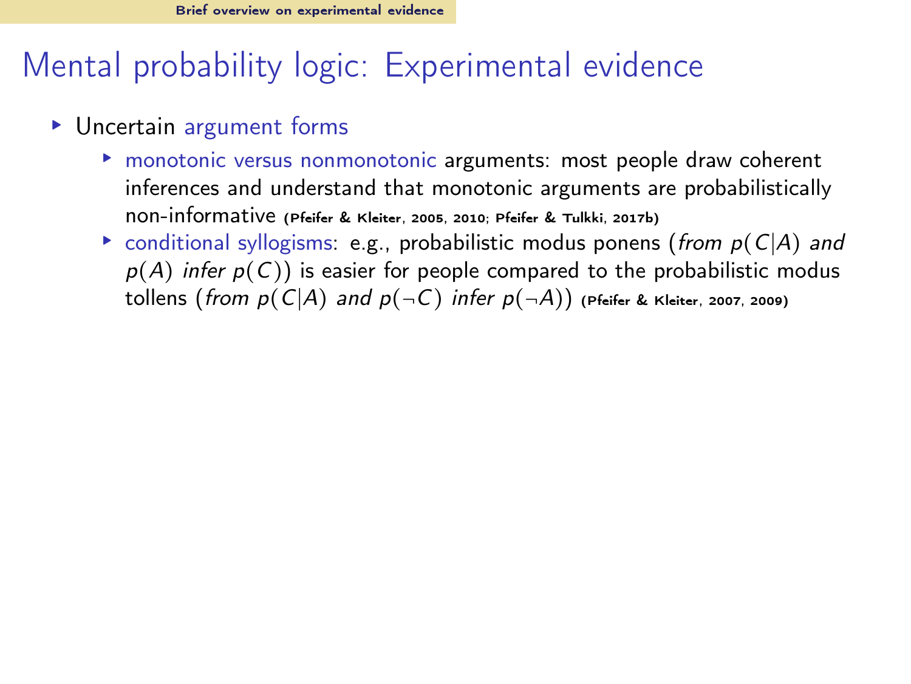# Mental probability logic: Experimental evidence

- Uncertain argument forms
  - monotonic versus nonmonotonic arguments: most people draw coherent inferences and understand that monotonic arguments are probabilistically non-informative (Pfeifer & Kleiter, 2005, 2010; Pfeifer & Tulkki, 2017b)
  - conditional syllogisms: e.g., probabilistic modus ponens (*from* $p(C|A)$ *and* $p(A)$ *infer* $p(C)$) is easier for people compared to the probabilistic modus tollens (*from* $p(C|A)$ *and* $p(\neg C)$ *infer* $p(\neg A)$) (Pfeifer & Kleiter, 2007, 2009)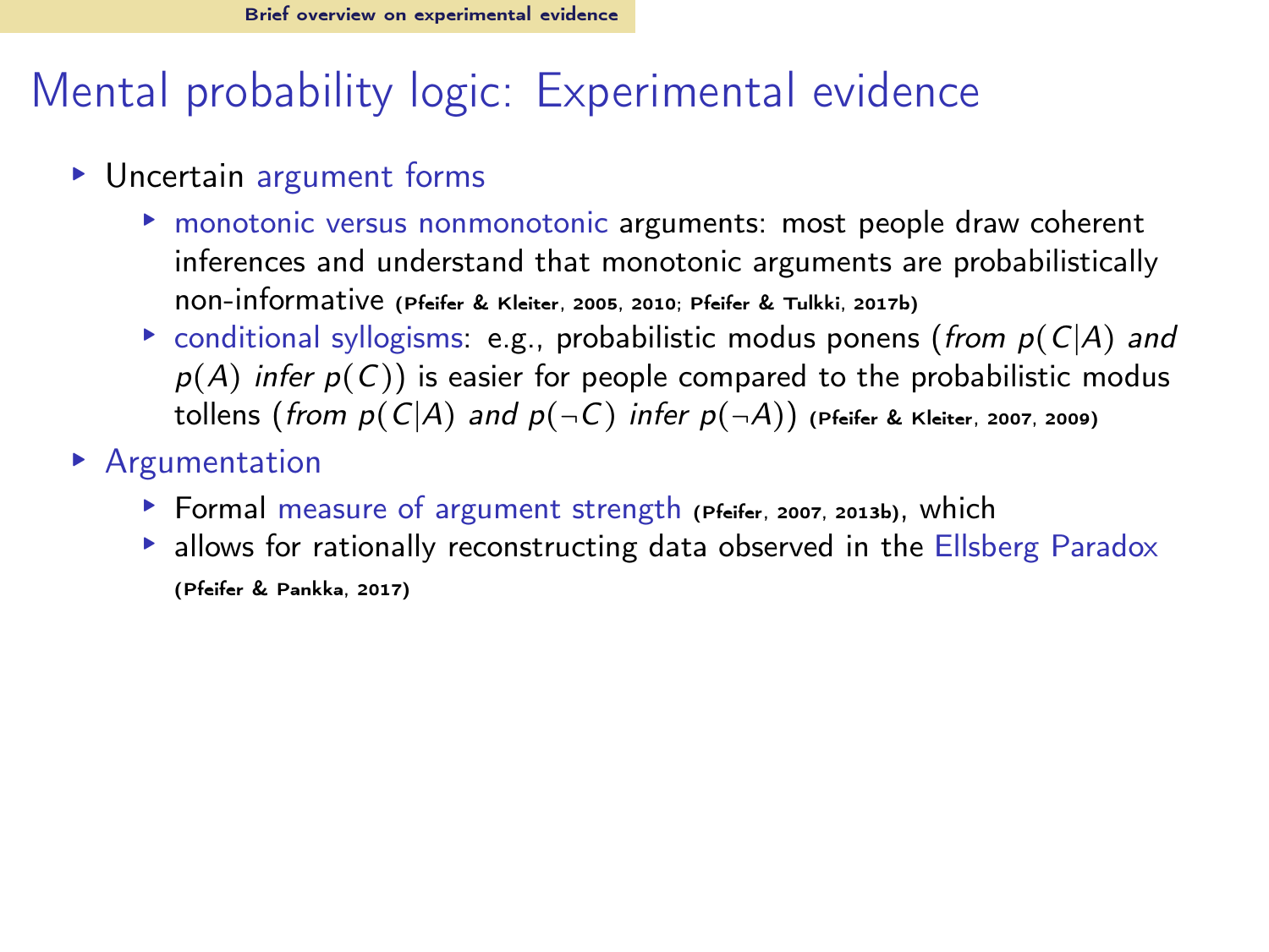# Mental probability logic: Experimental evidence

- Uncertain argument forms
  - monotonic versus nonmonotonic arguments: most people draw coherent inferences and understand that monotonic arguments are probabilistically non-informative (Pfeifer & Kleiter, 2005, 2010; Pfeifer & Tulkki, 2017b)
  - conditional syllogisms: e.g., probabilistic modus ponens (*from* $p(C|A)$ *and* $p(A)$ *infer* $p(C)$) is easier for people compared to the probabilistic modus tollens (*from* $p(C|A)$ *and* $p(\neg C)$ *infer* $p(\neg A)$) (Pfeifer & Kleiter, 2007, 2009)
- Argumentation
  - Formal measure of argument strength (Pfeifer, 2007, 2013b), which
  - allows for rationally reconstructing data observed in the Ellsberg Paradox (Pfeifer & Pankka, 2017)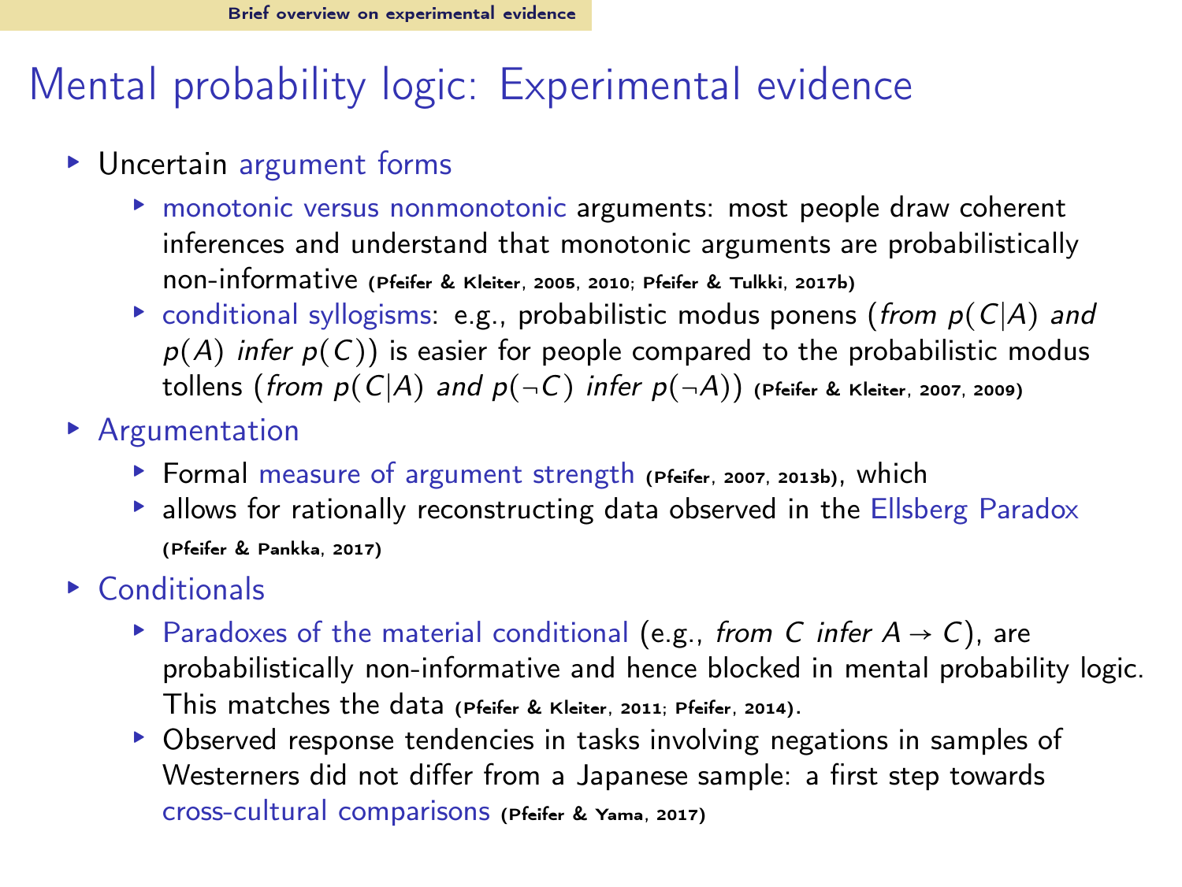# Mental probability logic: Experimental evidence

- Uncertain argument forms
  - monotonic versus nonmonotonic arguments: most people draw coherent inferences and understand that monotonic arguments are probabilistically non-informative (Pfeifer & Kleiter, 2005, 2010; Pfeifer & Tulkki, 2017b)
  - conditional syllogisms: e.g., probabilistic modus ponens (*from* $p(C|A)$ *and* $p(A)$ *infer* $p(C)$) is easier for people compared to the probabilistic modus tollens (*from* $p(C|A)$ *and* $p(\neg C)$ *infer* $p(\neg A)$) (Pfeifer & Kleiter, 2007, 2009)
- Argumentation
  - Formal measure of argument strength (Pfeifer, 2007, 2013b), which
  - allows for rationally reconstructing data observed in the Ellsberg Paradox (Pfeifer & Pankka, 2017)
- Conditionals
  - Paradoxes of the material conditional (e.g., *from* $C$ *infer* $A \to C$), are probabilistically non-informative and hence blocked in mental probability logic. This matches the data (Pfeifer & Kleiter, 2011; Pfeifer, 2014).
  - Observed response tendencies in tasks involving negations in samples of Westerners did not differ from a Japanese sample: a first step towards cross-cultural comparisons (Pfeifer & Yama, 2017)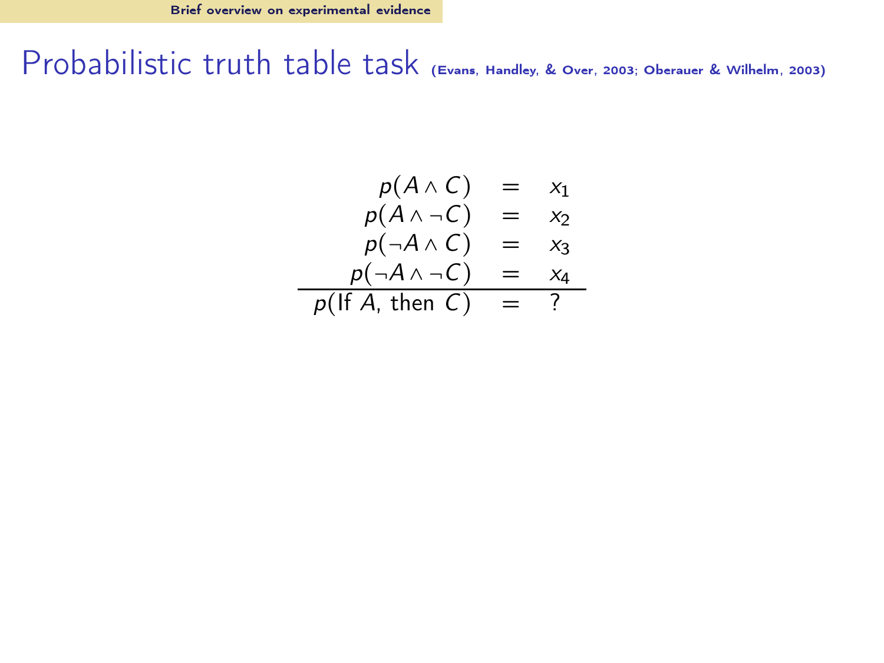# Probabilistic truth table task (Evans, Handley, & Over, 2003; Oberauer & Wilhelm, 2003)

$$
\begin{array}{rcl}
p(A \wedge C) & = & x_1 \\
p(A \wedge \neg C) & = & x_2 \\
p(\neg A \wedge C) & = & x_3 \\
p(\neg A \wedge \neg C) & = & x_4 \\
\hline
p(\text{If } A, \text{ then } C) & = & ?
\end{array}
$$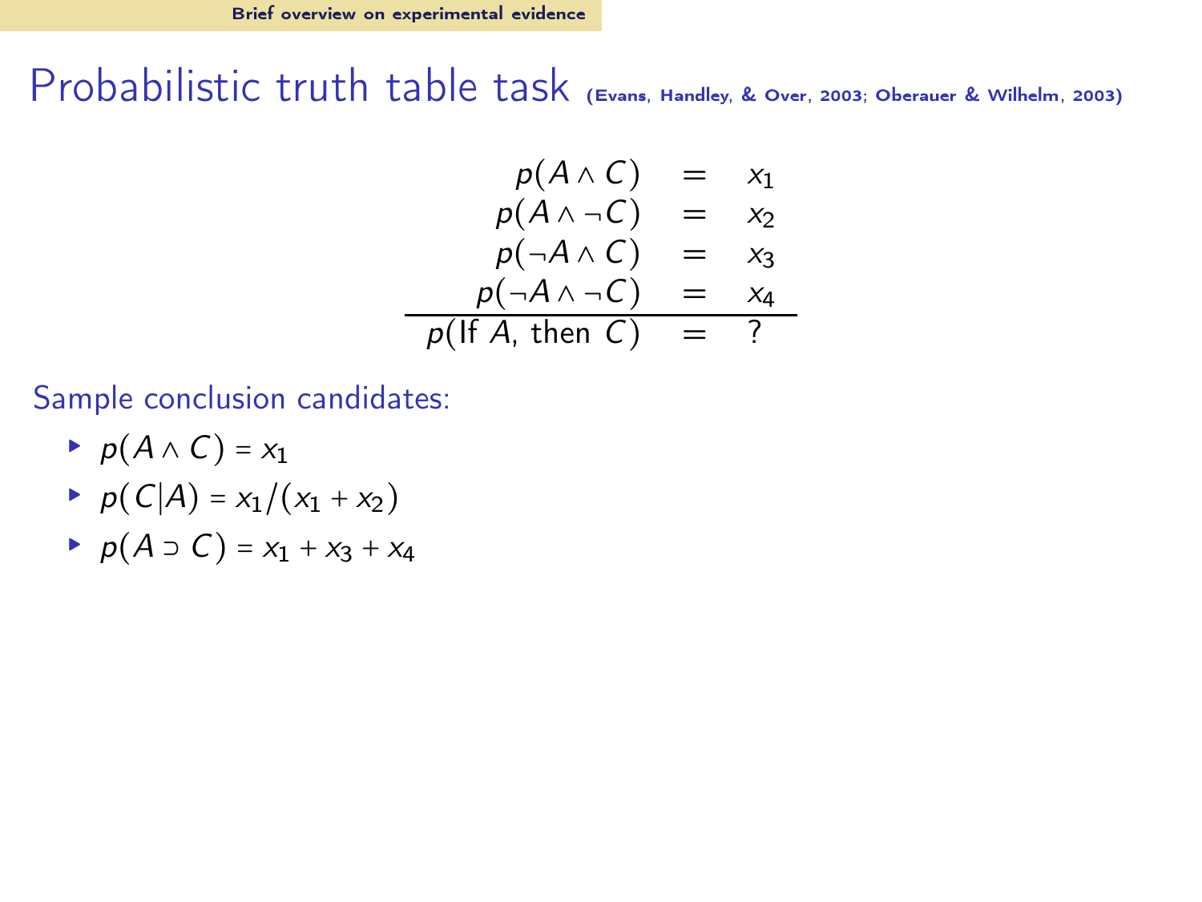# Probabilistic truth table task (Evans, Handley, & Over, 2003; Oberauer & Wilhelm, 2003)

$$
\begin{array}{rcl}
p(A \wedge C) & = & x_1 \\
p(A \wedge \neg C) & = & x_2 \\
p(\neg A \wedge C) & = & x_3 \\
p(\neg A \wedge \neg C) & = & x_4 \\
\hline
p(\text{If } A, \text{ then } C) & = & ?
\end{array}
$$

Sample conclusion candidates:

- $p(A \wedge C) = x_1$
- $p(C|A) = x_1/(x_1 + x_2)$
- $p(A \supset C) = x_1 + x_3 + x_4$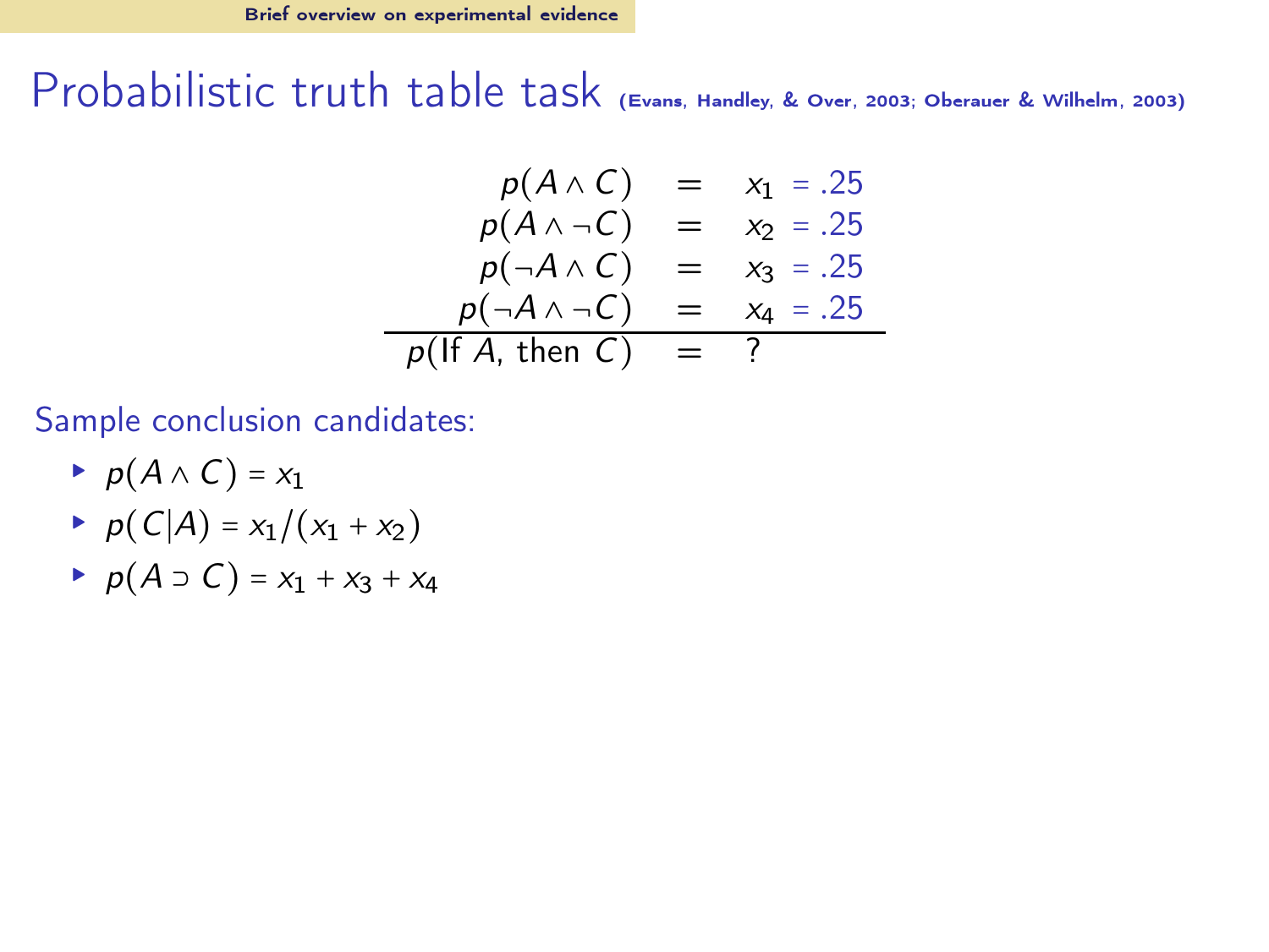# Probabilistic truth table task (Evans, Handley, & Over, 2003; Oberauer & Wilhelm, 2003)

$$
\begin{array}{rcl}
p(A \wedge C) & = & x_1 = .25 \\
p(A \wedge \neg C) & = & x_2 = .25 \\
p(\neg A \wedge C) & = & x_3 = .25 \\
p(\neg A \wedge \neg C) & = & x_4 = .25 \\
\hline
p(\text{If } A, \text{ then } C) & = & ?
\end{array}
$$

Sample conclusion candidates:

- $p(A \wedge C) = x_1$
- $p(C|A) = x_1/(x_1 + x_2)$
- $p(A \supset C) = x_1 + x_3 + x_4$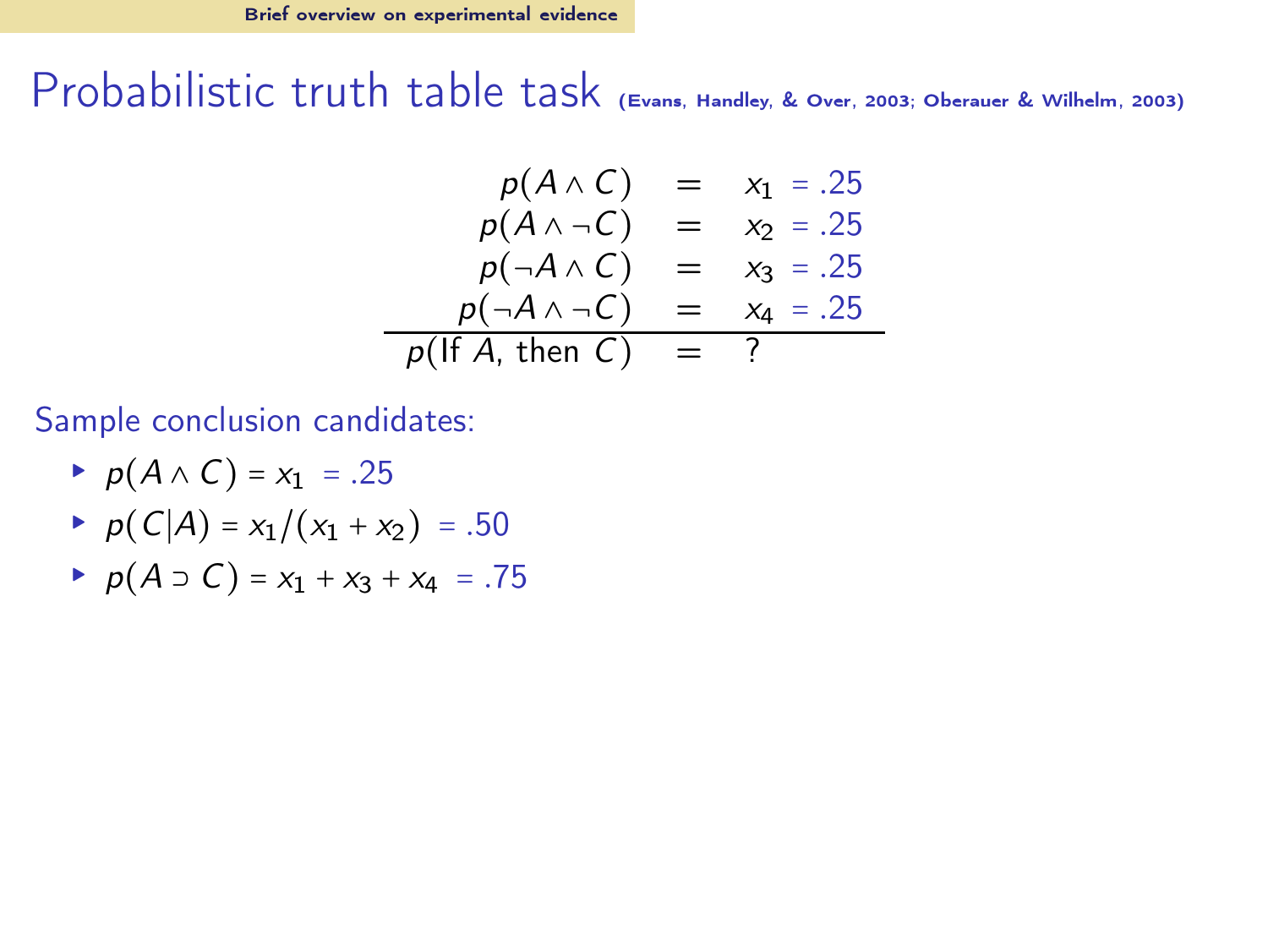# Probabilistic truth table task (Evans, Handley, & Over, 2003; Oberauer & Wilhelm, 2003)

$$
\begin{array}{rcl}
p(A \wedge C) & = & x_1 = .25 \\
p(A \wedge \neg C) & = & x_2 = .25 \\
p(\neg A \wedge C) & = & x_3 = .25 \\
p(\neg A \wedge \neg C) & = & x_4 = .25 \\
\hline
p(\text{If } A, \text{ then } C) & = & ?
\end{array}
$$

Sample conclusion candidates:

- $p(A \wedge C) = x_1 = .25$
- $p(C|A) = x_1/(x_1 + x_2) = .50$
- $p(A \supset C) = x_1 + x_3 + x_4 = .75$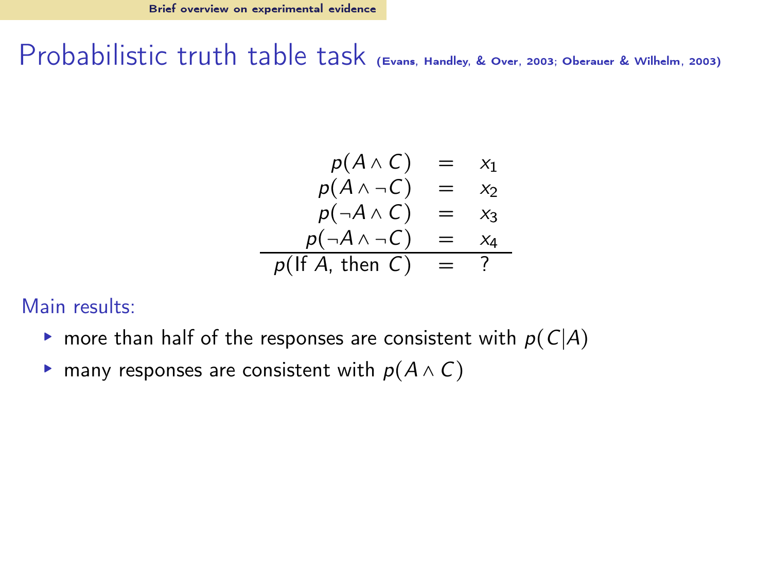# Probabilistic truth table task (Evans, Handley, & Over, 2003; Oberauer & Wilhelm, 2003)

$$
\begin{array}{rcl}
p(A \wedge C) & = & x_1 \\
p(A \wedge \neg C) & = & x_2 \\
p(\neg A \wedge C) & = & x_3 \\
p(\neg A \wedge \neg C) & = & x_4 \\
\hline
p(\text{If } A, \text{ then } C) & = & ?
\end{array}
$$

Main results:

- more than half of the responses are consistent with $p(C|A)$
- many responses are consistent with $p(A \wedge C)$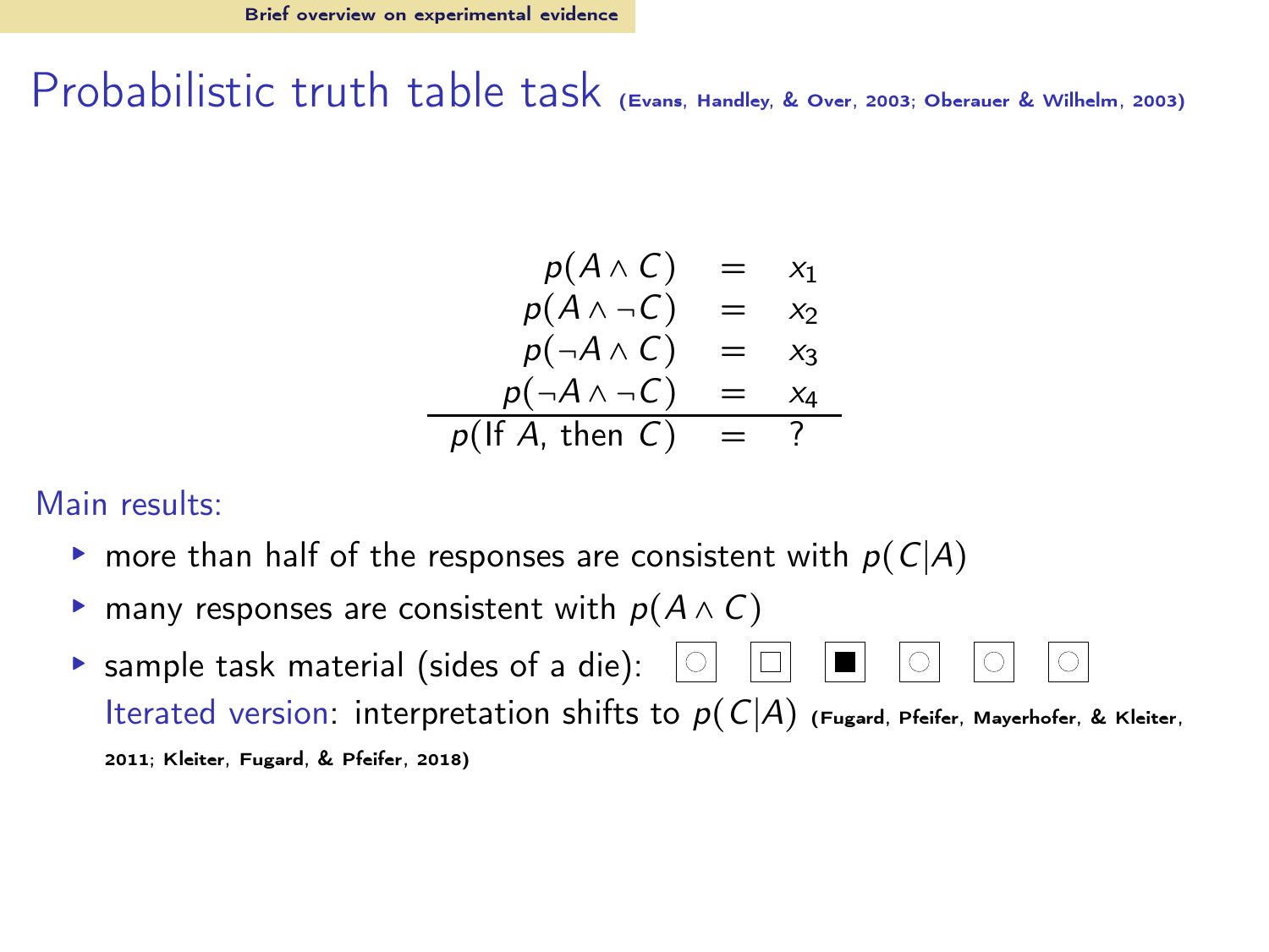# Probabilistic truth table task (Evans, Handley, & Over, 2003; Oberauer & Wilhelm, 2003)

$$
\begin{array}{rcl}
p(A \wedge C) & = & x_1 \\
p(A \wedge \neg C) & = & x_2 \\
p(\neg A \wedge C) & = & x_3 \\
p(\neg A \wedge \neg C) & = & x_4 \\
\hline
p(\text{If } A, \text{ then } C) & = & ?
\end{array}
$$

Main results:

- more than half of the responses are consistent with $p(C|A)$
- many responses are consistent with $p(A \wedge C)$
- sample task material (sides of a die): ◯ □ ■ ◯ ◯ ◯
  Iterated version: interpretation shifts to $p(C|A)$ (Fugard, Pfeifer, Mayerhofer, & Kleiter, 2011; Kleiter, Fugard, & Pfeifer, 2018)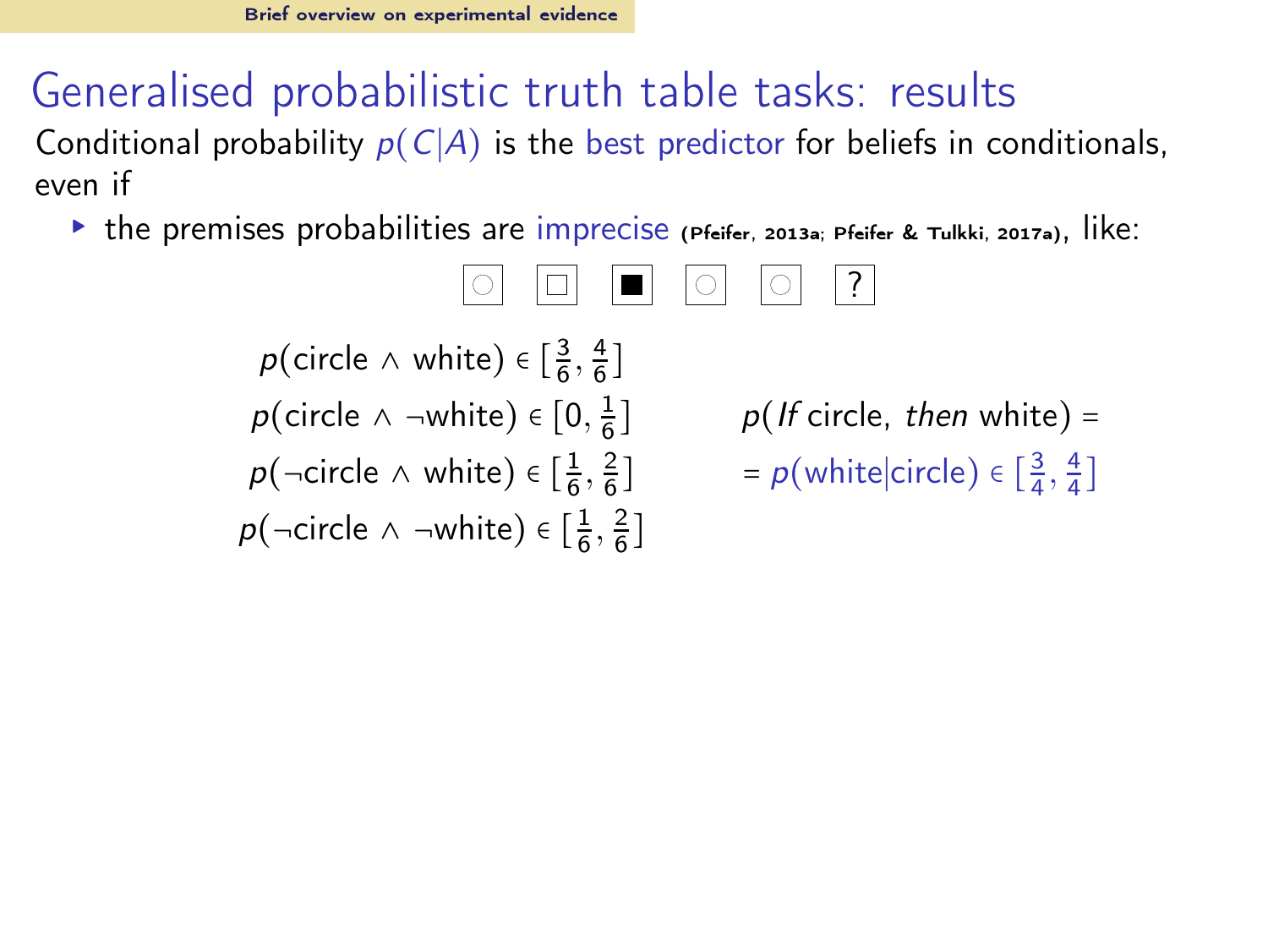## Generalised probabilistic truth table tasks: results

Conditional probability $p(C|A)$ is the best predictor for beliefs in conditionals, even if

- the premises probabilities are imprecise **(Pfeifer, 2013a; Pfeifer & Tulkki, 2017a)**, like:

○ □ ■ ○ ○ ?

$p(\text{circle} \wedge \text{white}) \in [\frac{3}{6}, \frac{4}{6}]$

$p(\text{circle} \wedge \neg\text{white}) \in [0, \frac{1}{6}]$

$p(\neg\text{circle} \wedge \text{white}) \in [\frac{1}{6}, \frac{2}{6}]$

$p(\neg\text{circle} \wedge \neg\text{white}) \in [\frac{1}{6}, \frac{2}{6}]$

$p(\textit{If} \text{ circle, } \textit{then} \text{ white}) =$

$= p(\text{white}|\text{circle}) \in [\frac{3}{4}, \frac{4}{4}]$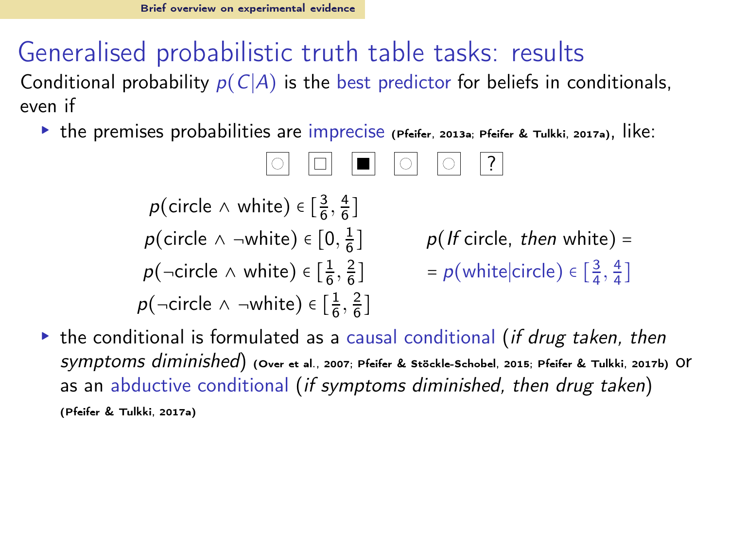# Generalised probabilistic truth table tasks: results

Conditional probability $p(C|A)$ is the best predictor for beliefs in conditionals, even if

- the premises probabilities are imprecise **(Pfeifer, 2013a; Pfeifer & Tulkki, 2017a)**, like:

○ □ ■ ○ ○ ?

$$p(\text{circle} \wedge \text{white}) \in [\tfrac{3}{6}, \tfrac{4}{6}]$$

$$p(\text{circle} \wedge \neg\text{white}) \in [0, \tfrac{1}{6}]$$

$$p(\neg\text{circle} \wedge \text{white}) \in [\tfrac{1}{6}, \tfrac{2}{6}]$$

$$p(\neg\text{circle} \wedge \neg\text{white}) \in [\tfrac{1}{6}, \tfrac{2}{6}]$$

$$p(\textit{If}\ \text{circle},\ \textit{then}\ \text{white}) = p(\text{white}|\text{circle}) \in [\tfrac{3}{4}, \tfrac{4}{4}]$$

- the conditional is formulated as a causal conditional (*if drug taken, then symptoms diminished*) **(Over et al., 2007; Pfeifer & Stöckle-Schobel, 2015; Pfeifer & Tulkki, 2017b)** or as an abductive conditional (*if symptoms diminished, then drug taken*) **(Pfeifer & Tulkki, 2017a)**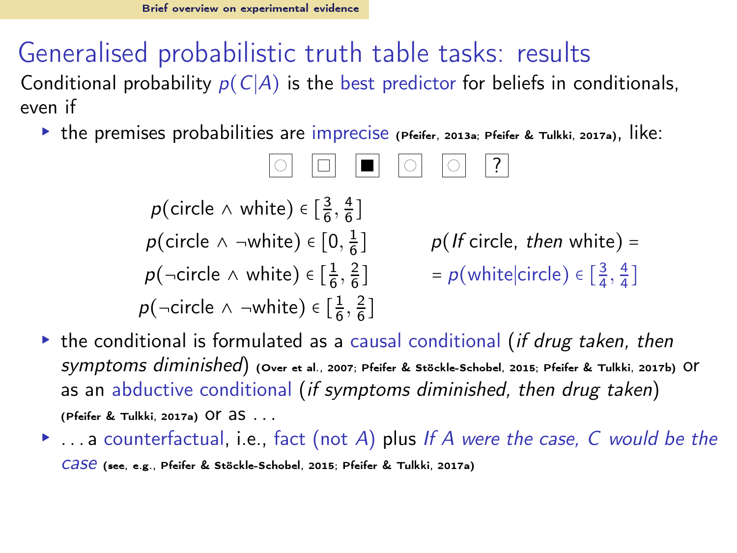# Generalised probabilistic truth table tasks: results

Conditional probability $p(C|A)$ is the best predictor for beliefs in conditionals, even if

- the premises probabilities are imprecise (Pfeifer, 2013a; Pfeifer & Tulkki, 2017a), like:

○ □ ■ ○ ○ ?

$$p(\text{circle} \wedge \text{white}) \in [\tfrac{3}{6}, \tfrac{4}{6}]$$
$$p(\text{circle} \wedge \neg\text{white}) \in [0, \tfrac{1}{6}]$$
$$p(\neg\text{circle} \wedge \text{white}) \in [\tfrac{1}{6}, \tfrac{2}{6}]$$
$$p(\neg\text{circle} \wedge \neg\text{white}) \in [\tfrac{1}{6}, \tfrac{2}{6}]$$

$$p(\textit{If}\text{ circle, }\textit{then}\text{ white}) = p(\text{white}|\text{circle}) \in [\tfrac{3}{4}, \tfrac{4}{4}]$$

- the conditional is formulated as a causal conditional (*if drug taken, then symptoms diminished*) (Over et al., 2007; Pfeifer & Stöckle-Schobel, 2015; Pfeifer & Tulkki, 2017b) or as an abductive conditional (*if symptoms diminished, then drug taken*) (Pfeifer & Tulkki, 2017a) or as . . .
- . . . a counterfactual, i.e., fact (not $A$) plus *If A were the case, C would be the case* (see, e.g., Pfeifer & Stöckle-Schobel, 2015; Pfeifer & Tulkki, 2017a)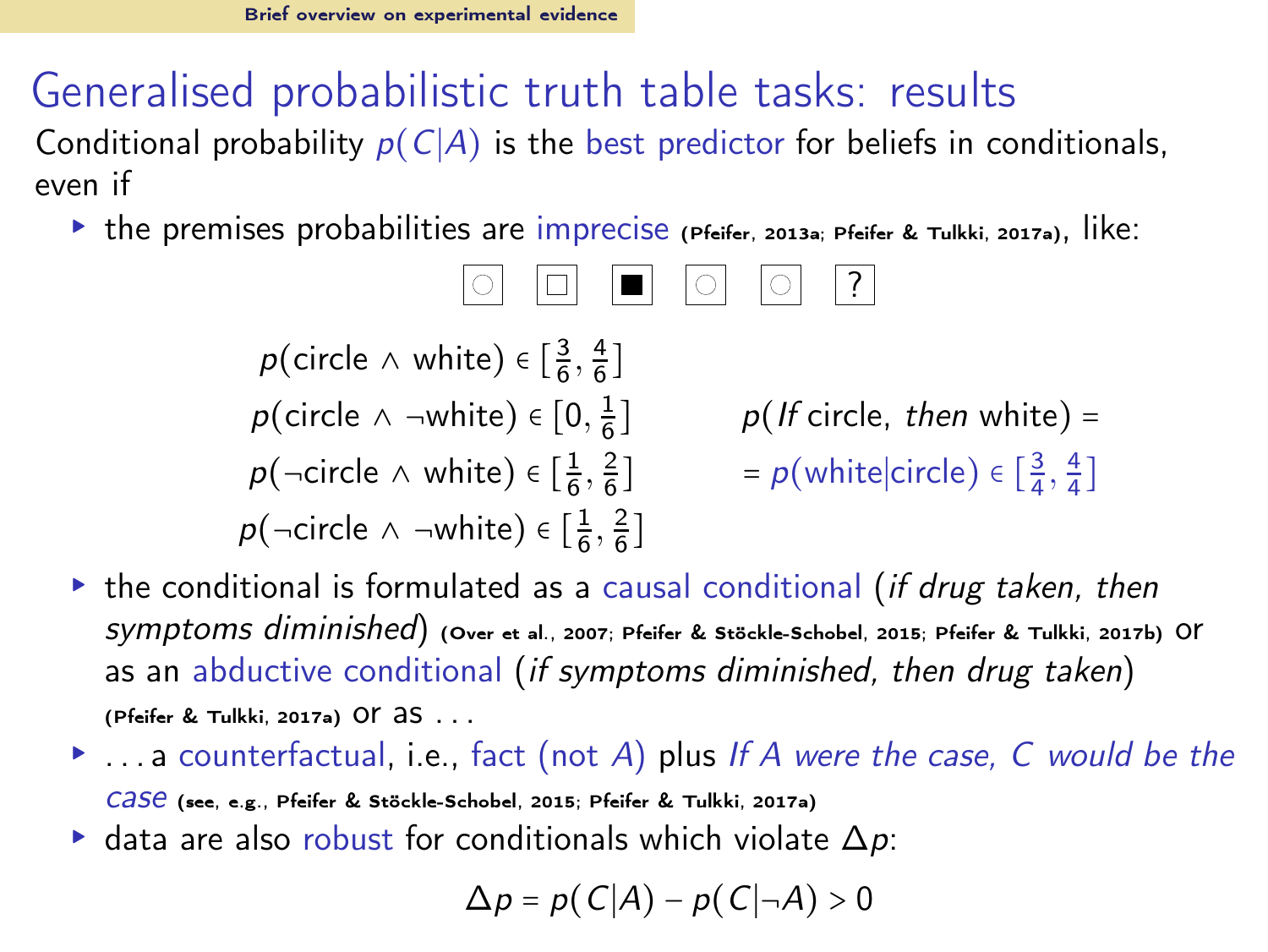# Generalised probabilistic truth table tasks: results

Conditional probability $p(C|A)$ is the best predictor for beliefs in conditionals, even if

- the premises probabilities are imprecise (Pfeifer, 2013a; Pfeifer & Tulkki, 2017a), like:

  ◯ □ ■ ◯ ◯ ?

  $$p(\text{circle} \wedge \text{white}) \in [\tfrac{3}{6}, \tfrac{4}{6}]$$
  $$p(\text{circle} \wedge \neg\text{white}) \in [0, \tfrac{1}{6}]$$
  $$p(\neg\text{circle} \wedge \text{white}) \in [\tfrac{1}{6}, \tfrac{2}{6}]$$
  $$p(\neg\text{circle} \wedge \neg\text{white}) \in [\tfrac{1}{6}, \tfrac{2}{6}]$$

  $$p(\textit{If}\text{ circle, }\textit{then}\text{ white}) = p(\text{white}|\text{circle}) \in [\tfrac{3}{4}, \tfrac{4}{4}]$$

- the conditional is formulated as a causal conditional (*if drug taken, then symptoms diminished*) (Over et al., 2007; Pfeifer & Stöckle-Schobel, 2015; Pfeifer & Tulkki, 2017b) or as an abductive conditional (*if symptoms diminished, then drug taken*) (Pfeifer & Tulkki, 2017a) or as ...
- ... a counterfactual, i.e., fact (not $A$) plus *If A were the case, C would be the case* (see, e.g., Pfeifer & Stöckle-Schobel, 2015; Pfeifer & Tulkki, 2017a)
- data are also robust for conditionals which violate $\Delta p$:

  $$\Delta p = p(C|A) - p(C|\neg A) > 0$$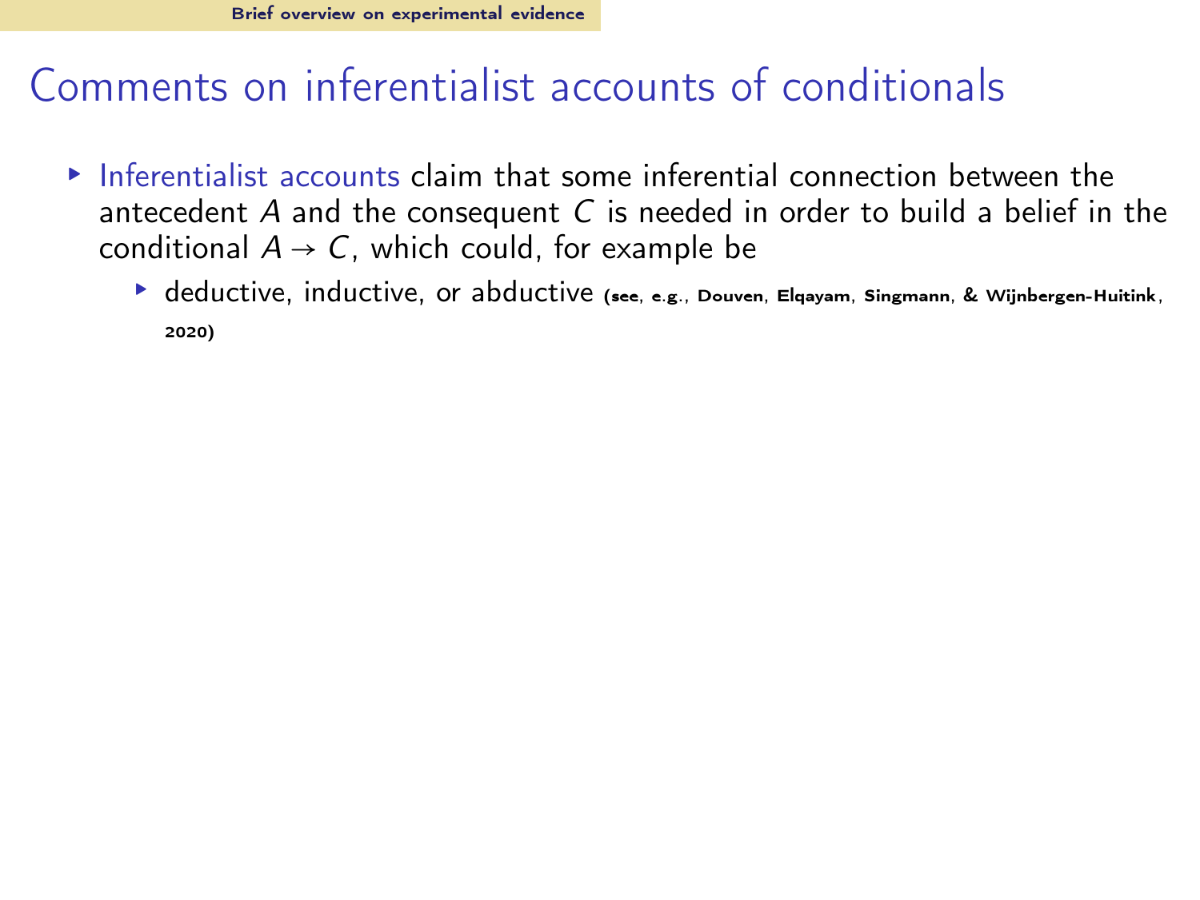# Comments on inferentialist accounts of conditionals

- Inferentialist accounts claim that some inferential connection between the antecedent $A$ and the consequent $C$ is needed in order to build a belief in the conditional $A \rightarrow C$, which could, for example be
  - deductive, inductive, or abductive (see, e.g., Douven, Elqayam, Singmann, & Wijnbergen-Huitink, 2020)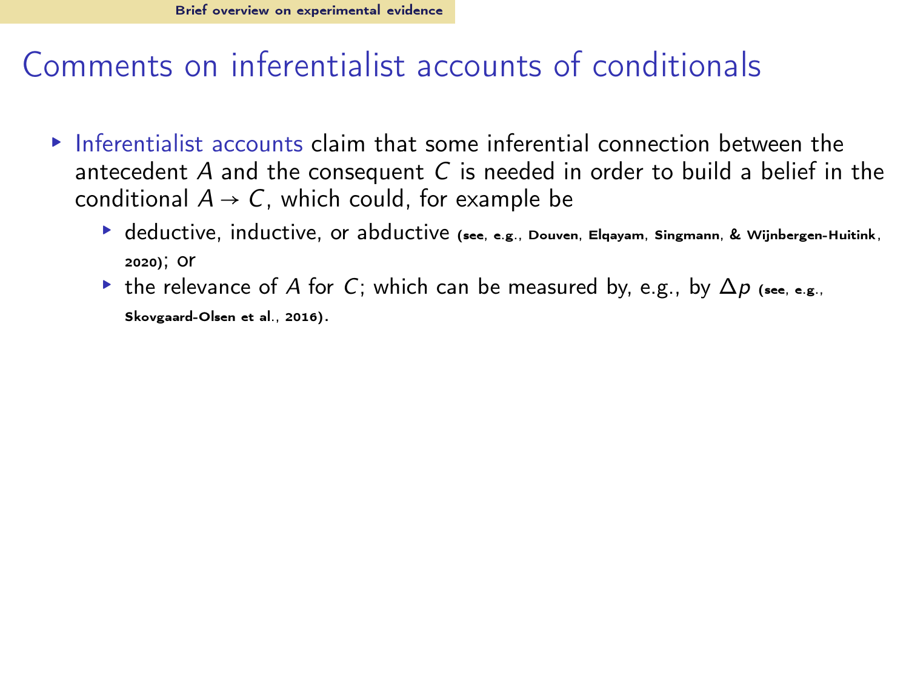# Comments on inferentialist accounts of conditionals

- Inferentialist accounts claim that some inferential connection between the antecedent $A$ and the consequent $C$ is needed in order to build a belief in the conditional $A \to C$, which could, for example be
  - deductive, inductive, or abductive (see, e.g., Douven, Elqayam, Singmann, & Wijnbergen-Huitink, 2020); or
  - the relevance of $A$ for $C$; which can be measured by, e.g., by $\Delta p$ (see, e.g., Skovgaard-Olsen et al., 2016).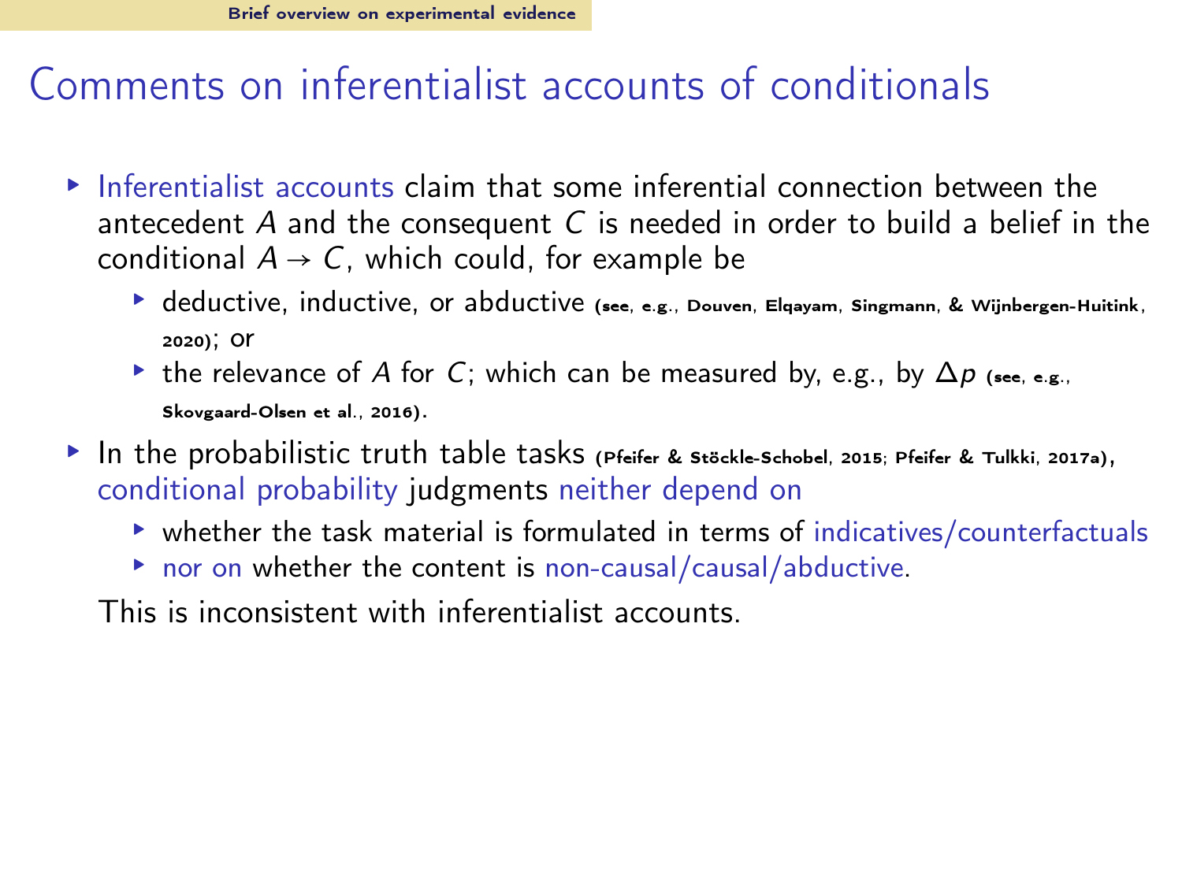# Comments on inferentialist accounts of conditionals

- Inferentialist accounts claim that some inferential connection between the antecedent $A$ and the consequent $C$ is needed in order to build a belief in the conditional $A \to C$, which could, for example be
  - deductive, inductive, or abductive (see, e.g., Douven, Elqayam, Singmann, & Wijnbergen-Huitink, 2020); or
  - the relevance of $A$ for $C$; which can be measured by, e.g., by $\Delta p$ (see, e.g., Skovgaard-Olsen et al., 2016).
- In the probabilistic truth table tasks (Pfeifer & Stöckle-Schobel, 2015; Pfeifer & Tulkki, 2017a), conditional probability judgments neither depend on
  - whether the task material is formulated in terms of indicatives/counterfactuals
  - nor on whether the content is non-causal/causal/abductive.

  This is inconsistent with inferentialist accounts.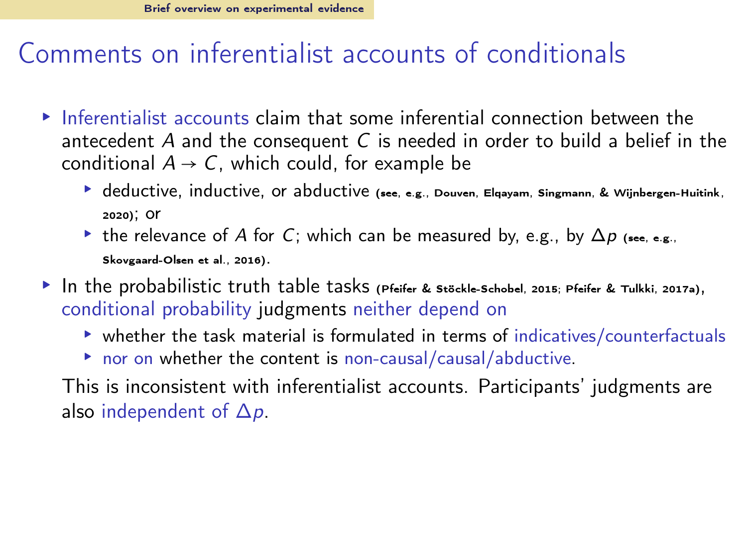# Comments on inferentialist accounts of conditionals

- Inferentialist accounts claim that some inferential connection between the antecedent $A$ and the consequent $C$ is needed in order to build a belief in the conditional $A \to C$, which could, for example be
  - deductive, inductive, or abductive (see, e.g., Douven, Elqayam, Singmann, & Wijnbergen-Huitink, 2020); or
  - the relevance of $A$ for $C$; which can be measured by, e.g., by $\Delta p$ (see, e.g., Skovgaard-Olsen et al., 2016).
- In the probabilistic truth table tasks (Pfeifer & Stöckle-Schobel, 2015; Pfeifer & Tulkki, 2017a), conditional probability judgments neither depend on
  - whether the task material is formulated in terms of indicatives/counterfactuals
  - nor on whether the content is non-causal/causal/abductive.

  This is inconsistent with inferentialist accounts. Participants' judgments are also independent of $\Delta p$.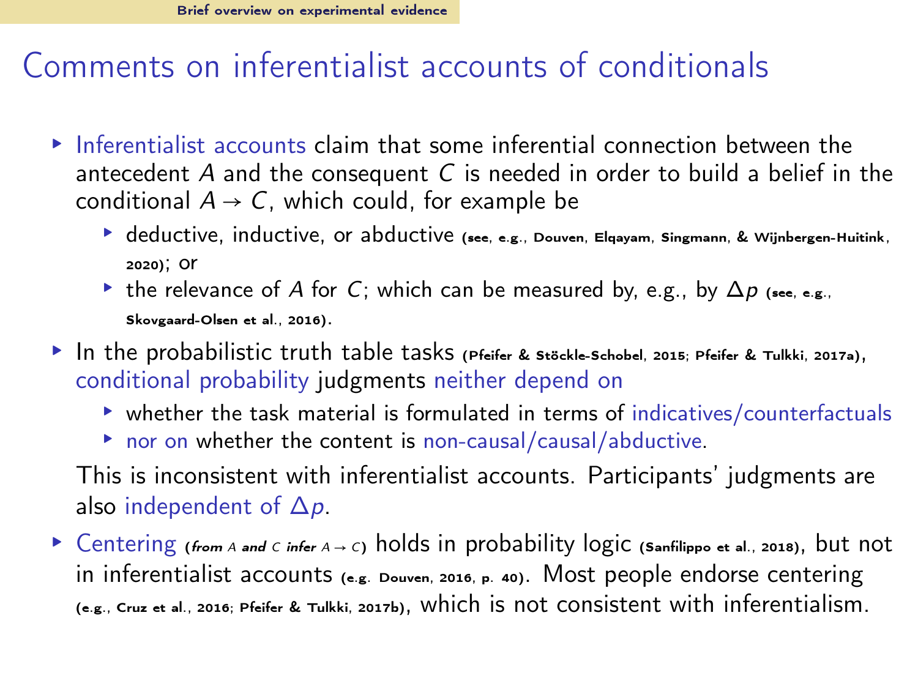# Comments on inferentialist accounts of conditionals

- Inferentialist accounts claim that some inferential connection between the antecedent $A$ and the consequent $C$ is needed in order to build a belief in the conditional $A \to C$, which could, for example be
  - deductive, inductive, or abductive (see, e.g., Douven, Elqayam, Singmann, & Wijnbergen-Huitink, 2020); or
  - the relevance of $A$ for $C$; which can be measured by, e.g., by $\Delta p$ (see, e.g., Skovgaard-Olsen et al., 2016).
- In the probabilistic truth table tasks (Pfeifer & Stöckle-Schobel, 2015; Pfeifer & Tulkki, 2017a), conditional probability judgments neither depend on
  - whether the task material is formulated in terms of indicatives/counterfactuals
  - nor on whether the content is non-causal/causal/abductive.

  This is inconsistent with inferentialist accounts. Participants' judgments are also independent of $\Delta p$.
- Centering (*from* $A$ *and* $C$ *infer* $A \to C$) holds in probability logic (Sanfilippo et al., 2018), but not in inferentialist accounts (e.g. Douven, 2016, p. 40). Most people endorse centering (e.g., Cruz et al., 2016; Pfeifer & Tulkki, 2017b), which is not consistent with inferentialism.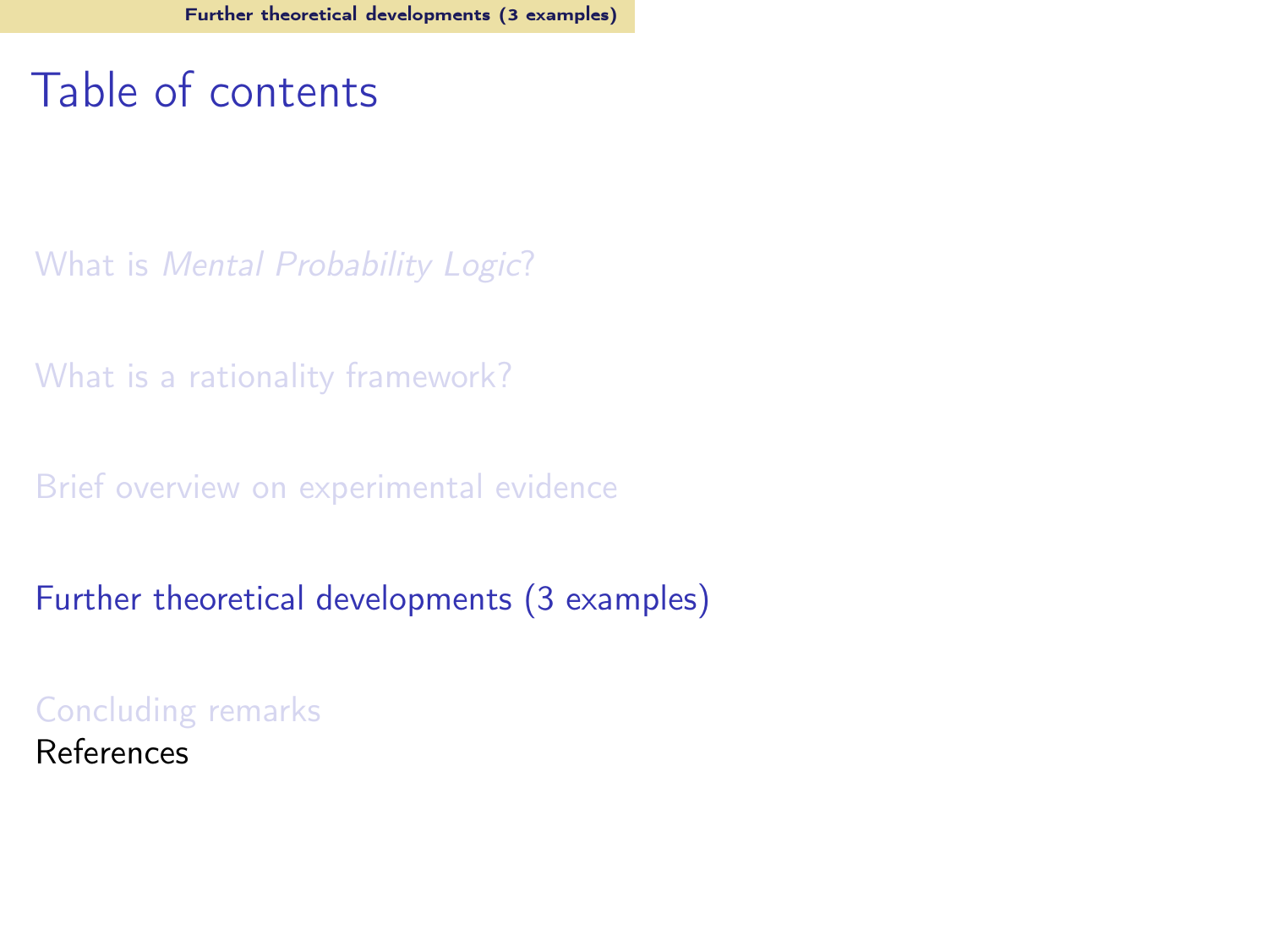# Table of contents

What is *Mental Probability Logic*?

What is a rationality framework?

Brief overview on experimental evidence

Further theoretical developments (3 examples)

Concluding remarks

References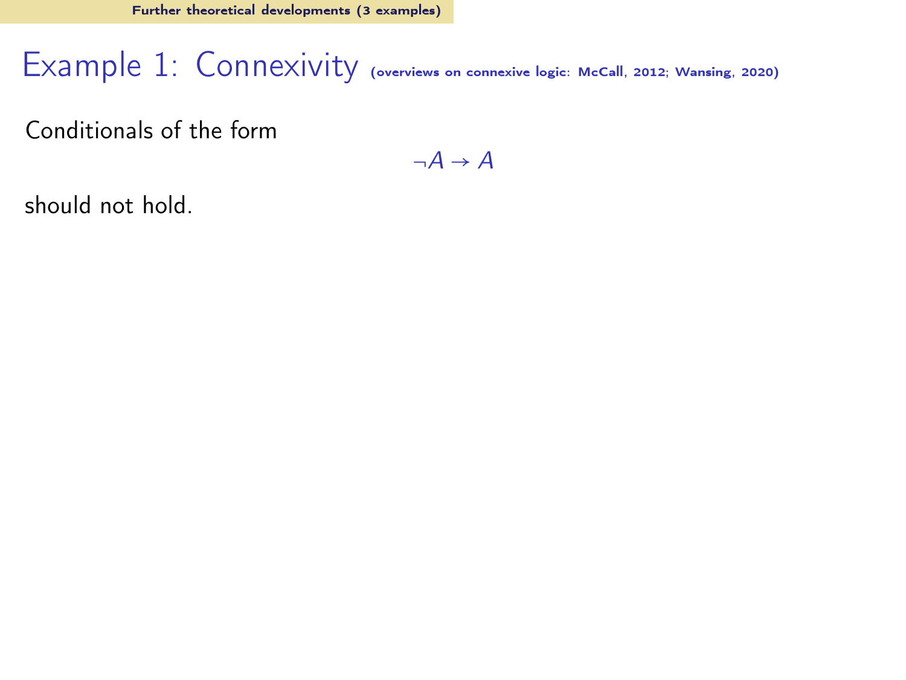# Example 1: Connexivity (overviews on connexive logic: McCall, 2012; Wansing, 2020)

Conditionals of the form

$$\neg A \rightarrow A$$

should not hold.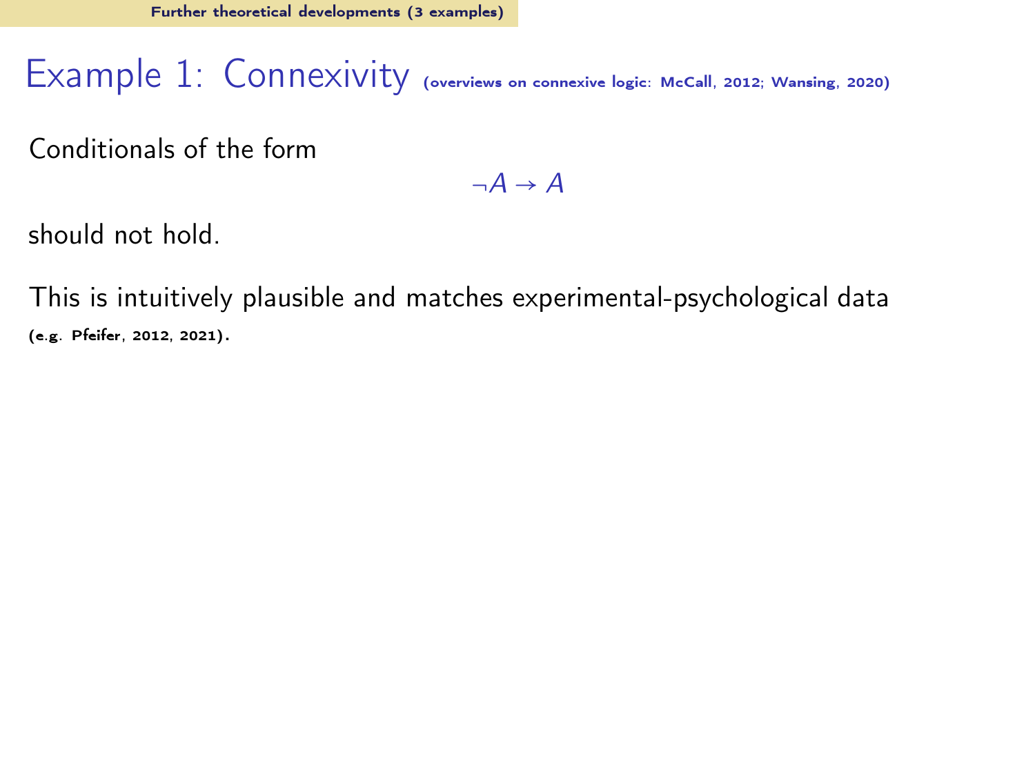# Example 1: Connexivity (overviews on connexive logic: McCall, 2012; Wansing, 2020)

Conditionals of the form

$$\neg A \to A$$

should not hold.

This is intuitively plausible and matches experimental-psychological data (e.g. Pfeifer, 2012, 2021).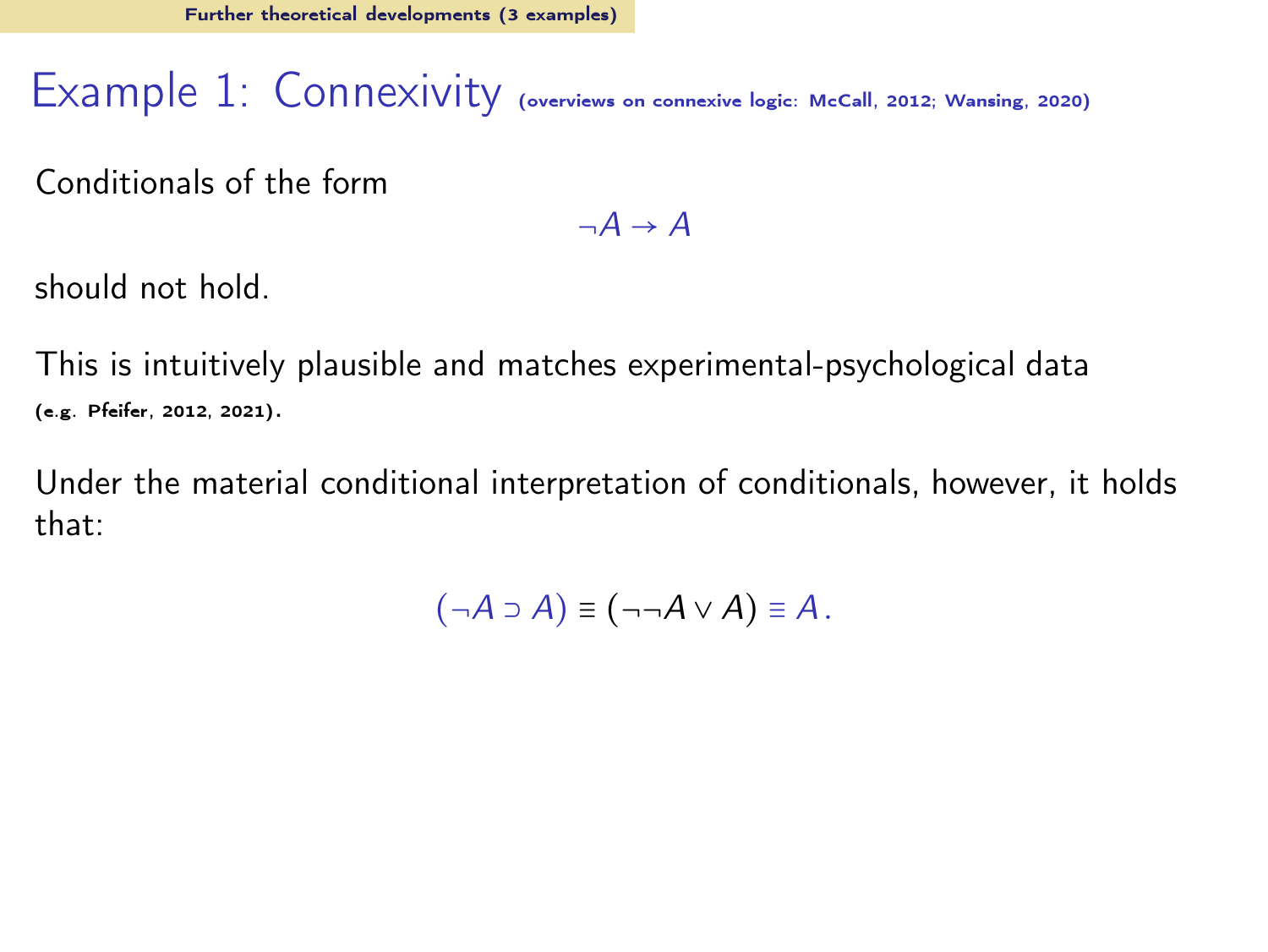# Example 1: Connexivity (overviews on connexive logic: McCall, 2012; Wansing, 2020)

Conditionals of the form

$$\neg A \to A$$

should not hold.

This is intuitively plausible and matches experimental-psychological data (e.g. Pfeifer, 2012, 2021).

Under the material conditional interpretation of conditionals, however, it holds that:

$$(\neg A \supset A) \equiv (\neg\neg A \vee A) \equiv A\,.$$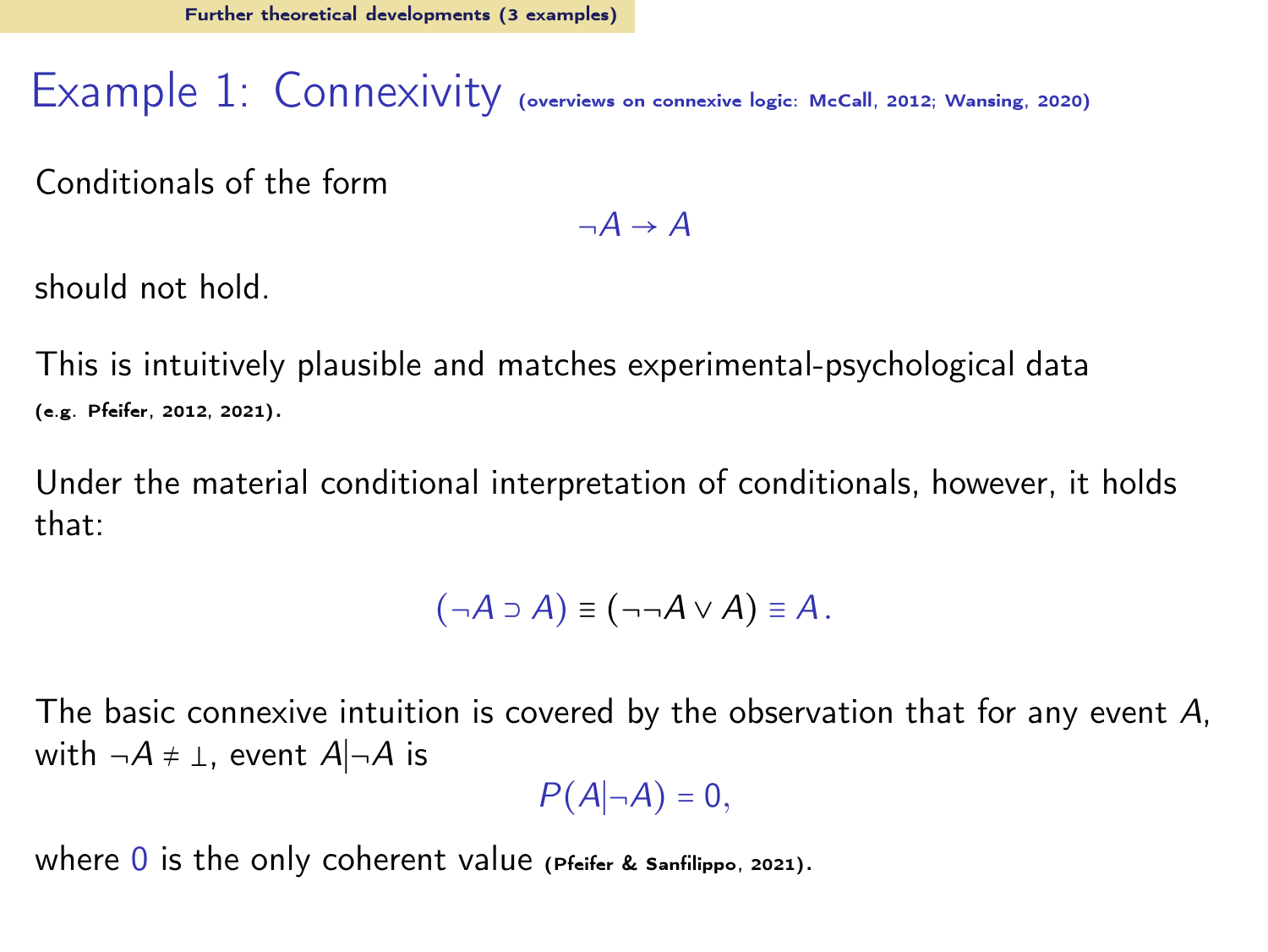# Example 1: Connexivity (overviews on connexive logic: McCall, 2012; Wansing, 2020)

Conditionals of the form

$$\neg A \to A$$

should not hold.

This is intuitively plausible and matches experimental-psychological data (e.g. Pfeifer, 2012, 2021).

Under the material conditional interpretation of conditionals, however, it holds that:

$$(\neg A \supset A) \equiv (\neg\neg A \vee A) \equiv A\,.$$

The basic connexive intuition is covered by the observation that for any event $A$, with $\neg A \neq \bot$, event $A|\neg A$ is

$$P(A|\neg A) = 0,$$

where $0$ is the only coherent value (Pfeifer & Sanfilippo, 2021).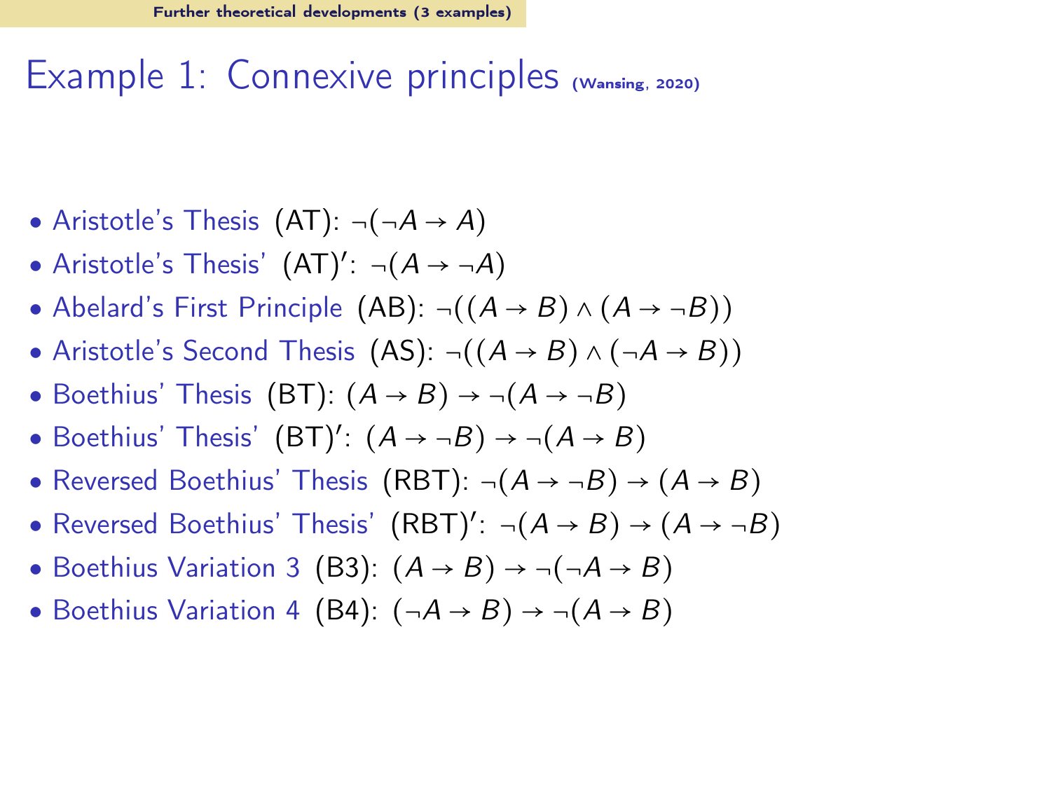# Example 1: Connexive principles (Wansing, 2020)

- Aristotle's Thesis (AT): $\neg(\neg A \rightarrow A)$
- Aristotle's Thesis' (AT)': $\neg(A \rightarrow \neg A)$
- Abelard's First Principle (AB): $\neg((A \rightarrow B) \wedge (A \rightarrow \neg B))$
- Aristotle's Second Thesis (AS): $\neg((A \rightarrow B) \wedge (\neg A \rightarrow B))$
- Boethius' Thesis (BT): $(A \rightarrow B) \rightarrow \neg(A \rightarrow \neg B)$
- Boethius' Thesis' (BT)': $(A \rightarrow \neg B) \rightarrow \neg(A \rightarrow B)$
- Reversed Boethius' Thesis (RBT): $\neg(A \rightarrow \neg B) \rightarrow (A \rightarrow B)$
- Reversed Boethius' Thesis' (RBT)': $\neg(A \rightarrow B) \rightarrow (A \rightarrow \neg B)$
- Boethius Variation 3 (B3): $(A \rightarrow B) \rightarrow \neg(\neg A \rightarrow B)$
- Boethius Variation 4 (B4): $(\neg A \rightarrow B) \rightarrow \neg(A \rightarrow B)$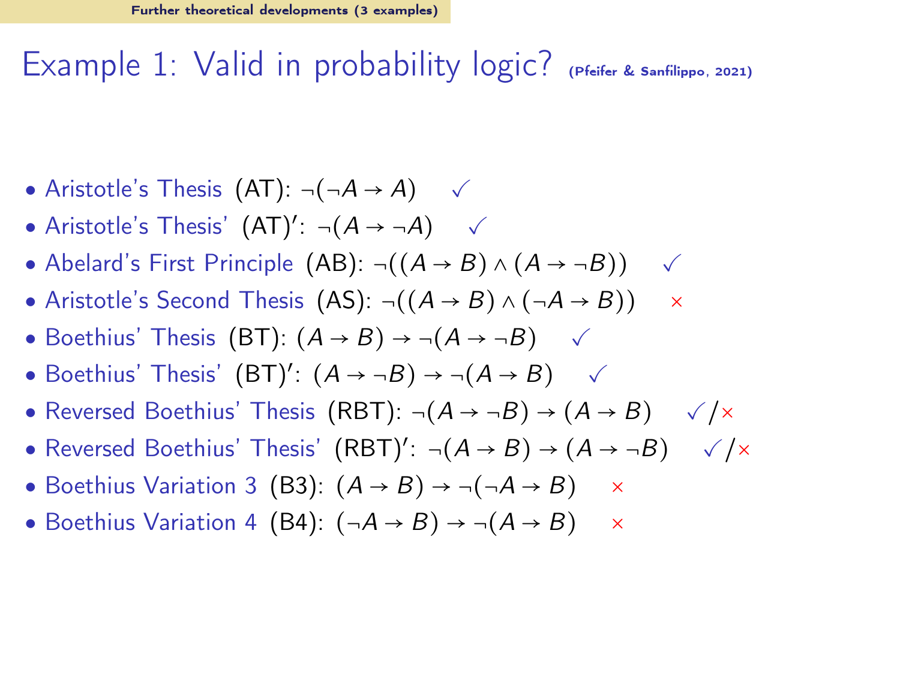# Example 1: Valid in probability logic? (Pfeifer & Sanfilippo, 2021)

- Aristotle's Thesis (AT): $\neg(\neg A \to A)$ ✓
- Aristotle's Thesis' (AT)′: $\neg(A \to \neg A)$ ✓
- Abelard's First Principle (AB): $\neg((A \to B) \wedge (A \to \neg B))$ ✓
- Aristotle's Second Thesis (AS): $\neg((A \to B) \wedge (\neg A \to B))$ ×
- Boethius' Thesis (BT): $(A \to B) \to \neg(A \to \neg B)$ ✓
- Boethius' Thesis' (BT)′: $(A \to \neg B) \to \neg(A \to B)$ ✓
- Reversed Boethius' Thesis (RBT): $\neg(A \to \neg B) \to (A \to B)$ ✓/×
- Reversed Boethius' Thesis' (RBT)′: $\neg(A \to B) \to (A \to \neg B)$ ✓/×
- Boethius Variation 3 (B3): $(A \to B) \to \neg(\neg A \to B)$ ×
- Boethius Variation 4 (B4): $(\neg A \to B) \to \neg(A \to B)$ ×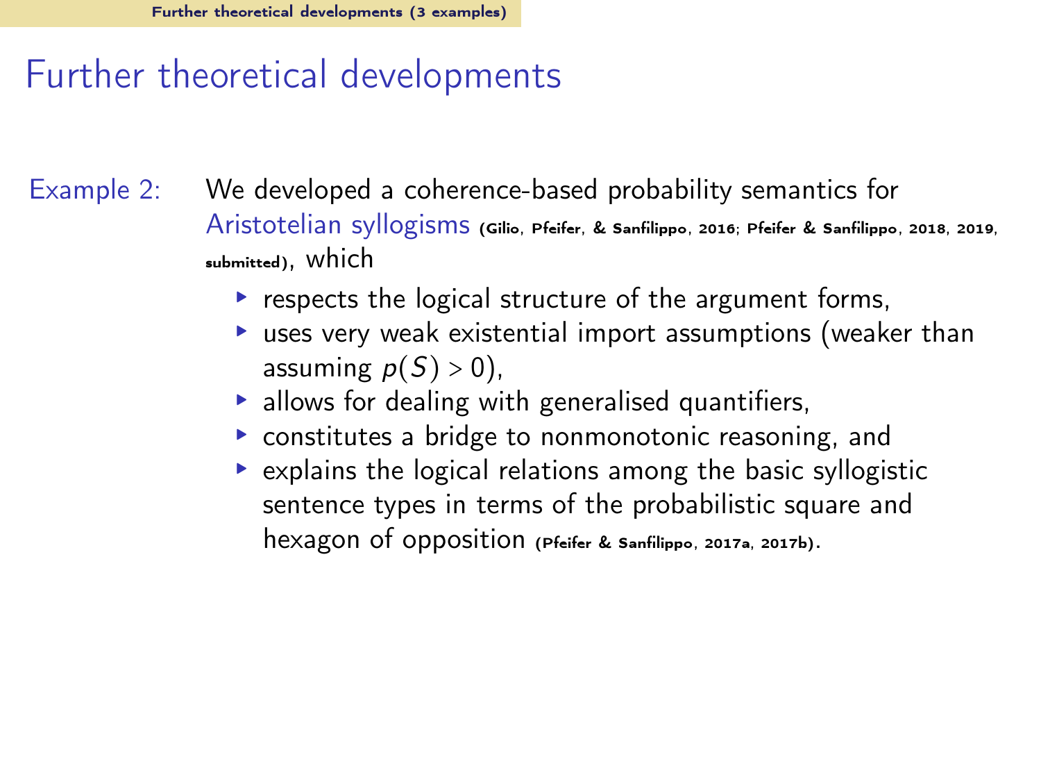# Further theoretical developments

Example 2: We developed a coherence-based probability semantics for Aristotelian syllogisms (Gilio, Pfeifer, & Sanfilippo, 2016; Pfeifer & Sanfilippo, 2018, 2019, submitted), which

- respects the logical structure of the argument forms,
- uses very weak existential import assumptions (weaker than assuming $p(S) > 0$),
- allows for dealing with generalised quantifiers,
- constitutes a bridge to nonmonotonic reasoning, and
- explains the logical relations among the basic syllogistic sentence types in terms of the probabilistic square and hexagon of opposition (Pfeifer & Sanfilippo, 2017a, 2017b).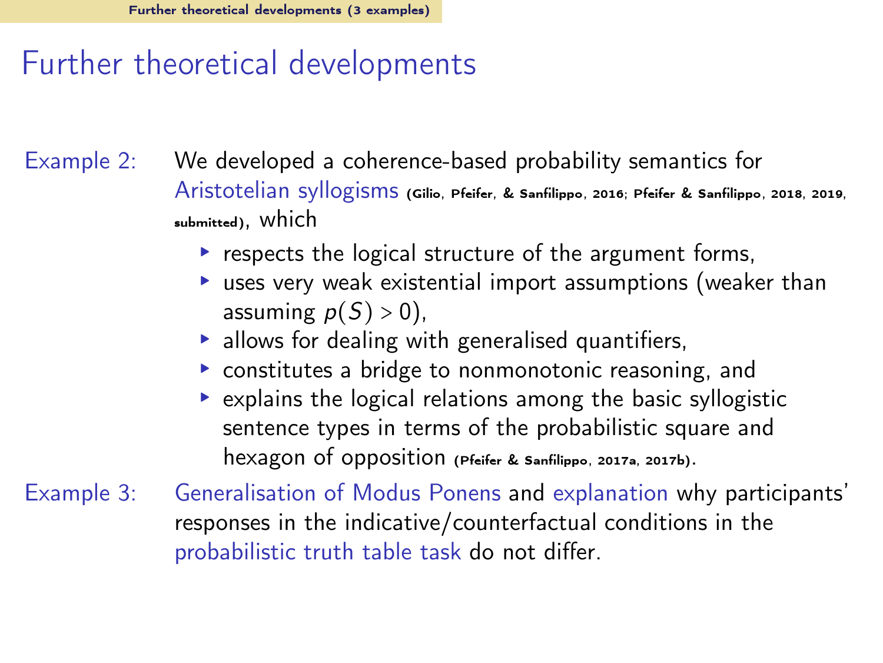# Further theoretical developments

Example 2: We developed a coherence-based probability semantics for Aristotelian syllogisms (Gilio, Pfeifer, & Sanfilippo, 2016; Pfeifer & Sanfilippo, 2018, 2019, submitted), which

- respects the logical structure of the argument forms,
- uses very weak existential import assumptions (weaker than assuming $p(S) > 0$),
- allows for dealing with generalised quantifiers,
- constitutes a bridge to nonmonotonic reasoning, and
- explains the logical relations among the basic syllogistic sentence types in terms of the probabilistic square and hexagon of opposition (Pfeifer & Sanfilippo, 2017a, 2017b).

Example 3: Generalisation of Modus Ponens and explanation why participants' responses in the indicative/counterfactual conditions in the probabilistic truth table task do not differ.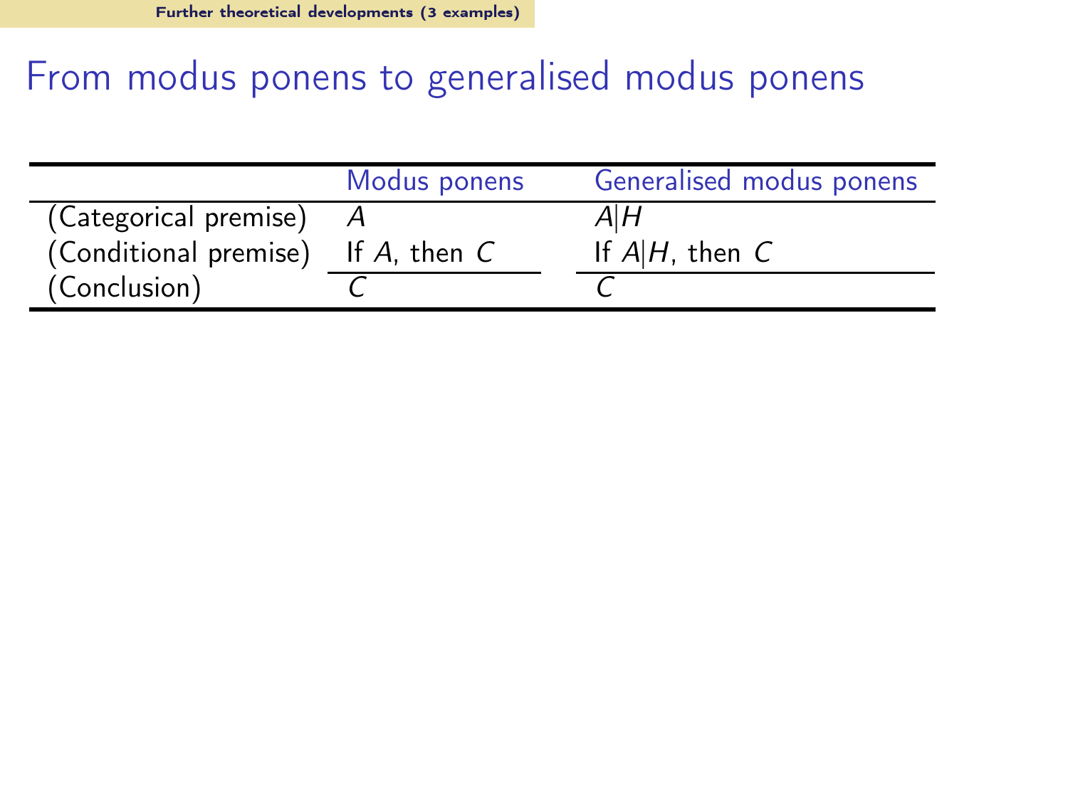# From modus ponens to generalised modus ponens

| | Modus ponens | Generalised modus ponens |
|---|---|---|
| (Categorical premise) | $A$ | $A \vert H$ |
| (Conditional premise) | If $A$, then $C$ | If $A \vert H$, then $C$ |
| (Conclusion) | $C$ | $C$ |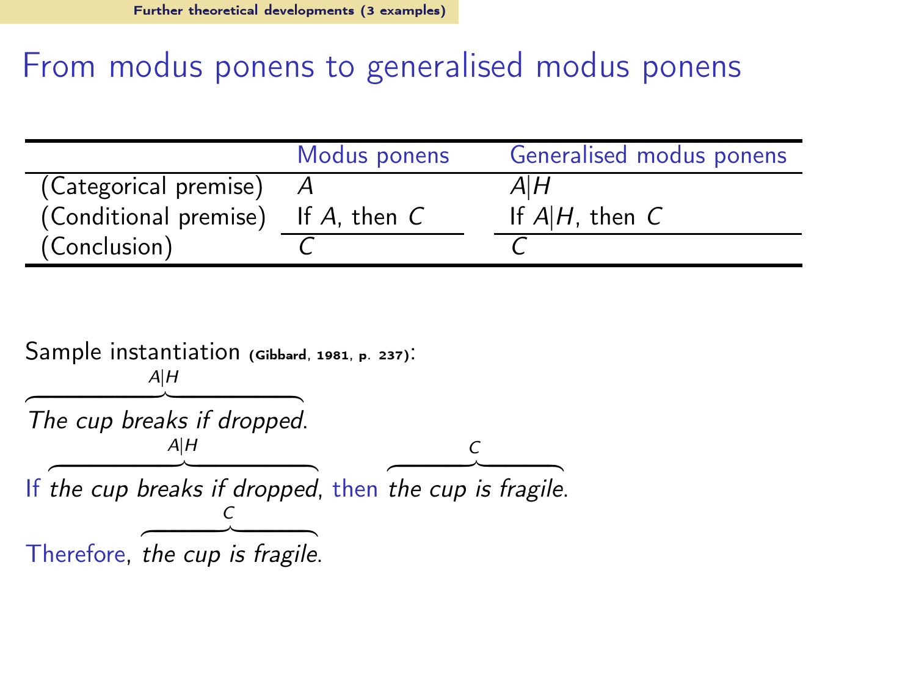# From modus ponens to generalised modus ponens

| | Modus ponens | Generalised modus ponens |
|---|---|---|
| (Categorical premise) | $A$ | $A\|H$ |
| (Conditional premise) | If $A$, then $C$ | If $A\|H$, then $C$ |
| (Conclusion) | $C$ | $C$ |

Sample instantiation (Gibbard, 1981, p. 237):

$\overbrace{\textit{The cup breaks if dropped}}^{A|H}$.

If $\overbrace{\textit{the cup breaks if dropped}}^{A|H}$, then $\overbrace{\textit{the cup is fragile}}^{C}$.

Therefore, $\overbrace{\textit{the cup is fragile}}^{C}$.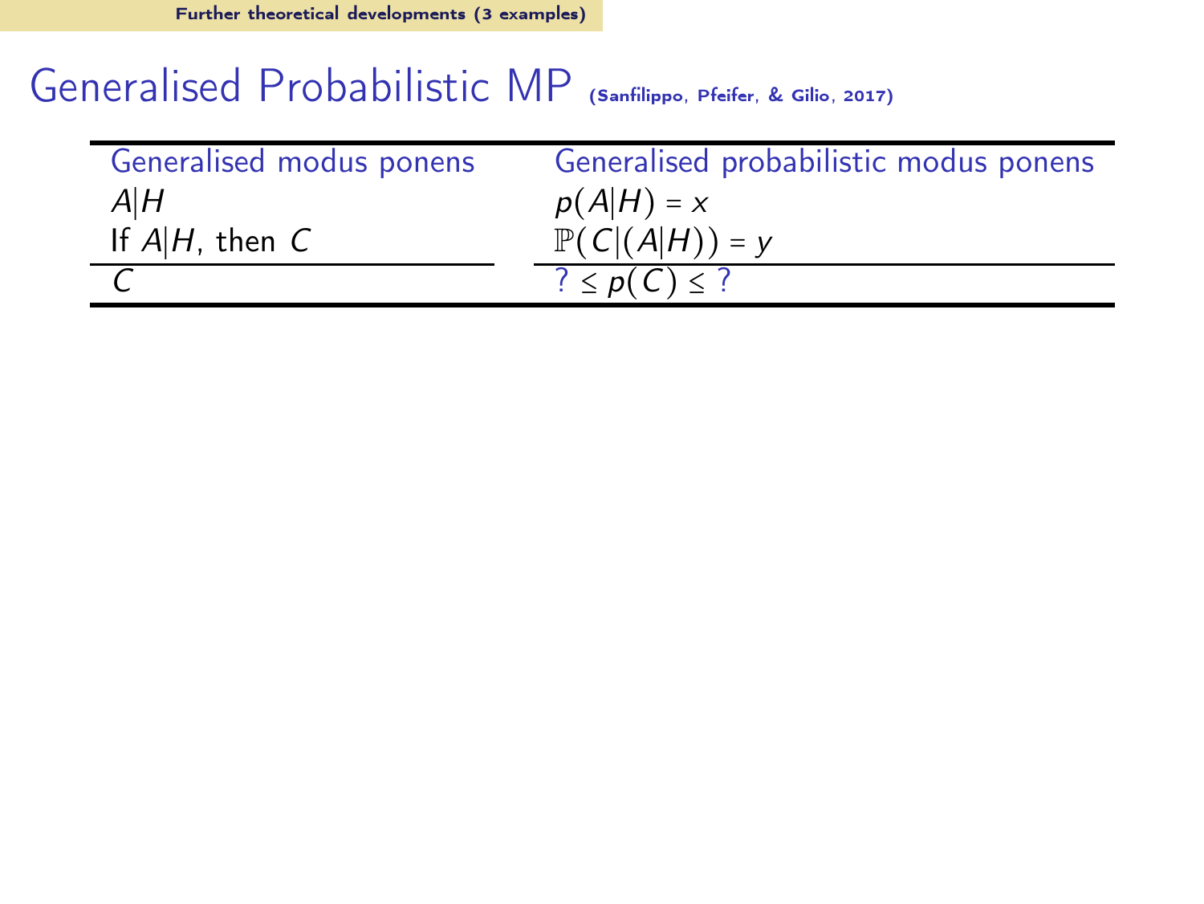# Generalised Probabilistic MP (Sanfilippo, Pfeifer, & Gilio, 2017)

| Generalised modus ponens | Generalised probabilistic modus ponens |
|---|---|
| $A \vert H$ | $p(A \vert H) = x$ |
| If $A \vert H$, then $C$ | $\mathbb{P}(C \vert (A \vert H)) = y$ |
| $C$ | $? \leq p(C) \leq ?$ |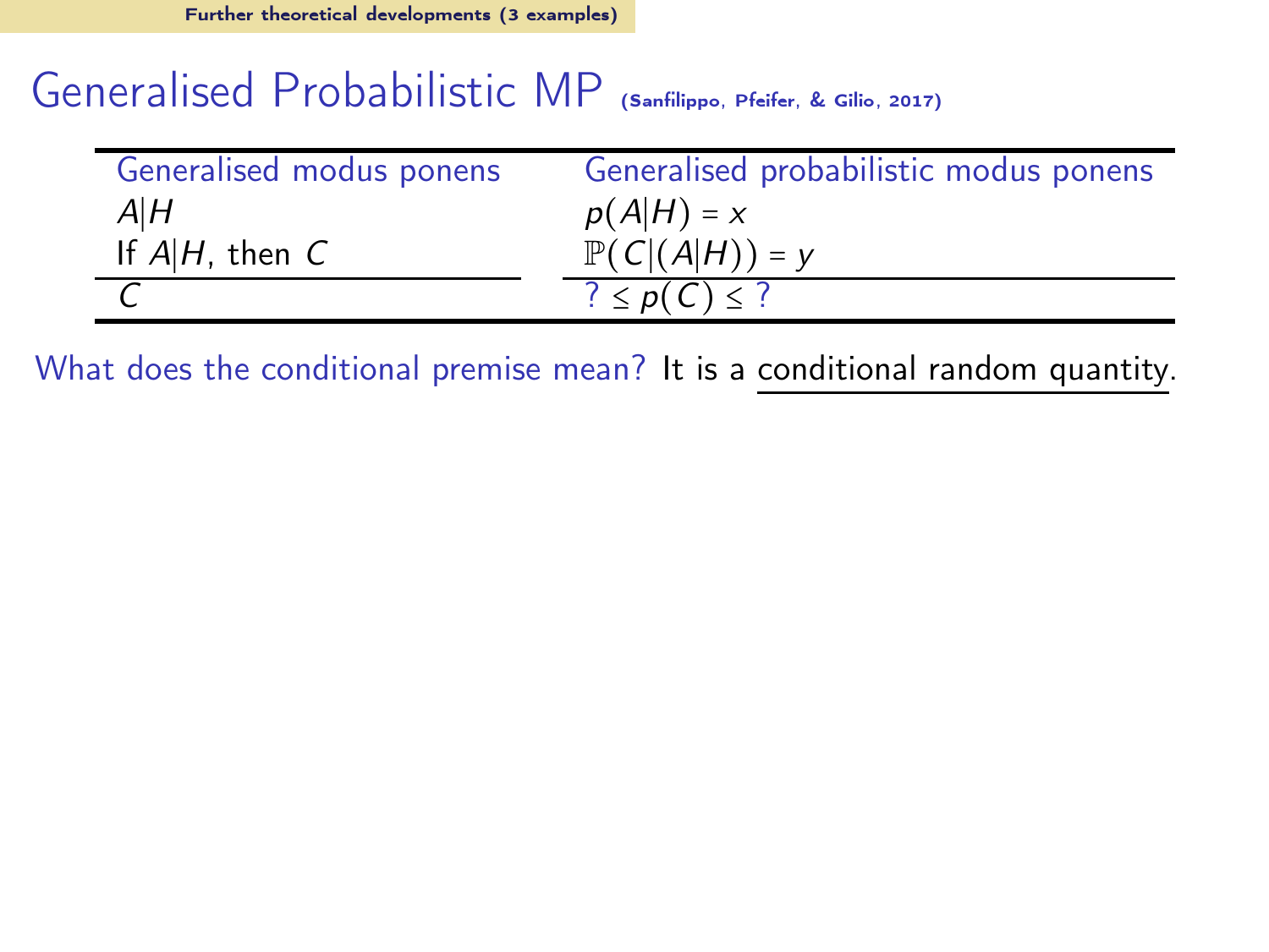# Generalised Probabilistic MP (Sanfilippo, Pfeifer, & Gilio, 2017)

| Generalised modus ponens | Generalised probabilistic modus ponens |
|---|---|
| $A \vert H$ | $p(A \vert H) = x$ |
| If $A \vert H$, then $C$ | $\mathbb{P}(C \vert (A \vert H)) = y$ |
| $C$ | $? \leq p(C) \leq ?$ |

What does the conditional premise mean? It is a conditional random quantity.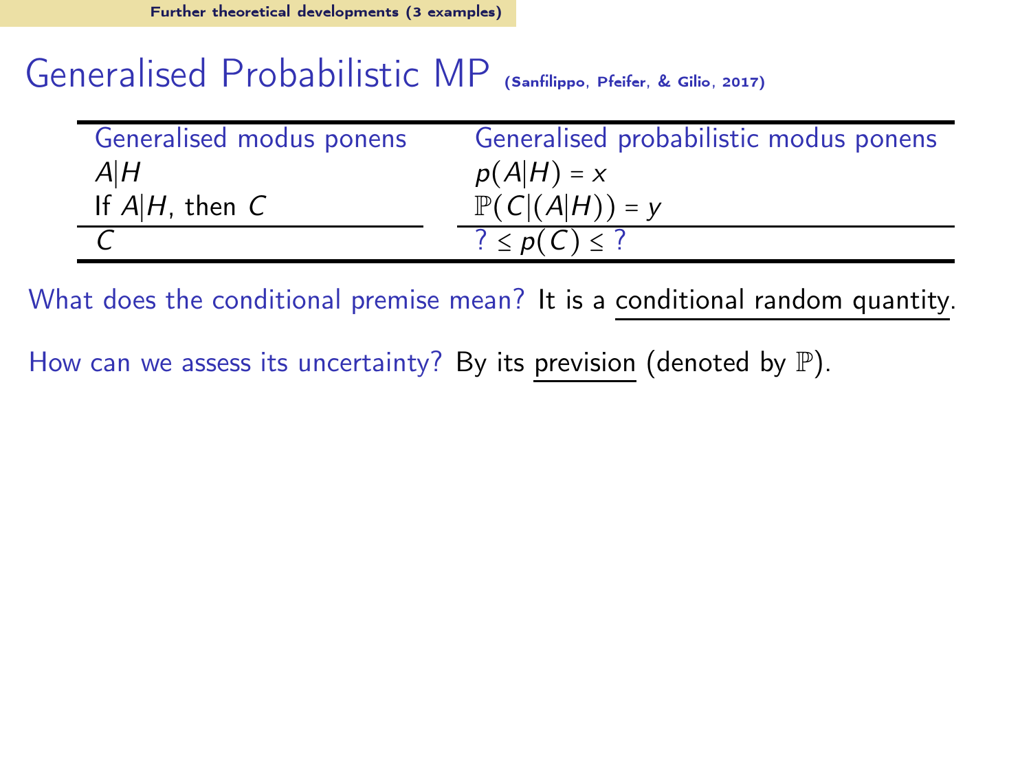# Generalised Probabilistic MP (Sanfilippo, Pfeifer, & Gilio, 2017)

| Generalised modus ponens | Generalised probabilistic modus ponens |
| --- | --- |
| $A \mid H$ | $p(A \mid H) = x$ |
| If $A \mid H$, then $C$ | $\mathbb{P}(C \mid (A \mid H)) = y$ |
| $C$ | $? \leq p(C) \leq ?$ |

What does the conditional premise mean? It is a conditional random quantity.

How can we assess its uncertainty? By its prevision (denoted by $\mathbb{P}$).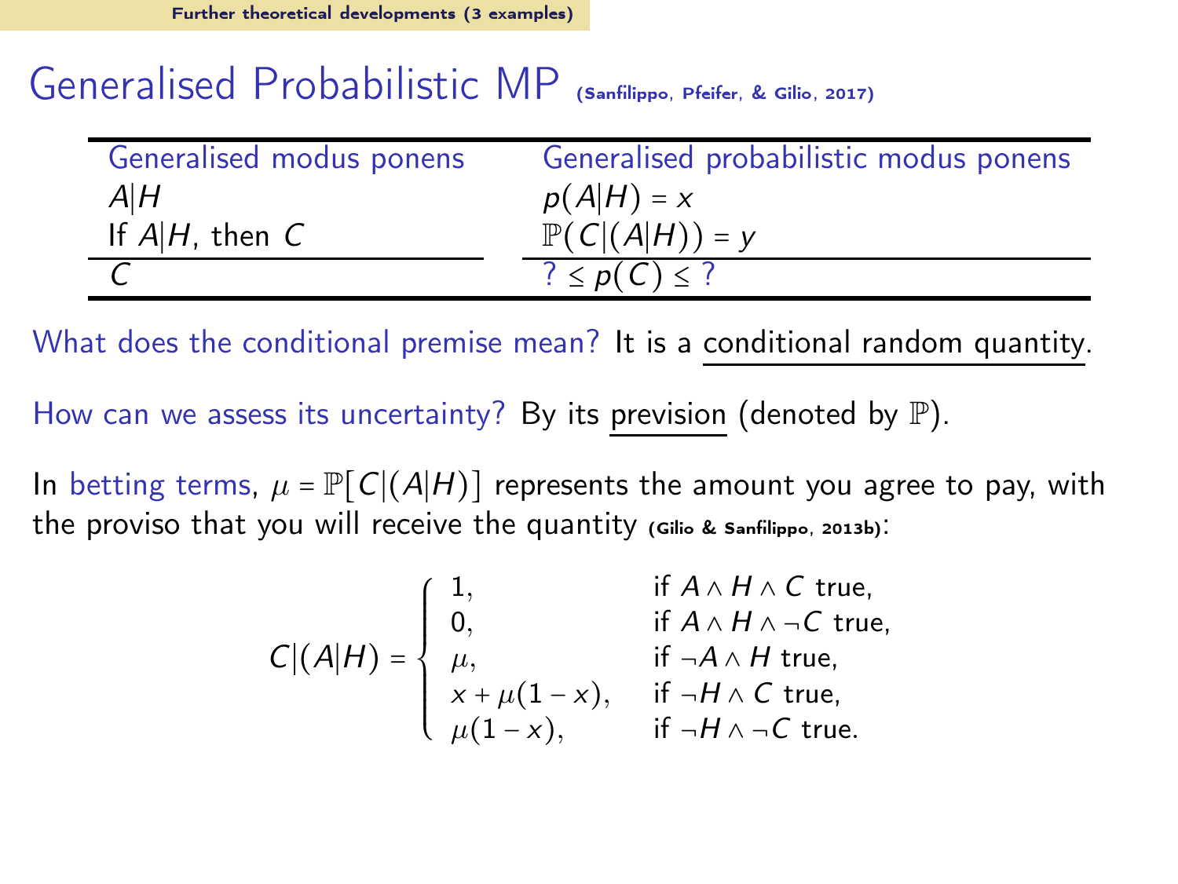# Generalised Probabilistic MP (Sanfilippo, Pfeifer, & Gilio, 2017)

| Generalised modus ponens | Generalised probabilistic modus ponens |
|---|---|
| $A\|H$ | $p(A\|H) = x$ |
| If $A\|H$, then $C$ | $\mathbb{P}(C\|(A\|H)) = y$ |
| $C$ | $? \leq p(C) \leq ?$ |

What does the conditional premise mean? It is a conditional random quantity.

How can we assess its uncertainty? By its prevision (denoted by $\mathbb{P}$).

In betting terms, $\mu = \mathbb{P}[C|(A|H)]$ represents the amount you agree to pay, with the proviso that you will receive the quantity (Gilio & Sanfilippo, 2013b):

$$
C|(A|H) = \begin{cases} 1, & \text{if } A \wedge H \wedge C \text{ true,} \\ 0, & \text{if } A \wedge H \wedge \neg C \text{ true,} \\ \mu, & \text{if } \neg A \wedge H \text{ true,} \\ x + \mu(1-x), & \text{if } \neg H \wedge C \text{ true,} \\ \mu(1-x), & \text{if } \neg H \wedge \neg C \text{ true.} \end{cases}
$$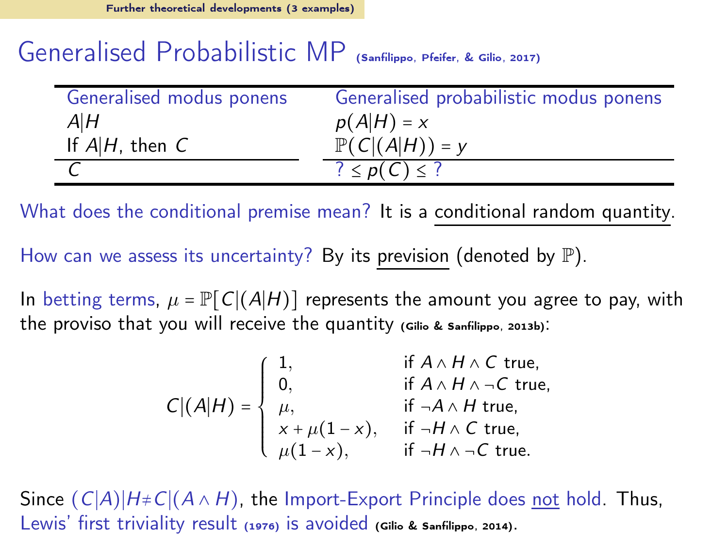# Generalised Probabilistic MP (Sanfilippo, Pfeifer, & Gilio, 2017)

| Generalised modus ponens | Generalised probabilistic modus ponens |
|---|---|
| $A \vert H$ | $p(A \vert H) = x$ |
| If $A \vert H$, then $C$ | $\mathbb{P}(C \vert (A \vert H)) = y$ |
| $C$ | $? \leq p(C) \leq ?$ |

What does the conditional premise mean? It is a conditional random quantity.

How can we assess its uncertainty? By its prevision (denoted by $\mathbb{P}$).

In betting terms, $\mu = \mathbb{P}[C|(A|H)]$ represents the amount you agree to pay, with the proviso that you will receive the quantity (Gilio & Sanfilippo, 2013b):

$$C|(A|H) = \begin{cases} 1, & \text{if } A \wedge H \wedge C \text{ true}, \\ 0, & \text{if } A \wedge H \wedge \neg C \text{ true}, \\ \mu, & \text{if } \neg A \wedge H \text{ true}, \\ x + \mu(1-x), & \text{if } \neg H \wedge C \text{ true}, \\ \mu(1-x), & \text{if } \neg H \wedge \neg C \text{ true}. \end{cases}$$

Since $(C|A)|H \neq C|(A \wedge H)$, the Import-Export Principle does not hold. Thus, Lewis' first triviality result (1976) is avoided (Gilio & Sanfilippo, 2014).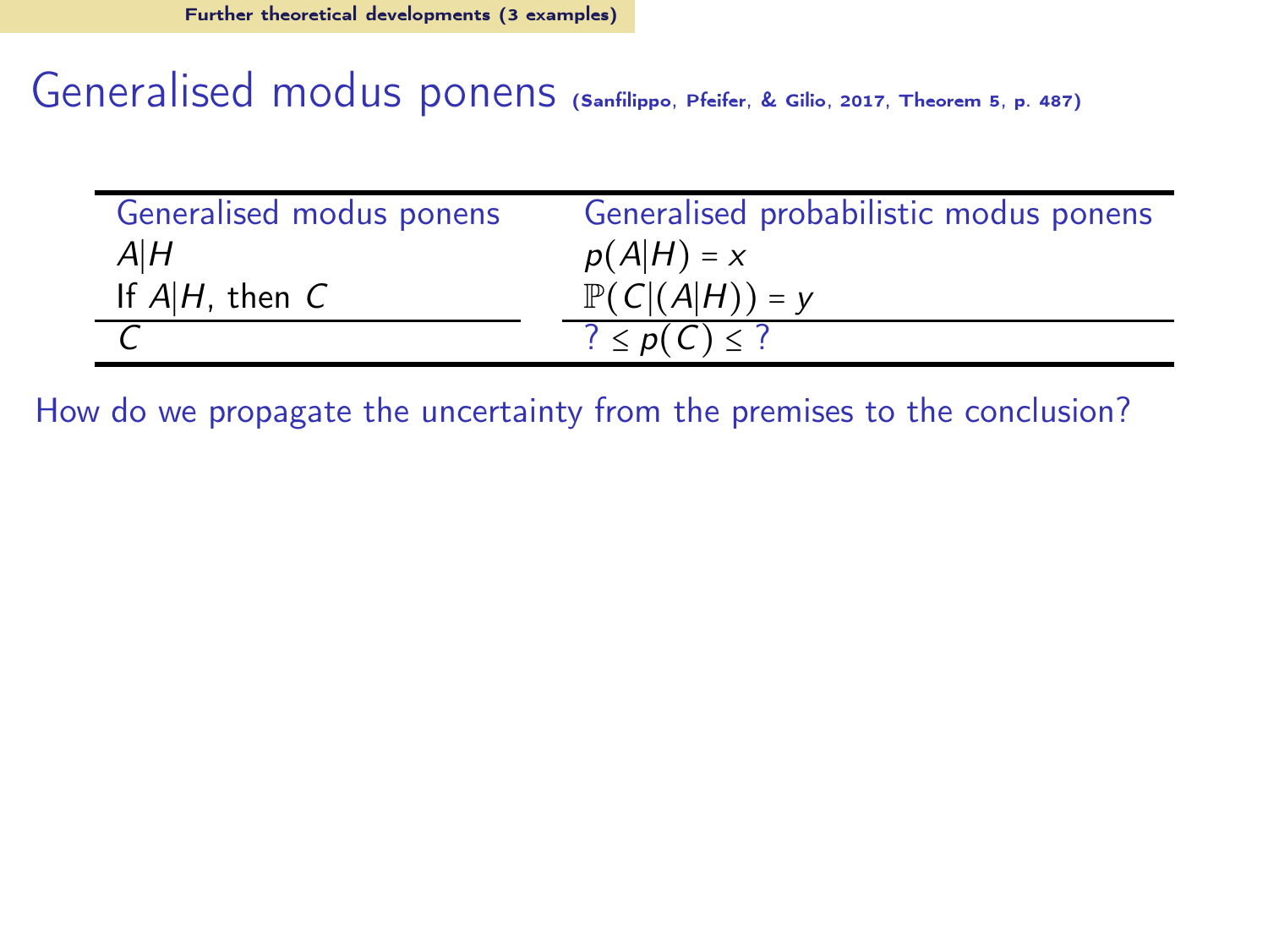# Generalised modus ponens (Sanfilippo, Pfeifer, & Gilio, 2017, Theorem 5, p. 487)

| Generalised modus ponens | Generalised probabilistic modus ponens |
|---|---|
| $A\|H$ | $p(A\|H) = x$ |
| If $A\|H$, then $C$ | $\mathbb{P}(C\|(A\|H)) = y$ |
| $C$ | $? \leq p(C) \leq ?$ |

How do we propagate the uncertainty from the premises to the conclusion?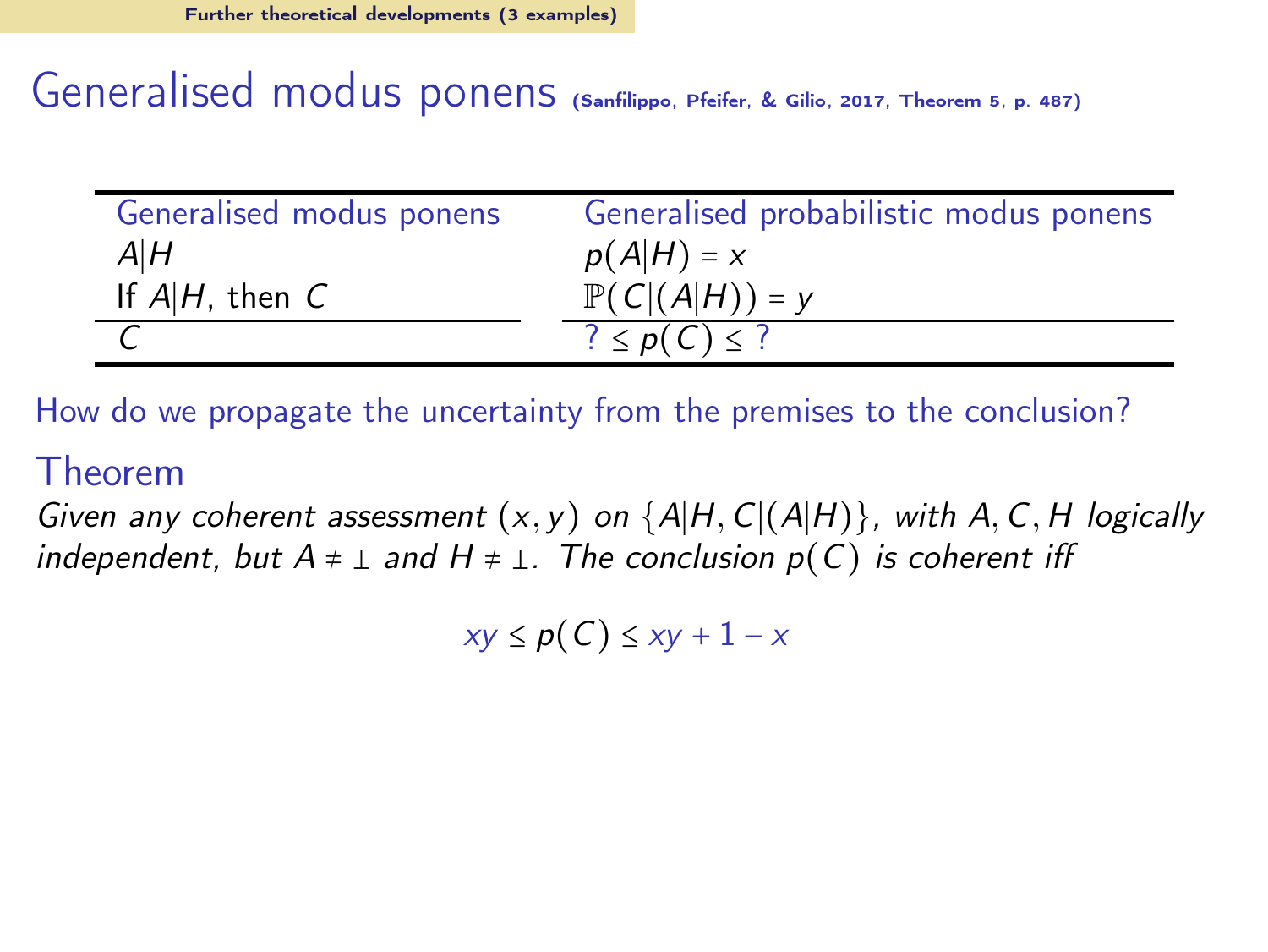# Generalised modus ponens (Sanfilippo, Pfeifer, & Gilio, 2017, Theorem 5, p. 487)

| Generalised modus ponens | Generalised probabilistic modus ponens |
|---|---|
| $A\|H$ | $p(A\|H) = x$ |
| If $A\|H$, then $C$ | $\mathbb{P}(C\|(A\|H)) = y$ |
| $C$ | $? \leq p(C) \leq ?$ |

How do we propagate the uncertainty from the premises to the conclusion?

## Theorem

*Given any coherent assessment $(x, y)$ on $\{A|H, C|(A|H)\}$, with $A, C, H$ logically independent, but $A \neq \bot$ and $H \neq \bot$. The conclusion $p(C)$ is coherent iff*

$$xy \leq p(C) \leq xy + 1 - x$$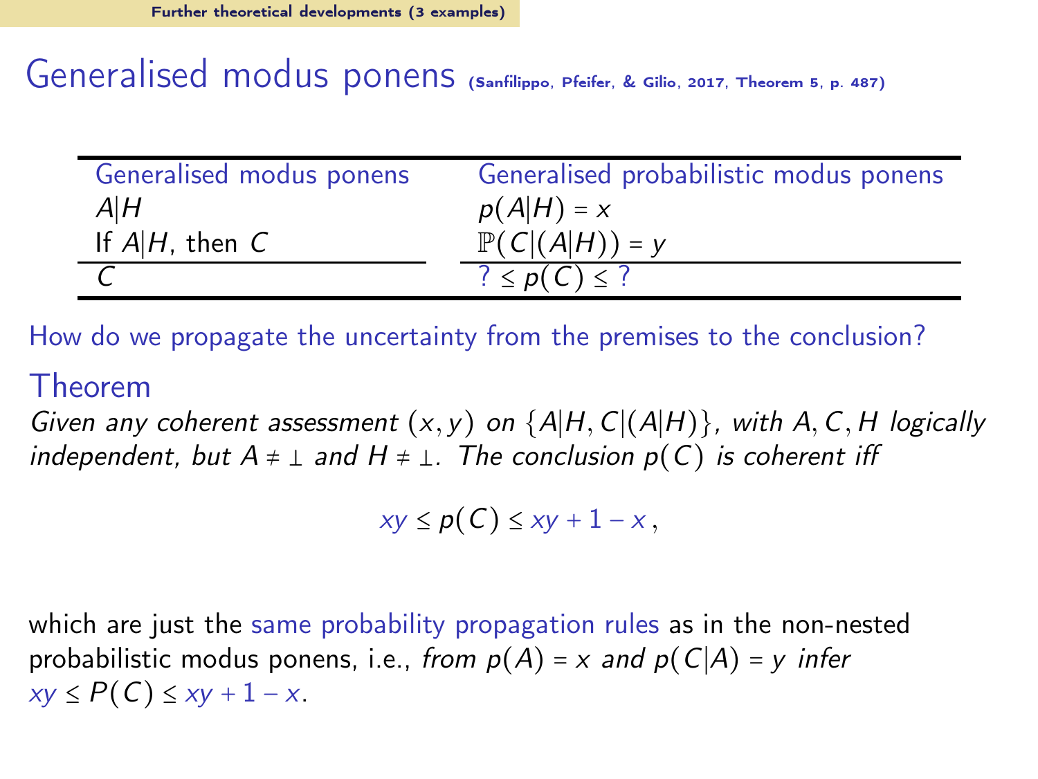# Generalised modus ponens (Sanfilippo, Pfeifer, & Gilio, 2017, Theorem 5, p. 487)

| Generalised modus ponens | Generalised probabilistic modus ponens |
|---|---|
| $A\|H$ | $p(A\|H) = x$ |
| If $A\|H$, then $C$ | $\mathbb{P}(C\|(A\|H)) = y$ |
| $C$ | $? \leq p(C) \leq ?$ |

How do we propagate the uncertainty from the premises to the conclusion?

## Theorem

*Given any coherent assessment $(x, y)$ on $\{A|H, C|(A|H)\}$, with $A, C, H$ logically independent, but $A \neq \bot$ and $H \neq \bot$. The conclusion $p(C)$ is coherent iff*

$$xy \leq p(C) \leq xy + 1 - x\,,$$

which are just the same probability propagation rules as in the non-nested probabilistic modus ponens, i.e., *from $p(A) = x$ and $p(C|A) = y$ infer* $xy \leq P(C) \leq xy + 1 - x$.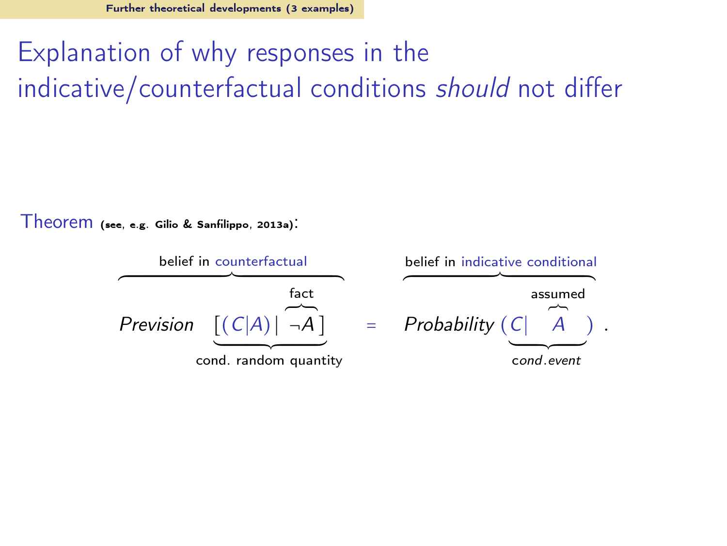# Explanation of why responses in the indicative/counterfactual conditions *should* not differ

Theorem (see, e.g. Gilio & Sanfilippo, 2013a):

$$\overbrace{\textit{Prevision}\ \underbrace{[(C|A)\,|\,\overbrace{\neg A}^{\text{fact}}]}_{\text{cond. random quantity}}}^{\text{belief in counterfactual}} \quad = \quad \overbrace{\textit{Probability}\ \underbrace{(C|\ \overbrace{A}^{\text{assumed}}\ )}_{cond. event}}^{\text{belief in indicative conditional}}\ .$$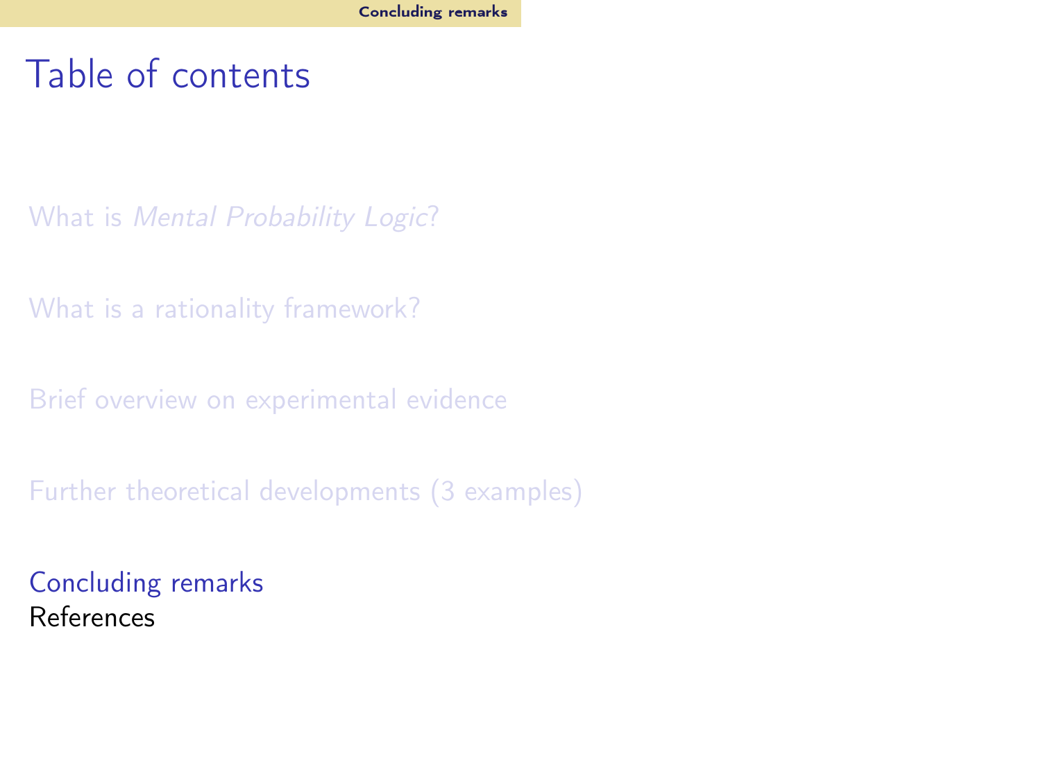# Table of contents

What is *Mental Probability Logic*?

What is a rationality framework?

Brief overview on experimental evidence

Further theoretical developments (3 examples)

Concluding remarks
References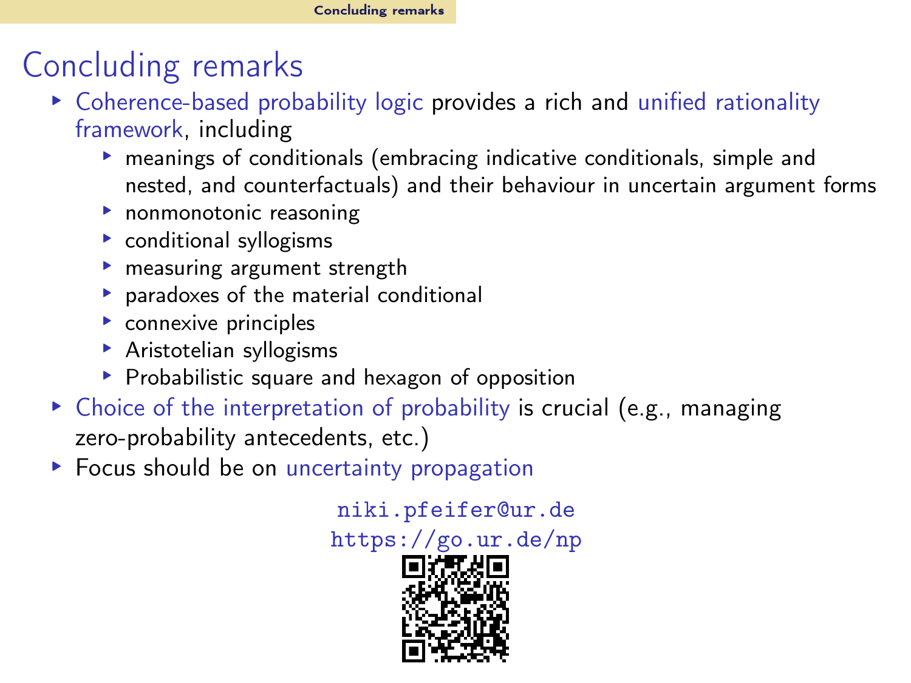# Concluding remarks

- Coherence-based probability logic provides a rich and unified rationality framework, including
  - meanings of conditionals (embracing indicative conditionals, simple and nested, and counterfactuals) and their behaviour in uncertain argument forms
  - nonmonotonic reasoning
  - conditional syllogisms
  - measuring argument strength
  - paradoxes of the material conditional
  - connexive principles
  - Aristotelian syllogisms
  - Probabilistic square and hexagon of opposition
- Choice of the interpretation of probability is crucial (e.g., managing zero-probability antecedents, etc.)
- Focus should be on uncertainty propagation

niki.pfeifer@ur.de

https://go.ur.de/np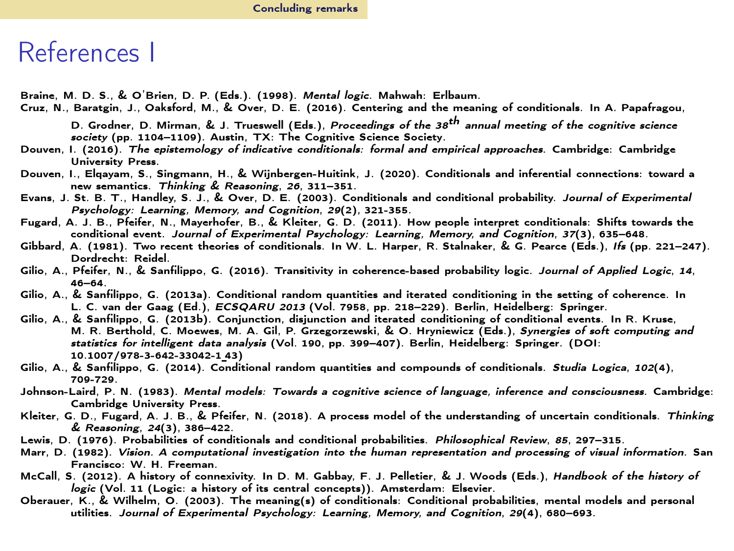# References I

Braine, M. D. S., & O'Brien, D. P. (Eds.). (1998). *Mental logic*. Mahwah: Erlbaum.

Cruz, N., Baratgin, J., Oaksford, M., & Over, D. E. (2016). Centering and the meaning of conditionals. In A. Papafragou, D. Grodner, D. Mirman, & J. Trueswell (Eds.), *Proceedings of the 38th annual meeting of the cognitive science society* (pp. 1104–1109). Austin, TX: The Cognitive Science Society.

Douven, I. (2016). *The epistemology of indicative conditionals: formal and empirical approaches*. Cambridge: Cambridge University Press.

Douven, I., Elqayam, S., Singmann, H., & Wijnbergen-Huitink, J. (2020). Conditionals and inferential connections: toward a new semantics. *Thinking & Reasoning*, *26*, 311–351.

Evans, J. St. B. T., Handley, S. J., & Over, D. E. (2003). Conditionals and conditional probability. *Journal of Experimental Psychology: Learning, Memory, and Cognition*, *29*(2), 321-355.

Fugard, A. J. B., Pfeifer, N., Mayerhofer, B., & Kleiter, G. D. (2011). How people interpret conditionals: Shifts towards the conditional event. *Journal of Experimental Psychology: Learning, Memory, and Cognition*, *37*(3), 635–648.

Gibbard, A. (1981). Two recent theories of conditionals. In W. L. Harper, R. Stalnaker, & G. Pearce (Eds.), *Ifs* (pp. 221–247). Dordrecht: Reidel.

Gilio, A., Pfeifer, N., & Sanfilippo, G. (2016). Transitivity in coherence-based probability logic. *Journal of Applied Logic*, *14*, 46–64.

Gilio, A., & Sanfilippo, G. (2013a). Conditional random quantities and iterated conditioning in the setting of coherence. In L. C. van der Gaag (Ed.), *ECSQARU 2013* (Vol. 7958, pp. 218–229). Berlin, Heidelberg: Springer.

Gilio, A., & Sanfilippo, G. (2013b). Conjunction, disjunction and iterated conditioning of conditional events. In R. Kruse, M. R. Berthold, C. Moewes, M. A. Gil, P. Grzegorzewski, & O. Hryniewicz (Eds.), *Synergies of soft computing and statistics for intelligent data analysis* (Vol. 190, pp. 399–407). Berlin, Heidelberg: Springer. (DOI: 10.1007/978-3-642-33042-1_43)

Gilio, A., & Sanfilippo, G. (2014). Conditional random quantities and compounds of conditionals. *Studia Logica*, *102*(4), 709-729.

Johnson-Laird, P. N. (1983). *Mental models: Towards a cognitive science of language, inference and consciousness*. Cambridge: Cambridge University Press.

Kleiter, G. D., Fugard, A. J. B., & Pfeifer, N. (2018). A process model of the understanding of uncertain conditionals. *Thinking & Reasoning*, *24*(3), 386–422.

Lewis, D. (1976). Probabilities of conditionals and conditional probabilities. *Philosophical Review*, *85*, 297–315.

Marr, D. (1982). *Vision. A computational investigation into the human representation and processing of visual information*. San Francisco: W. H. Freeman.

McCall, S. (2012). A history of connexivity. In D. M. Gabbay, F. J. Pelletier, & J. Woods (Eds.), *Handbook of the history of logic* (Vol. 11 (Logic: a history of its central concepts)). Amsterdam: Elsevier.

Oberauer, K., & Wilhelm, O. (2003). The meaning(s) of conditionals: Conditional probabilities, mental models and personal utilities. *Journal of Experimental Psychology: Learning, Memory, and Cognition*, *29*(4), 680–693.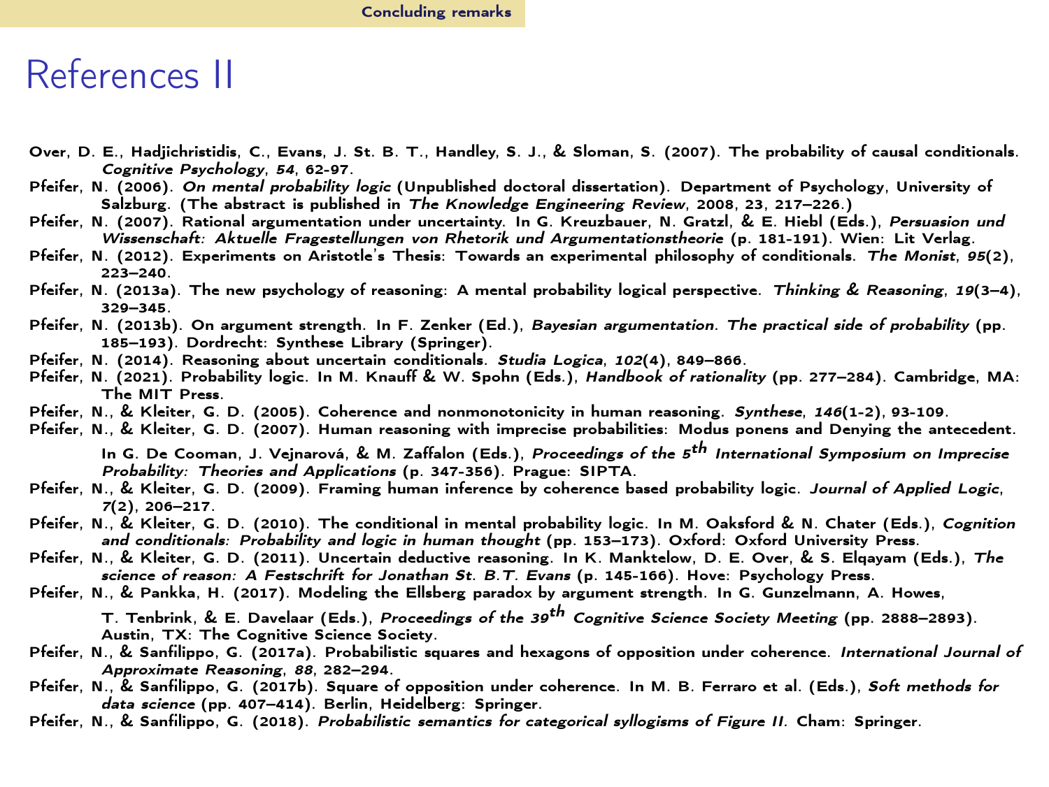# References II

Over, D. E., Hadjichristidis, C., Evans, J. St. B. T., Handley, S. J., & Sloman, S. (2007). The probability of causal conditionals. *Cognitive Psychology*, *54*, 62-97.

Pfeifer, N. (2006). *On mental probability logic* (Unpublished doctoral dissertation). Department of Psychology, University of Salzburg. (The abstract is published in *The Knowledge Engineering Review*, 2008, 23, 217–226.)

Pfeifer, N. (2007). Rational argumentation under uncertainty. In G. Kreuzbauer, N. Gratzl, & E. Hiebl (Eds.), *Persuasion und Wissenschaft: Aktuelle Fragestellungen von Rhetorik und Argumentationstheorie* (p. 181-191). Wien: Lit Verlag.

Pfeifer, N. (2012). Experiments on Aristotle's Thesis: Towards an experimental philosophy of conditionals. *The Monist*, *95*(2), 223–240.

Pfeifer, N. (2013a). The new psychology of reasoning: A mental probability logical perspective. *Thinking & Reasoning*, *19*(3–4), 329–345.

Pfeifer, N. (2013b). On argument strength. In F. Zenker (Ed.), *Bayesian argumentation. The practical side of probability* (pp. 185–193). Dordrecht: Synthese Library (Springer).

Pfeifer, N. (2014). Reasoning about uncertain conditionals. *Studia Logica*, *102*(4), 849–866.

Pfeifer, N. (2021). Probability logic. In M. Knauff & W. Spohn (Eds.), *Handbook of rationality* (pp. 277–284). Cambridge, MA: The MIT Press.

Pfeifer, N., & Kleiter, G. D. (2005). Coherence and nonmonotonicity in human reasoning. *Synthese*, *146*(1-2), 93-109.

Pfeifer, N., & Kleiter, G. D. (2007). Human reasoning with imprecise probabilities: Modus ponens and Denying the antecedent. In G. De Cooman, J. Vejnarová, & M. Zaffalon (Eds.), *Proceedings of the 5th International Symposium on Imprecise Probability: Theories and Applications* (p. 347-356). Prague: SIPTA.

Pfeifer, N., & Kleiter, G. D. (2009). Framing human inference by coherence based probability logic. *Journal of Applied Logic*, *7*(2), 206–217.

Pfeifer, N., & Kleiter, G. D. (2010). The conditional in mental probability logic. In M. Oaksford & N. Chater (Eds.), *Cognition and conditionals: Probability and logic in human thought* (pp. 153–173). Oxford: Oxford University Press.

Pfeifer, N., & Kleiter, G. D. (2011). Uncertain deductive reasoning. In K. Manktelow, D. E. Over, & S. Elqayam (Eds.), *The science of reason: A Festschrift for Jonathan St. B.T. Evans* (p. 145-166). Hove: Psychology Press.

Pfeifer, N., & Pankka, H. (2017). Modeling the Ellsberg paradox by argument strength. In G. Gunzelmann, A. Howes, T. Tenbrink, & E. Davelaar (Eds.), *Proceedings of the 39th Cognitive Science Society Meeting* (pp. 2888–2893). Austin, TX: The Cognitive Science Society.

Pfeifer, N., & Sanfilippo, G. (2017a). Probabilistic squares and hexagons of opposition under coherence. *International Journal of Approximate Reasoning*, *88*, 282–294.

Pfeifer, N., & Sanfilippo, G. (2017b). Square of opposition under coherence. In M. B. Ferraro et al. (Eds.), *Soft methods for data science* (pp. 407–414). Berlin, Heidelberg: Springer.

Pfeifer, N., & Sanfilippo, G. (2018). *Probabilistic semantics for categorical syllogisms of Figure II.* Cham: Springer.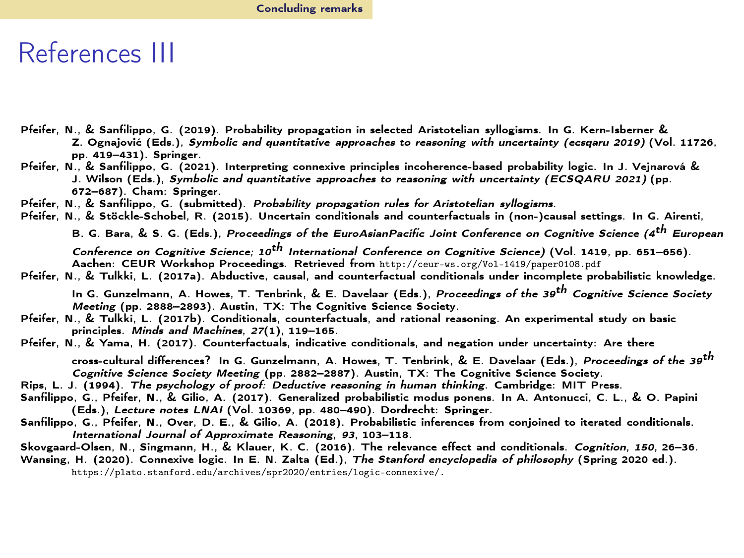# References III

Pfeifer, N., & Sanfilippo, G. (2019). Probability propagation in selected Aristotelian syllogisms. In G. Kern-Isberner & Z. Ognajović (Eds.), *Symbolic and quantitative approaches to reasoning with uncertainty (ecsqaru 2019)* (Vol. 11726, pp. 419–431). Springer.

Pfeifer, N., & Sanfilippo, G. (2021). Interpreting connexive principles incoherence-based probability logic. In J. Vejnarová & J. Wilson (Eds.), *Symbolic and quantitative approaches to reasoning with uncertainty (ECSQARU 2021)* (pp. 672–687). Cham: Springer.

Pfeifer, N., & Sanfilippo, G. (submitted). *Probability propagation rules for Aristotelian syllogisms.*

Pfeifer, N., & Stöckle-Schobel, R. (2015). Uncertain conditionals and counterfactuals in (non-)causal settings. In G. Airenti, B. G. Bara, & S. G. (Eds.), *Proceedings of the EuroAsianPacific Joint Conference on Cognitive Science (4th European Conference on Cognitive Science; 10th International Conference on Cognitive Science)* (Vol. 1419, pp. 651–656). Aachen: CEUR Workshop Proceedings. Retrieved from http://ceur-ws.org/Vol-1419/paper0108.pdf

Pfeifer, N., & Tulkki, L. (2017a). Abductive, causal, and counterfactual conditionals under incomplete probabilistic knowledge. In G. Gunzelmann, A. Howes, T. Tenbrink, & E. Davelaar (Eds.), *Proceedings of the 39th Cognitive Science Society Meeting* (pp. 2888–2893). Austin, TX: The Cognitive Science Society.

Pfeifer, N., & Tulkki, L. (2017b). Conditionals, counterfactuals, and rational reasoning. An experimental study on basic principles. *Minds and Machines*, *27*(1), 119–165.

Pfeifer, N., & Yama, H. (2017). Counterfactuals, indicative conditionals, and negation under uncertainty: Are there cross-cultural differences? In G. Gunzelmann, A. Howes, T. Tenbrink, & E. Davelaar (Eds.), *Proceedings of the 39th Cognitive Science Society Meeting* (pp. 2882–2887). Austin, TX: The Cognitive Science Society.

Rips, L. J. (1994). *The psychology of proof: Deductive reasoning in human thinking*. Cambridge: MIT Press.

Sanfilippo, G., Pfeifer, N., & Gilio, A. (2017). Generalized probabilistic modus ponens. In A. Antonucci, C. L., & O. Papini (Eds.), *Lecture notes LNAI* (Vol. 10369, pp. 480–490). Dordrecht: Springer.

Sanfilippo, G., Pfeifer, N., Over, D. E., & Gilio, A. (2018). Probabilistic inferences from conjoined to iterated conditionals. *International Journal of Approximate Reasoning*, *93*, 103–118.

Skovgaard-Olsen, N., Singmann, H., & Klauer, K. C. (2016). The relevance effect and conditionals. *Cognition*, *150*, 26–36.

Wansing, H. (2020). Connexive logic. In E. N. Zalta (Ed.), *The Stanford encyclopedia of philosophy* (Spring 2020 ed.). https://plato.stanford.edu/archives/spr2020/entries/logic-connexive/.